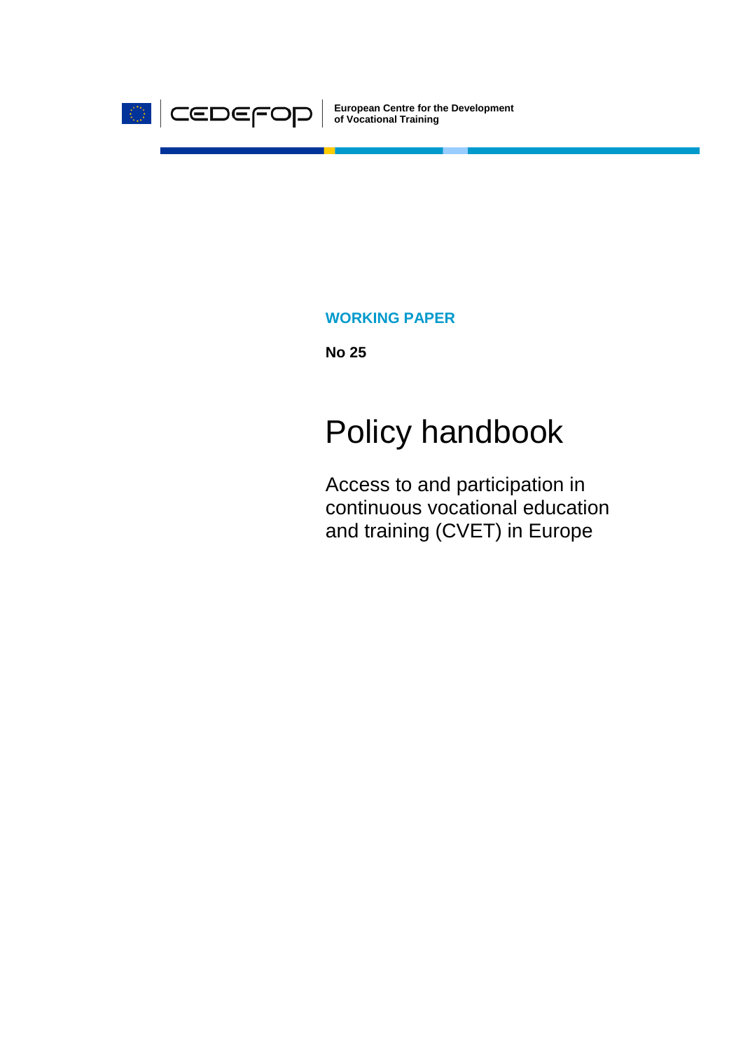CEDEFOP

**European Centre for the Development of Vocational Training**

**WORKING PAPER**

**No 25**

# Policy handbook

## Access to and participation in continuous vocational education and training (CVET) in Europe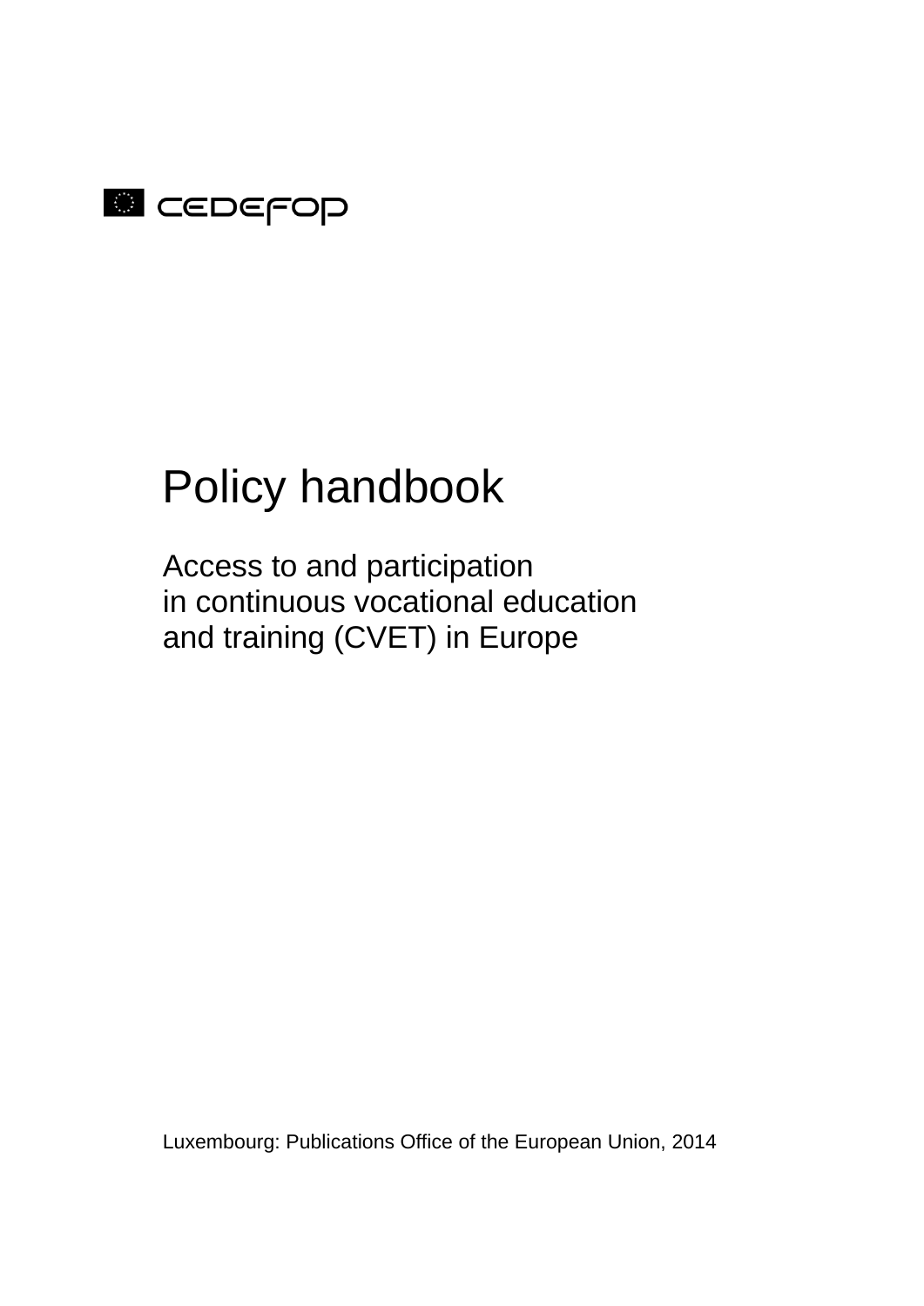CEDEFOP

# Policy handbook

## Access to and participation in continuous vocational education and training (CVET) in Europe

Luxembourg: Publications Office of the European Union, 2014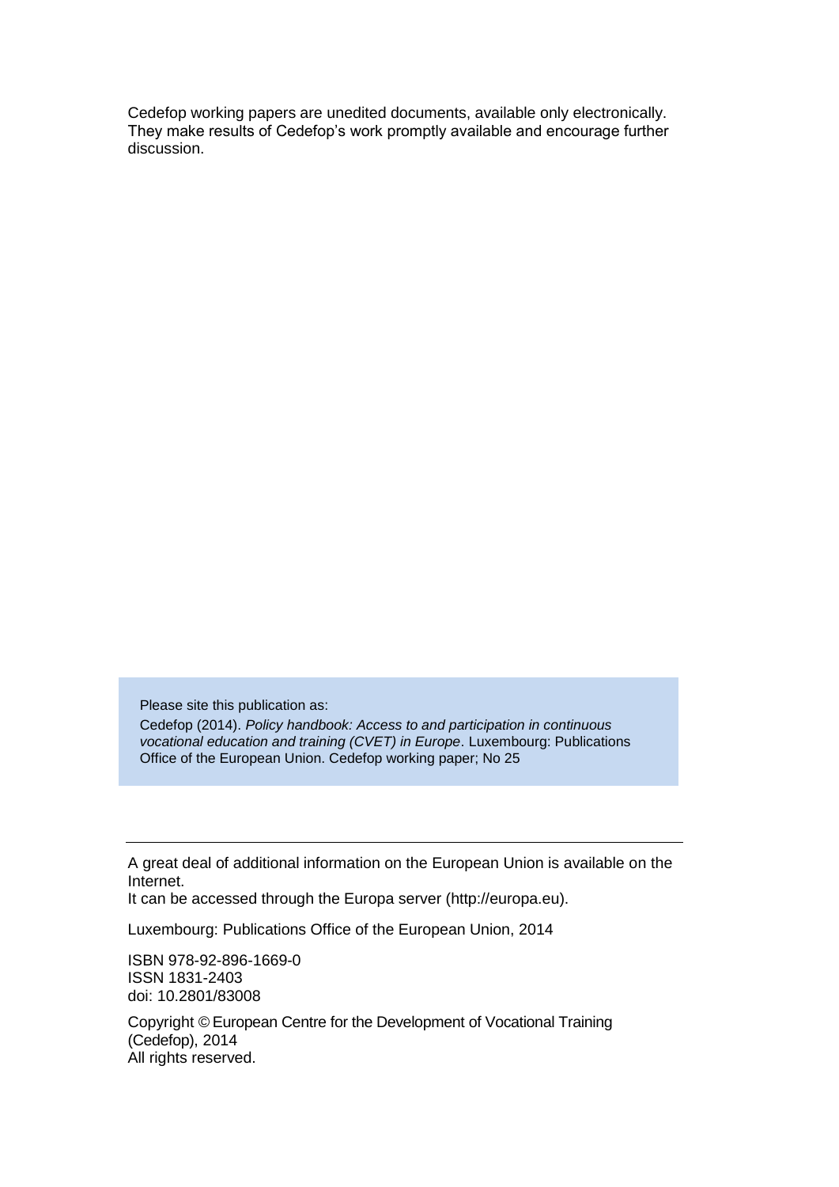Cedefop working papers are unedited documents, available only electronically. They make results of Cedefop's work promptly available and encourage further discussion.

Please site this publication as:

Cedefop (2014). *Policy handbook: Access to and participation in continuous vocational education and training (CVET) in Europe*. Luxembourg: Publications Office of the European Union. Cedefop working paper; No 25

---

A great deal of additional information on the European Union is available on the Internet.
It can be accessed through the Europa server (http://europa.eu).

Luxembourg: Publications Office of the European Union, 2014

ISBN 978-92-896-1669-0
ISSN 1831-2403
doi: 10.2801/83008

Copyright © European Centre for the Development of Vocational Training (Cedefop), 2014
All rights reserved.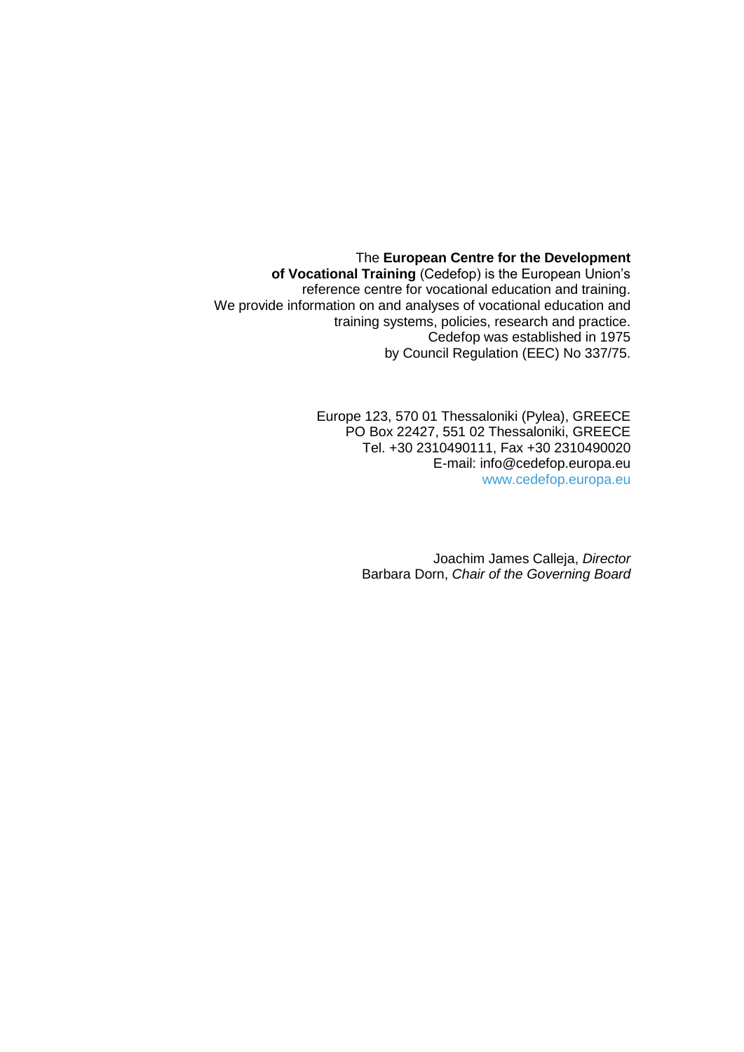The **European Centre for the Development of Vocational Training** (Cedefop) is the European Union's reference centre for vocational education and training. We provide information on and analyses of vocational education and training systems, policies, research and practice. Cedefop was established in 1975 by Council Regulation (EEC) No 337/75.

Europe 123, 570 01 Thessaloniki (Pylea), GREECE
PO Box 22427, 551 02 Thessaloniki, GREECE
Tel. +30 2310490111, Fax +30 2310490020
E-mail: info@cedefop.europa.eu
www.cedefop.europa.eu

Joachim James Calleja, *Director*
Barbara Dorn, *Chair of the Governing Board*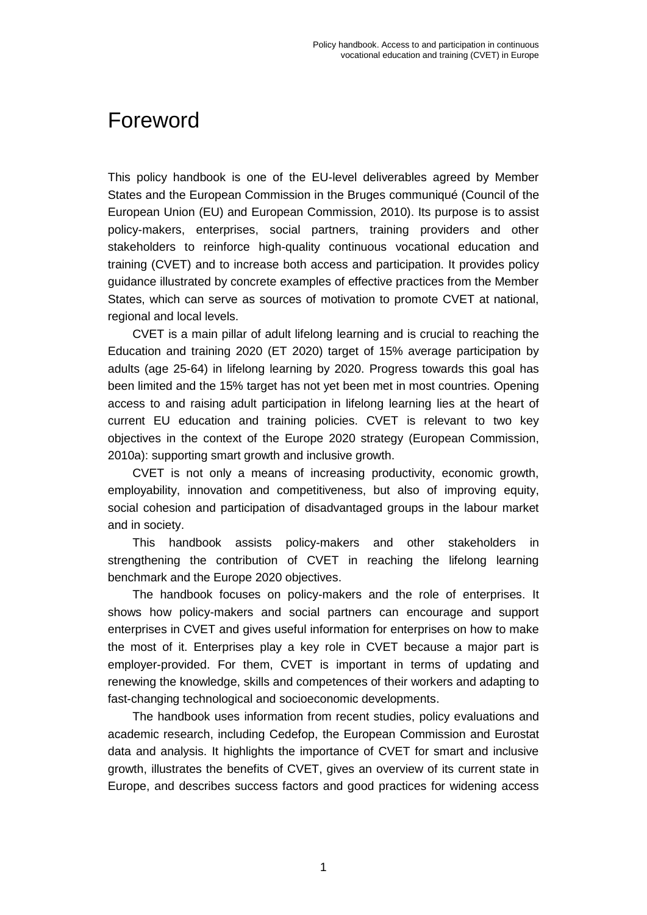# Foreword

This policy handbook is one of the EU-level deliverables agreed by Member States and the European Commission in the Bruges communiqué (Council of the European Union (EU) and European Commission, 2010). Its purpose is to assist policy-makers, enterprises, social partners, training providers and other stakeholders to reinforce high-quality continuous vocational education and training (CVET) and to increase both access and participation. It provides policy guidance illustrated by concrete examples of effective practices from the Member States, which can serve as sources of motivation to promote CVET at national, regional and local levels.

CVET is a main pillar of adult lifelong learning and is crucial to reaching the Education and training 2020 (ET 2020) target of 15% average participation by adults (age 25-64) in lifelong learning by 2020. Progress towards this goal has been limited and the 15% target has not yet been met in most countries. Opening access to and raising adult participation in lifelong learning lies at the heart of current EU education and training policies. CVET is relevant to two key objectives in the context of the Europe 2020 strategy (European Commission, 2010a): supporting smart growth and inclusive growth.

CVET is not only a means of increasing productivity, economic growth, employability, innovation and competitiveness, but also of improving equity, social cohesion and participation of disadvantaged groups in the labour market and in society.

This handbook assists policy-makers and other stakeholders in strengthening the contribution of CVET in reaching the lifelong learning benchmark and the Europe 2020 objectives.

The handbook focuses on policy-makers and the role of enterprises. It shows how policy-makers and social partners can encourage and support enterprises in CVET and gives useful information for enterprises on how to make the most of it. Enterprises play a key role in CVET because a major part is employer-provided. For them, CVET is important in terms of updating and renewing the knowledge, skills and competences of their workers and adapting to fast-changing technological and socioeconomic developments.

The handbook uses information from recent studies, policy evaluations and academic research, including Cedefop, the European Commission and Eurostat data and analysis. It highlights the importance of CVET for smart and inclusive growth, illustrates the benefits of CVET, gives an overview of its current state in Europe, and describes success factors and good practices for widening access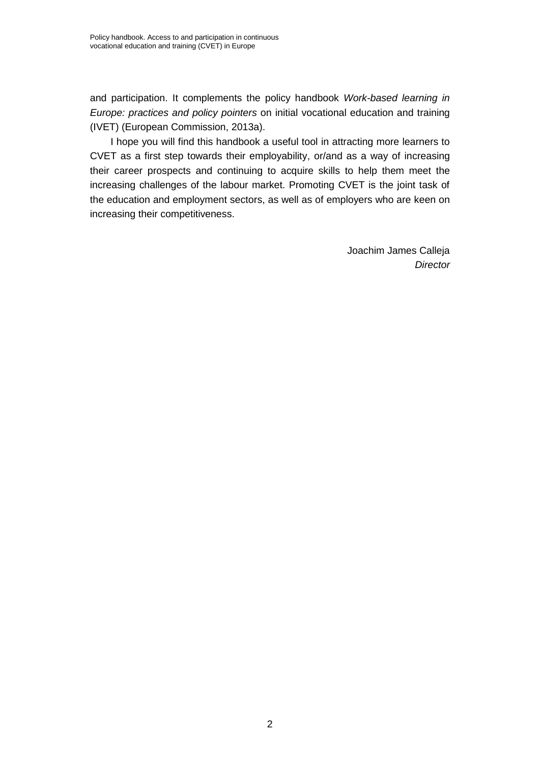and participation. It complements the policy handbook *Work-based learning in Europe: practices and policy pointers* on initial vocational education and training (IVET) (European Commission, 2013a).

I hope you will find this handbook a useful tool in attracting more learners to CVET as a first step towards their employability, or/and as a way of increasing their career prospects and continuing to acquire skills to help them meet the increasing challenges of the labour market. Promoting CVET is the joint task of the education and employment sectors, as well as of employers who are keen on increasing their competitiveness.

Joachim James Calleja
*Director*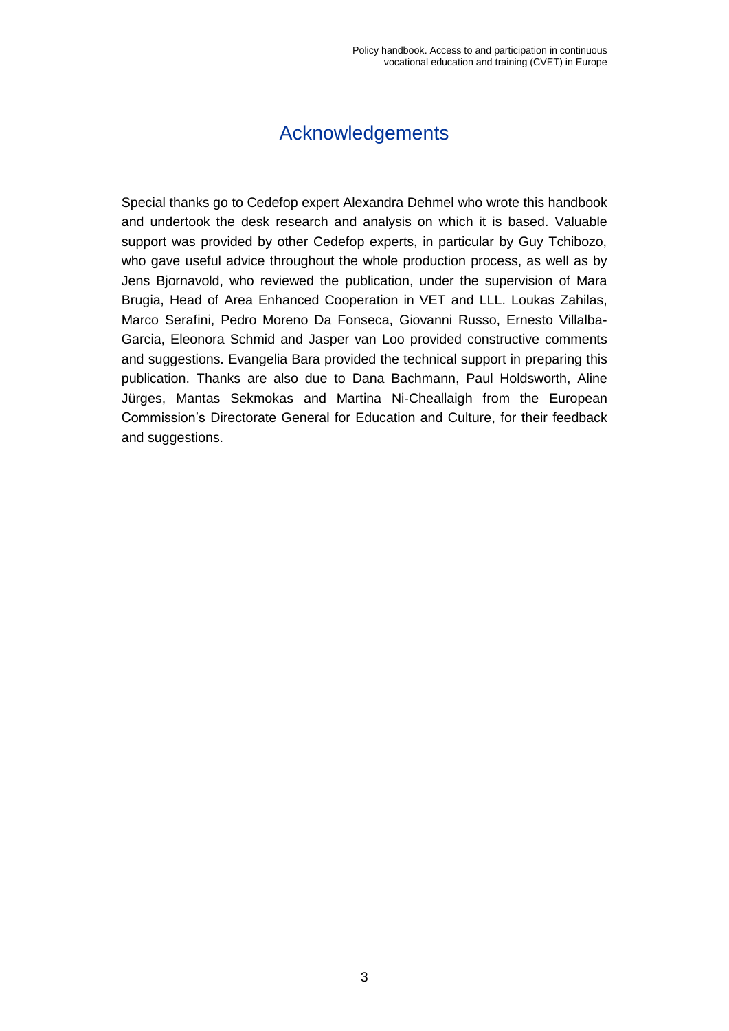# Acknowledgements

Special thanks go to Cedefop expert Alexandra Dehmel who wrote this handbook and undertook the desk research and analysis on which it is based. Valuable support was provided by other Cedefop experts, in particular by Guy Tchibozo, who gave useful advice throughout the whole production process, as well as by Jens Bjornavold, who reviewed the publication, under the supervision of Mara Brugia, Head of Area Enhanced Cooperation in VET and LLL. Loukas Zahilas, Marco Serafini, Pedro Moreno Da Fonseca, Giovanni Russo, Ernesto Villalba-Garcia, Eleonora Schmid and Jasper van Loo provided constructive comments and suggestions. Evangelia Bara provided the technical support in preparing this publication. Thanks are also due to Dana Bachmann, Paul Holdsworth, Aline Jürges, Mantas Sekmokas and Martina Ni-Cheallaigh from the European Commission's Directorate General for Education and Culture, for their feedback and suggestions.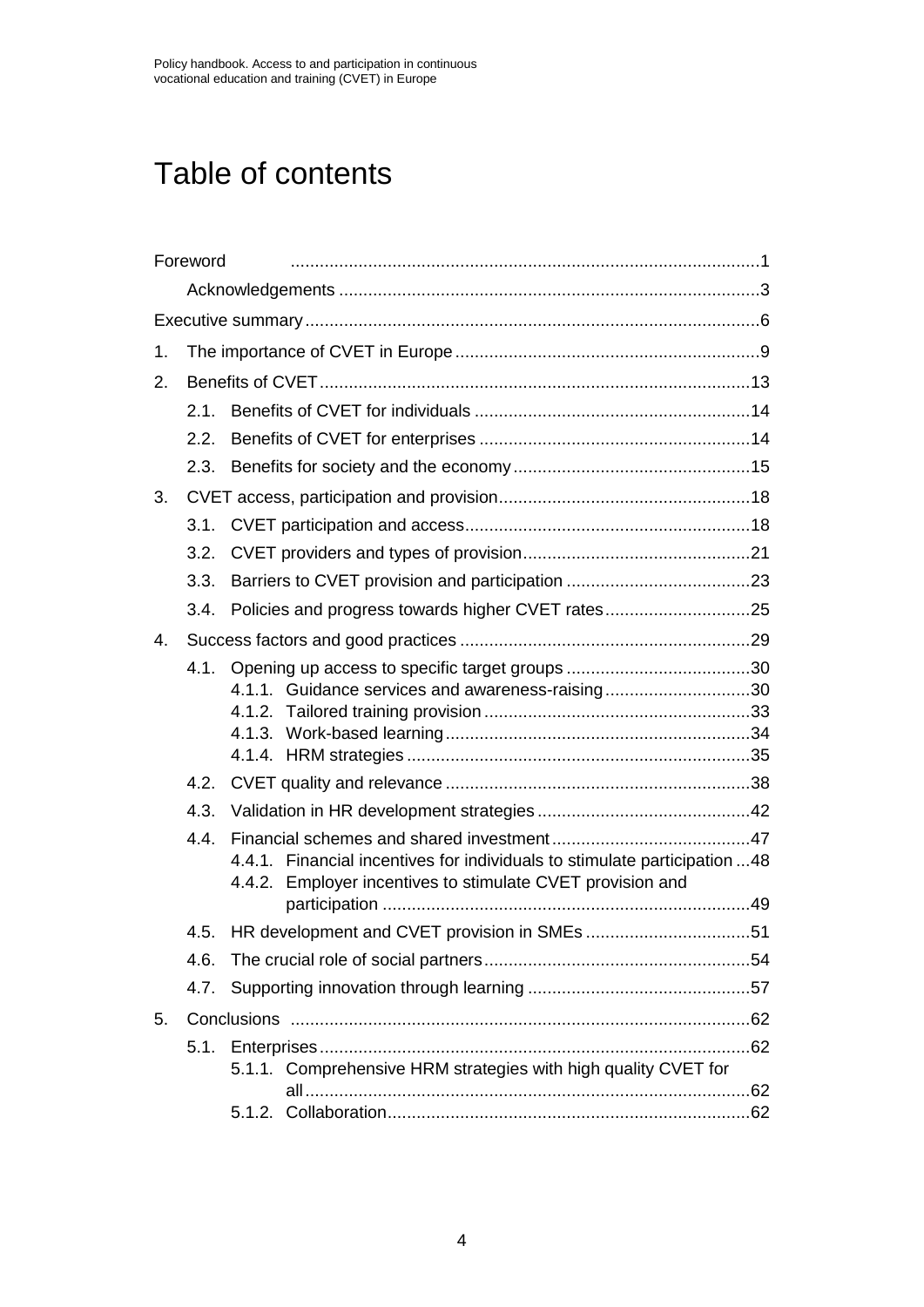# Table of contents

Foreword ..........1

Acknowledgements ..........3

Executive summary ..........6

1. The importance of CVET in Europe ..........9
2. Benefits of CVET ..........13
   - 2.1. Benefits of CVET for individuals ..........14
   - 2.2. Benefits of CVET for enterprises ..........14
   - 2.3. Benefits for society and the economy ..........15
3. CVET access, participation and provision ..........18
   - 3.1. CVET participation and access ..........18
   - 3.2. CVET providers and types of provision ..........21
   - 3.3. Barriers to CVET provision and participation ..........23
   - 3.4. Policies and progress towards higher CVET rates ..........25
4. Success factors and good practices ..........29
   - 4.1. Opening up access to specific target groups ..........30
     - 4.1.1. Guidance services and awareness-raising ..........30
     - 4.1.2. Tailored training provision ..........33
     - 4.1.3. Work-based learning ..........34
     - 4.1.4. HRM strategies ..........35
   - 4.2. CVET quality and relevance ..........38
   - 4.3. Validation in HR development strategies ..........42
   - 4.4. Financial schemes and shared investment ..........47
     - 4.4.1. Financial incentives for individuals to stimulate participation ..........48
     - 4.4.2. Employer incentives to stimulate CVET provision and participation ..........49
   - 4.5. HR development and CVET provision in SMEs ..........51
   - 4.6. The crucial role of social partners ..........54
   - 4.7. Supporting innovation through learning ..........57
5. Conclusions ..........62
   - 5.1. Enterprises ..........62
     - 5.1.1. Comprehensive HRM strategies with high quality CVET for all ..........62
     - 5.1.2. Collaboration ..........62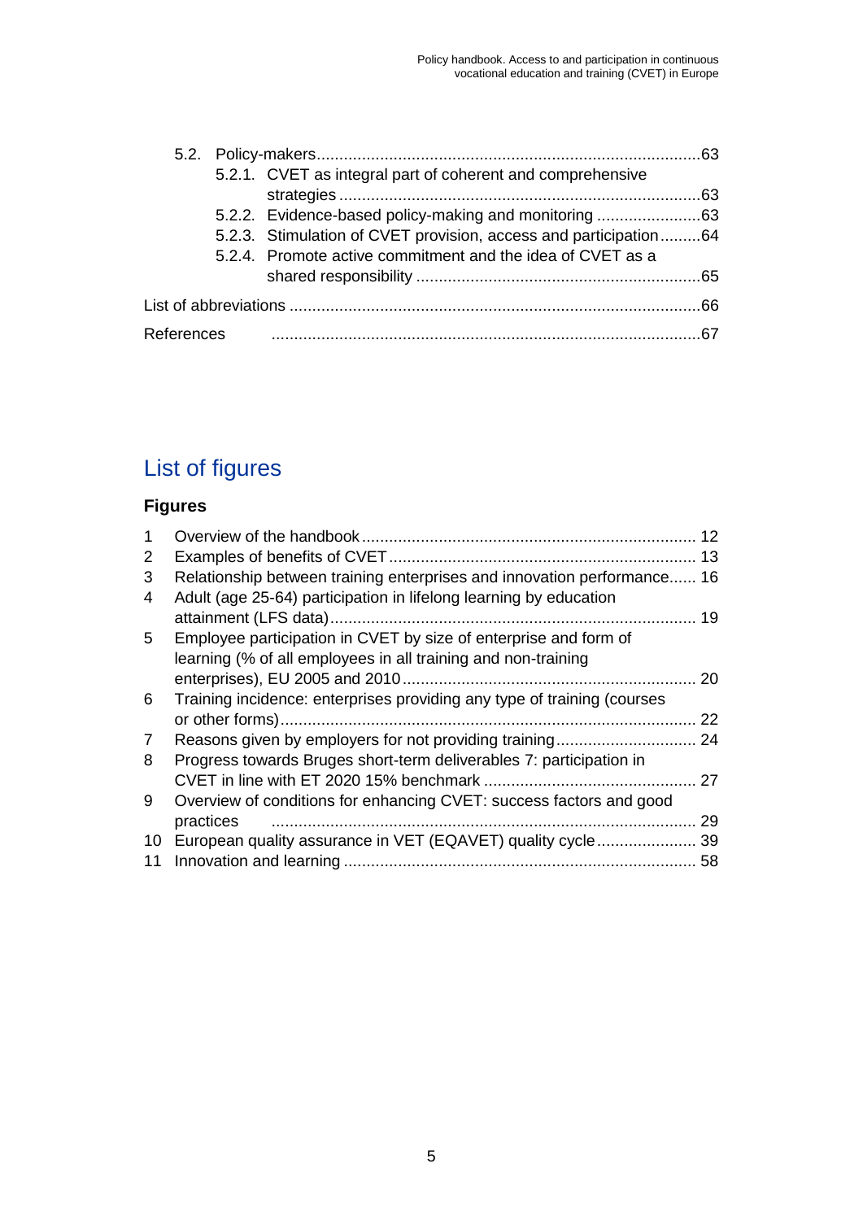5.2. Policy-makers ....................................................................................63

5.2.1. CVET as integral part of coherent and comprehensive strategies ...............................................................................63

5.2.2. Evidence-based policy-making and monitoring .......................63

5.2.3. Stimulation of CVET provision, access and participation .........64

5.2.4. Promote active commitment and the idea of CVET as a shared responsibility ...............................................................65

List of abbreviations ..........................................................................................66

References ...............................................................................................67

## List of figures

### Figures

1 Overview of the handbook ......................................................................... 12
2 Examples of benefits of CVET ................................................................... 13
3 Relationship between training enterprises and innovation performance...... 16
4 Adult (age 25-64) participation in lifelong learning by education attainment (LFS data) ................................................................................. 19
5 Employee participation in CVET by size of enterprise and form of learning (% of all employees in all training and non-training enterprises), EU 2005 and 2010 ................................................................. 20
6 Training incidence: enterprises providing any type of training (courses or other forms) ........................................................................................... 22
7 Reasons given by employers for not providing training ............................... 24
8 Progress towards Bruges short-term deliverables 7: participation in CVET in line with ET 2020 15% benchmark ............................................... 27
9 Overview of conditions for enhancing CVET: success factors and good practices ............................................................................................. 29
10 European quality assurance in VET (EQAVET) quality cycle ...................... 39
11 Innovation and learning ............................................................................. 58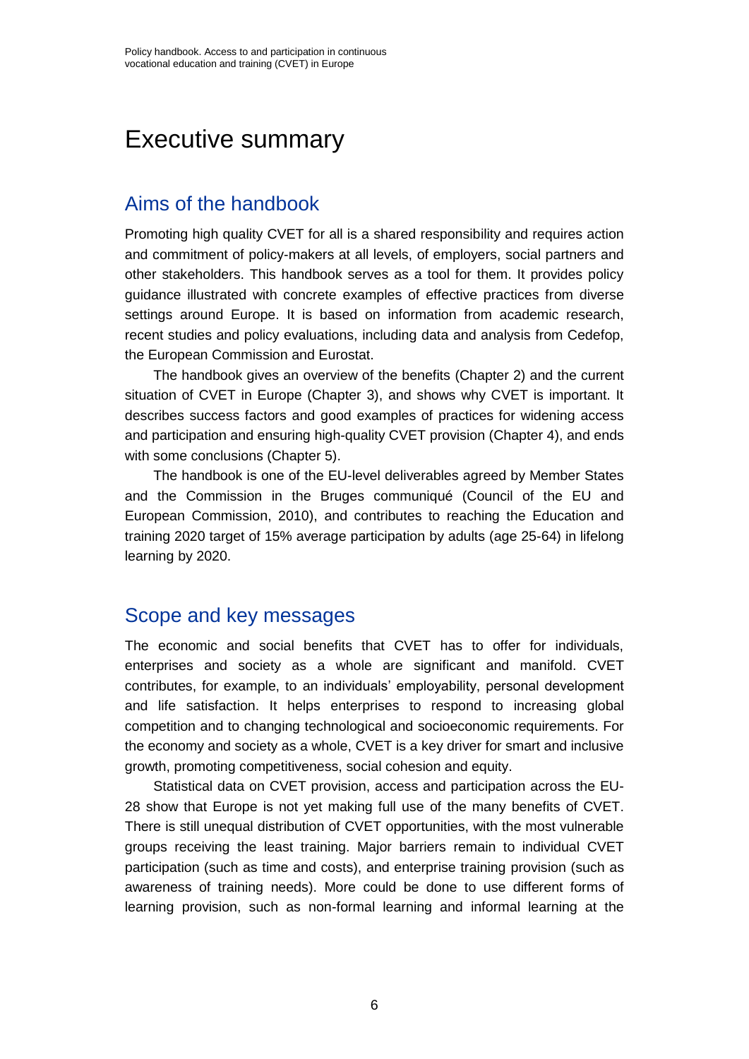# Executive summary

## Aims of the handbook

Promoting high quality CVET for all is a shared responsibility and requires action and commitment of policy-makers at all levels, of employers, social partners and other stakeholders. This handbook serves as a tool for them. It provides policy guidance illustrated with concrete examples of effective practices from diverse settings around Europe. It is based on information from academic research, recent studies and policy evaluations, including data and analysis from Cedefop, the European Commission and Eurostat.

The handbook gives an overview of the benefits (Chapter 2) and the current situation of CVET in Europe (Chapter 3), and shows why CVET is important. It describes success factors and good examples of practices for widening access and participation and ensuring high-quality CVET provision (Chapter 4), and ends with some conclusions (Chapter 5).

The handbook is one of the EU-level deliverables agreed by Member States and the Commission in the Bruges communiqué (Council of the EU and European Commission, 2010), and contributes to reaching the Education and training 2020 target of 15% average participation by adults (age 25-64) in lifelong learning by 2020.

## Scope and key messages

The economic and social benefits that CVET has to offer for individuals, enterprises and society as a whole are significant and manifold. CVET contributes, for example, to an individuals' employability, personal development and life satisfaction. It helps enterprises to respond to increasing global competition and to changing technological and socioeconomic requirements. For the economy and society as a whole, CVET is a key driver for smart and inclusive growth, promoting competitiveness, social cohesion and equity.

Statistical data on CVET provision, access and participation across the EU-28 show that Europe is not yet making full use of the many benefits of CVET. There is still unequal distribution of CVET opportunities, with the most vulnerable groups receiving the least training. Major barriers remain to individual CVET participation (such as time and costs), and enterprise training provision (such as awareness of training needs). More could be done to use different forms of learning provision, such as non-formal learning and informal learning at the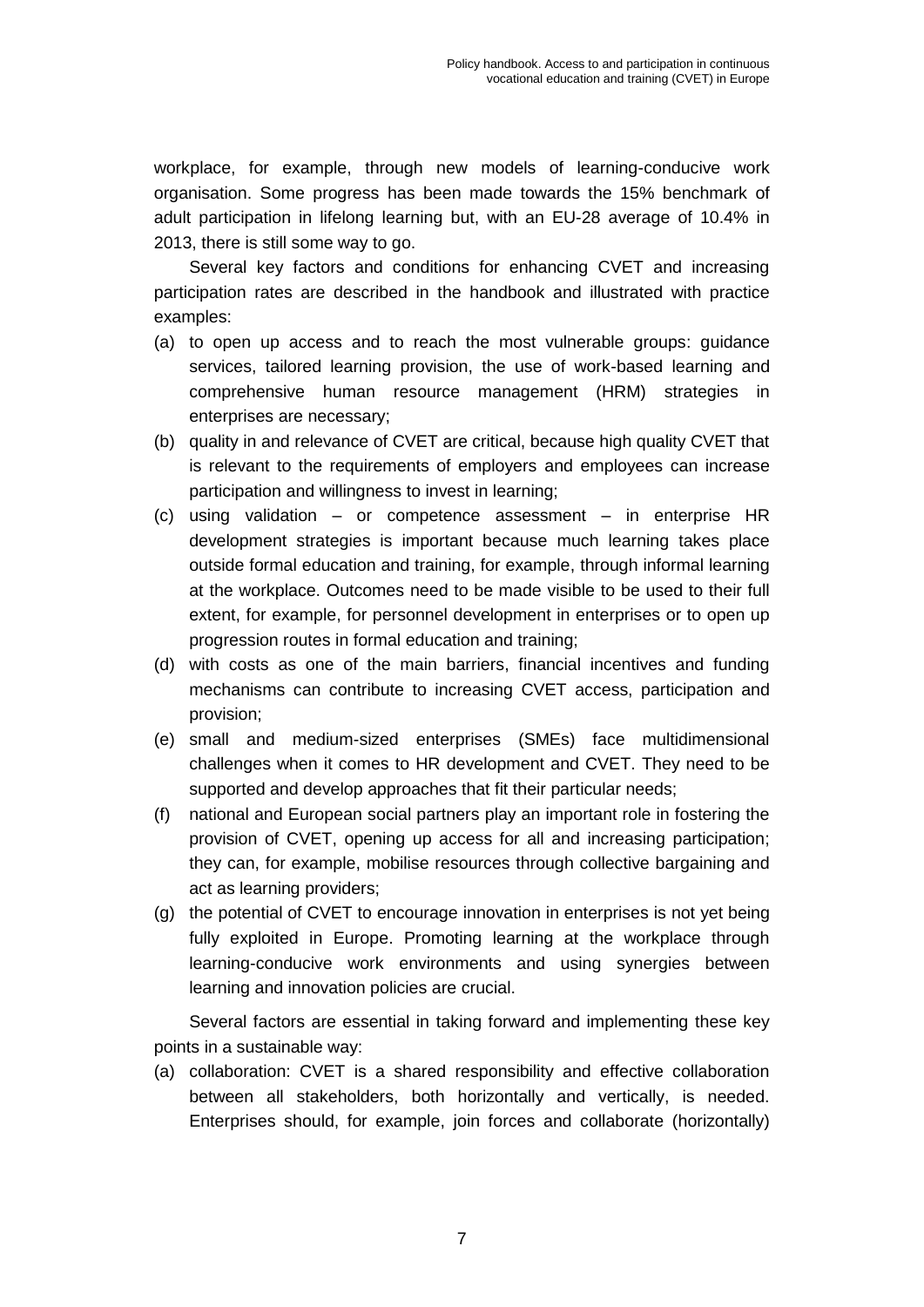workplace, for example, through new models of learning-conducive work organisation. Some progress has been made towards the 15% benchmark of adult participation in lifelong learning but, with an EU-28 average of 10.4% in 2013, there is still some way to go.

Several key factors and conditions for enhancing CVET and increasing participation rates are described in the handbook and illustrated with practice examples:

(a) to open up access and to reach the most vulnerable groups: guidance services, tailored learning provision, the use of work-based learning and comprehensive human resource management (HRM) strategies in enterprises are necessary;
(b) quality in and relevance of CVET are critical, because high quality CVET that is relevant to the requirements of employers and employees can increase participation and willingness to invest in learning;
(c) using validation – or competence assessment – in enterprise HR development strategies is important because much learning takes place outside formal education and training, for example, through informal learning at the workplace. Outcomes need to be made visible to be used to their full extent, for example, for personnel development in enterprises or to open up progression routes in formal education and training;
(d) with costs as one of the main barriers, financial incentives and funding mechanisms can contribute to increasing CVET access, participation and provision;
(e) small and medium-sized enterprises (SMEs) face multidimensional challenges when it comes to HR development and CVET. They need to be supported and develop approaches that fit their particular needs;
(f) national and European social partners play an important role in fostering the provision of CVET, opening up access for all and increasing participation; they can, for example, mobilise resources through collective bargaining and act as learning providers;
(g) the potential of CVET to encourage innovation in enterprises is not yet being fully exploited in Europe. Promoting learning at the workplace through learning-conducive work environments and using synergies between learning and innovation policies are crucial.

Several factors are essential in taking forward and implementing these key points in a sustainable way:

(a) collaboration: CVET is a shared responsibility and effective collaboration between all stakeholders, both horizontally and vertically, is needed. Enterprises should, for example, join forces and collaborate (horizontally)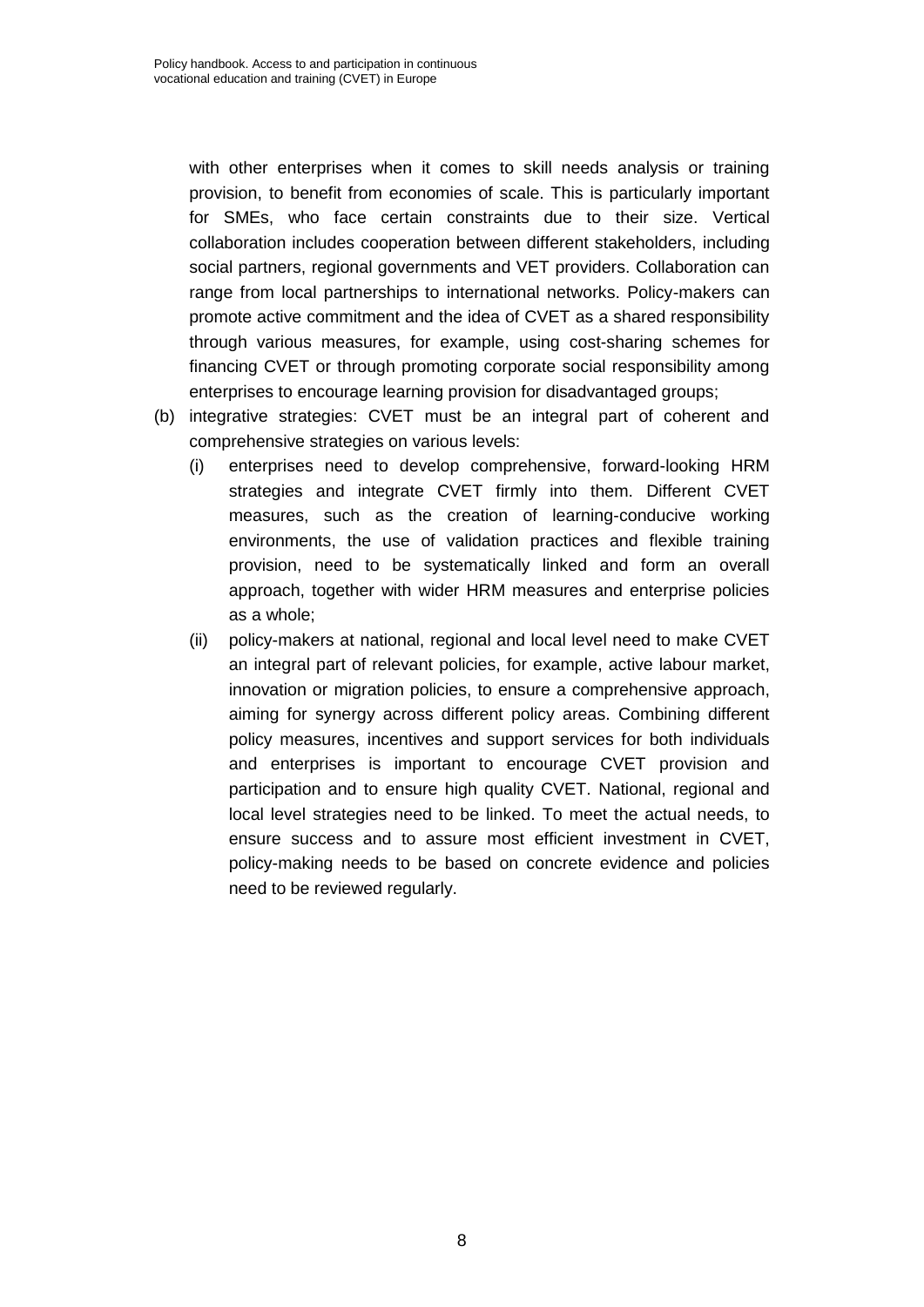with other enterprises when it comes to skill needs analysis or training provision, to benefit from economies of scale. This is particularly important for SMEs, who face certain constraints due to their size. Vertical collaboration includes cooperation between different stakeholders, including social partners, regional governments and VET providers. Collaboration can range from local partnerships to international networks. Policy-makers can promote active commitment and the idea of CVET as a shared responsibility through various measures, for example, using cost-sharing schemes for financing CVET or through promoting corporate social responsibility among enterprises to encourage learning provision for disadvantaged groups;

(b) integrative strategies: CVET must be an integral part of coherent and comprehensive strategies on various levels:

   (i) enterprises need to develop comprehensive, forward-looking HRM strategies and integrate CVET firmly into them. Different CVET measures, such as the creation of learning-conducive working environments, the use of validation practices and flexible training provision, need to be systematically linked and form an overall approach, together with wider HRM measures and enterprise policies as a whole;

   (ii) policy-makers at national, regional and local level need to make CVET an integral part of relevant policies, for example, active labour market, innovation or migration policies, to ensure a comprehensive approach, aiming for synergy across different policy areas. Combining different policy measures, incentives and support services for both individuals and enterprises is important to encourage CVET provision and participation and to ensure high quality CVET. National, regional and local level strategies need to be linked. To meet the actual needs, to ensure success and to assure most efficient investment in CVET, policy-making needs to be based on concrete evidence and policies need to be reviewed regularly.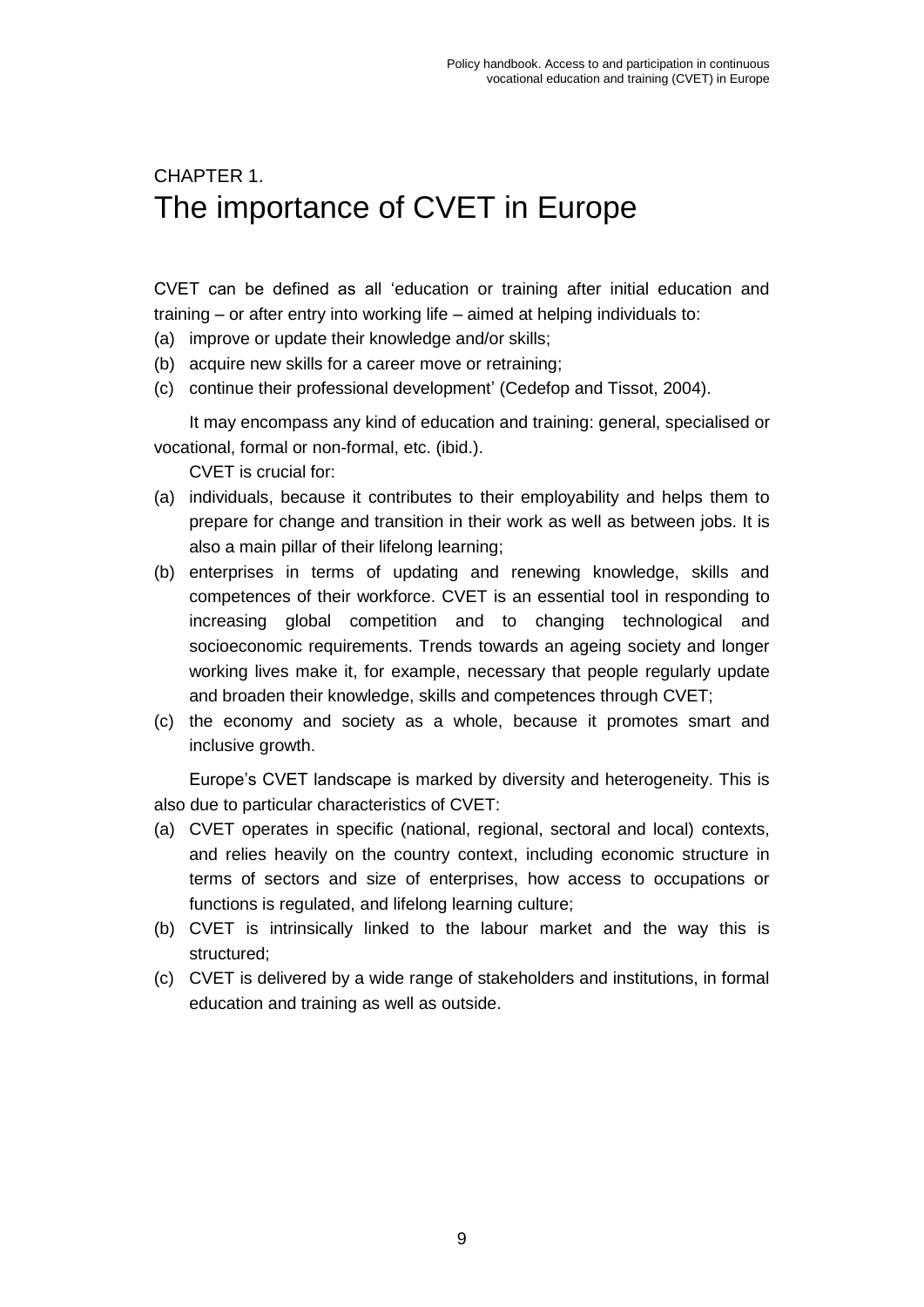# CHAPTER 1.
# The importance of CVET in Europe

CVET can be defined as all 'education or training after initial education and training – or after entry into working life – aimed at helping individuals to:

(a) improve or update their knowledge and/or skills;
(b) acquire new skills for a career move or retraining;
(c) continue their professional development' (Cedefop and Tissot, 2004).

It may encompass any kind of education and training: general, specialised or vocational, formal or non-formal, etc. (ibid.).

CVET is crucial for:

(a) individuals, because it contributes to their employability and helps them to prepare for change and transition in their work as well as between jobs. It is also a main pillar of their lifelong learning;
(b) enterprises in terms of updating and renewing knowledge, skills and competences of their workforce. CVET is an essential tool in responding to increasing global competition and to changing technological and socioeconomic requirements. Trends towards an ageing society and longer working lives make it, for example, necessary that people regularly update and broaden their knowledge, skills and competences through CVET;
(c) the economy and society as a whole, because it promotes smart and inclusive growth.

Europe's CVET landscape is marked by diversity and heterogeneity. This is also due to particular characteristics of CVET:

(a) CVET operates in specific (national, regional, sectoral and local) contexts, and relies heavily on the country context, including economic structure in terms of sectors and size of enterprises, how access to occupations or functions is regulated, and lifelong learning culture;
(b) CVET is intrinsically linked to the labour market and the way this is structured;
(c) CVET is delivered by a wide range of stakeholders and institutions, in formal education and training as well as outside.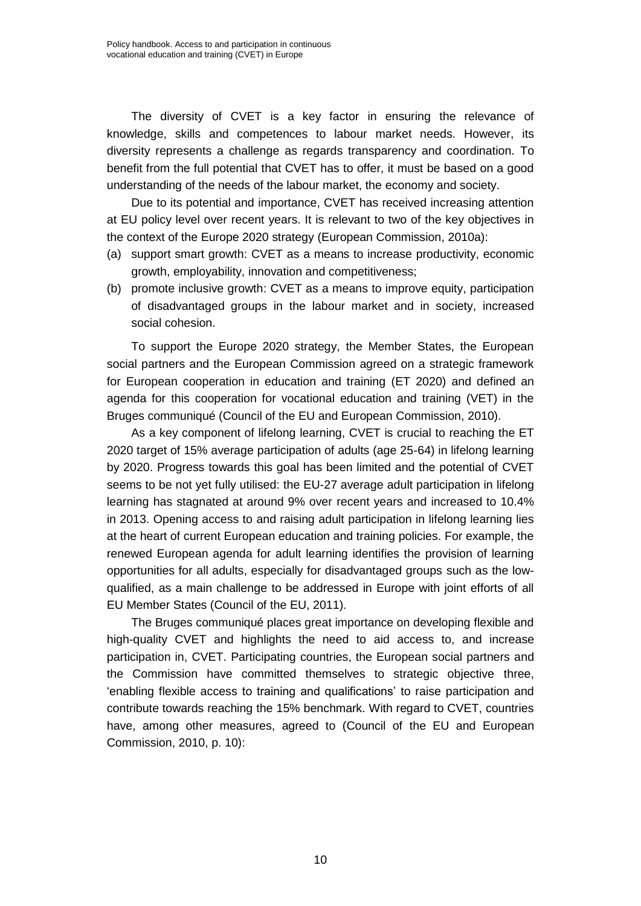The diversity of CVET is a key factor in ensuring the relevance of knowledge, skills and competences to labour market needs. However, its diversity represents a challenge as regards transparency and coordination. To benefit from the full potential that CVET has to offer, it must be based on a good understanding of the needs of the labour market, the economy and society.

Due to its potential and importance, CVET has received increasing attention at EU policy level over recent years. It is relevant to two of the key objectives in the context of the Europe 2020 strategy (European Commission, 2010a):

(a) support smart growth: CVET as a means to increase productivity, economic growth, employability, innovation and competitiveness;
(b) promote inclusive growth: CVET as a means to improve equity, participation of disadvantaged groups in the labour market and in society, increased social cohesion.

To support the Europe 2020 strategy, the Member States, the European social partners and the European Commission agreed on a strategic framework for European cooperation in education and training (ET 2020) and defined an agenda for this cooperation for vocational education and training (VET) in the Bruges communiqué (Council of the EU and European Commission, 2010).

As a key component of lifelong learning, CVET is crucial to reaching the ET 2020 target of 15% average participation of adults (age 25-64) in lifelong learning by 2020. Progress towards this goal has been limited and the potential of CVET seems to be not yet fully utilised: the EU-27 average adult participation in lifelong learning has stagnated at around 9% over recent years and increased to 10.4% in 2013. Opening access to and raising adult participation in lifelong learning lies at the heart of current European education and training policies. For example, the renewed European agenda for adult learning identifies the provision of learning opportunities for all adults, especially for disadvantaged groups such as the low-qualified, as a main challenge to be addressed in Europe with joint efforts of all EU Member States (Council of the EU, 2011).

The Bruges communiqué places great importance on developing flexible and high-quality CVET and highlights the need to aid access to, and increase participation in, CVET. Participating countries, the European social partners and the Commission have committed themselves to strategic objective three, 'enabling flexible access to training and qualifications' to raise participation and contribute towards reaching the 15% benchmark. With regard to CVET, countries have, among other measures, agreed to (Council of the EU and European Commission, 2010, p. 10):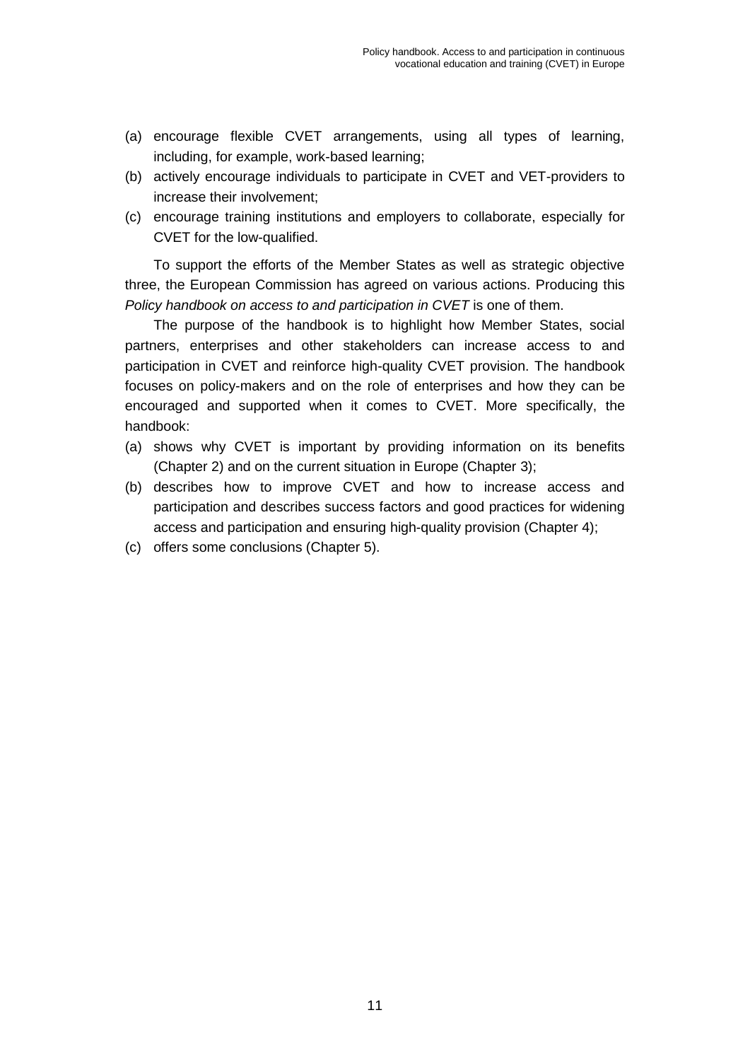(a) encourage flexible CVET arrangements, using all types of learning, including, for example, work-based learning;
(b) actively encourage individuals to participate in CVET and VET-providers to increase their involvement;
(c) encourage training institutions and employers to collaborate, especially for CVET for the low-qualified.

To support the efforts of the Member States as well as strategic objective three, the European Commission has agreed on various actions. Producing this *Policy handbook on access to and participation in CVET* is one of them.

The purpose of the handbook is to highlight how Member States, social partners, enterprises and other stakeholders can increase access to and participation in CVET and reinforce high-quality CVET provision. The handbook focuses on policy-makers and on the role of enterprises and how they can be encouraged and supported when it comes to CVET. More specifically, the handbook:

(a) shows why CVET is important by providing information on its benefits (Chapter 2) and on the current situation in Europe (Chapter 3);
(b) describes how to improve CVET and how to increase access and participation and describes success factors and good practices for widening access and participation and ensuring high-quality provision (Chapter 4);
(c) offers some conclusions (Chapter 5).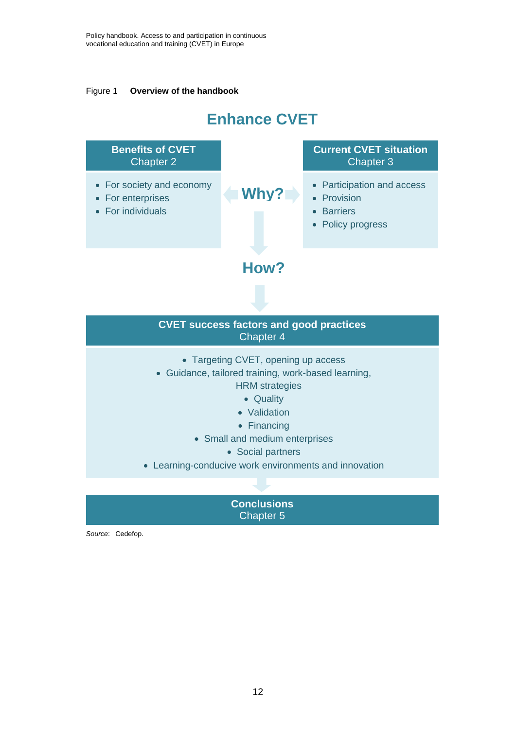Figure 1 **Overview of the handbook**

## Enhance CVET

**Benefits of CVET**
Chapter 2

- For society and economy
- For enterprises
- For individuals

**Why?**

**Current CVET situation**
Chapter 3

- Participation and access
- Provision
- Barriers
- Policy progress

**How?**

**CVET success factors and good practices**
Chapter 4

- Targeting CVET, opening up access
- Guidance, tailored training, work-based learning, HRM strategies
- Quality
- Validation
- Financing
- Small and medium enterprises
- Social partners
- Learning-conducive work environments and innovation

**Conclusions**
Chapter 5

*Source*: Cedefop.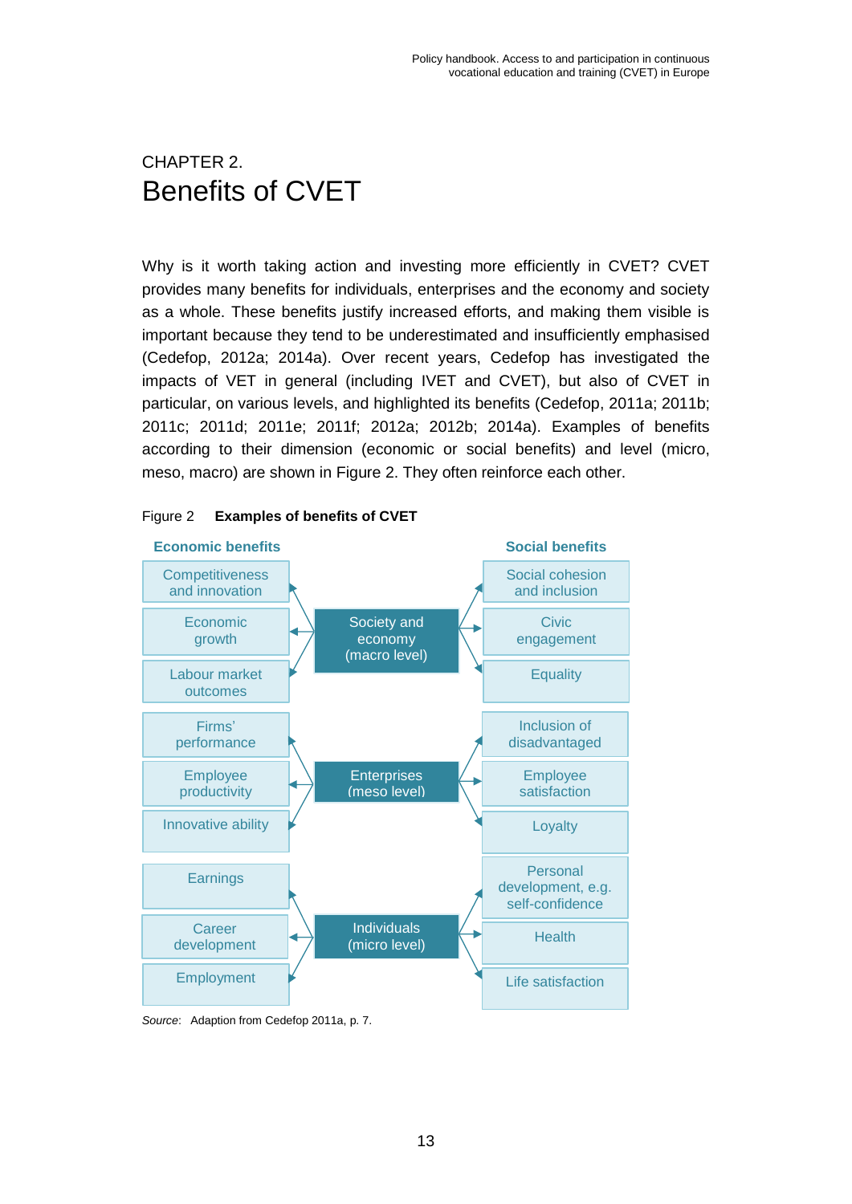CHAPTER 2.

# Benefits of CVET

Why is it worth taking action and investing more efficiently in CVET? CVET provides many benefits for individuals, enterprises and the economy and society as a whole. These benefits justify increased efforts, and making them visible is important because they tend to be underestimated and insufficiently emphasised (Cedefop, 2012a; 2014a). Over recent years, Cedefop has investigated the impacts of VET in general (including IVET and CVET), but also of CVET in particular, on various levels, and highlighted its benefits (Cedefop, 2011a; 2011b; 2011c; 2011d; 2011e; 2011f; 2012a; 2012b; 2014a). Examples of benefits according to their dimension (economic or social benefits) and level (micro, meso, macro) are shown in Figure 2. They often reinforce each other.

Figure 2 **Examples of benefits of CVET**

| Economic benefits | Level | Social benefits |
|---|---|---|
| Competitiveness and innovation | Society and economy (macro level) | Social cohesion and inclusion |
| Economic growth | | Civic engagement |
| Labour market outcomes | | Equality |
| Firms' performance | Enterprises (meso level) | Inclusion of disadvantaged |
| Employee productivity | | Employee satisfaction |
| Innovative ability | | Loyalty |
| Earnings | Individuals (micro level) | Personal development, e.g. self-confidence |
| Career development | | Health |
| Employment | | Life satisfaction |

*Source*: Adaption from Cedefop 2011a, p. 7.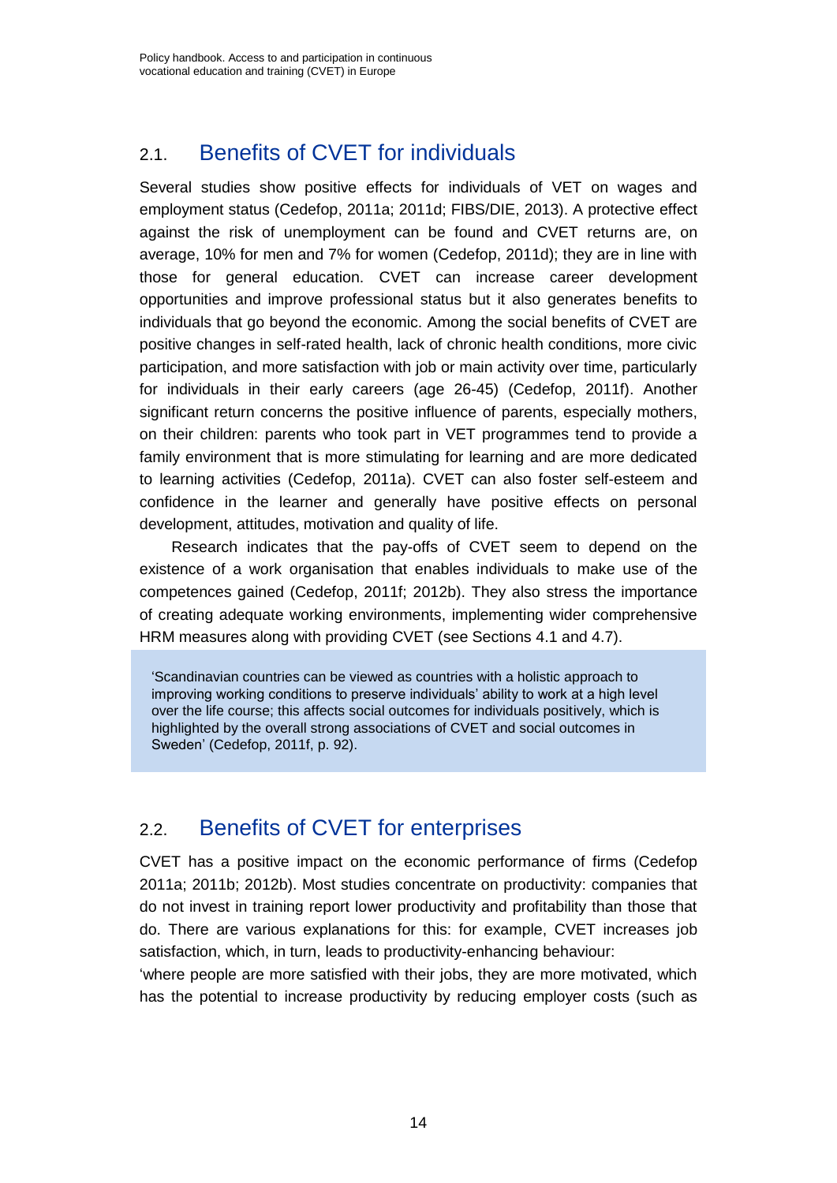## 2.1. Benefits of CVET for individuals

Several studies show positive effects for individuals of VET on wages and employment status (Cedefop, 2011a; 2011d; FIBS/DIE, 2013). A protective effect against the risk of unemployment can be found and CVET returns are, on average, 10% for men and 7% for women (Cedefop, 2011d); they are in line with those for general education. CVET can increase career development opportunities and improve professional status but it also generates benefits to individuals that go beyond the economic. Among the social benefits of CVET are positive changes in self-rated health, lack of chronic health conditions, more civic participation, and more satisfaction with job or main activity over time, particularly for individuals in their early careers (age 26-45) (Cedefop, 2011f). Another significant return concerns the positive influence of parents, especially mothers, on their children: parents who took part in VET programmes tend to provide a family environment that is more stimulating for learning and are more dedicated to learning activities (Cedefop, 2011a). CVET can also foster self-esteem and confidence in the learner and generally have positive effects on personal development, attitudes, motivation and quality of life.

Research indicates that the pay-offs of CVET seem to depend on the existence of a work organisation that enables individuals to make use of the competences gained (Cedefop, 2011f; 2012b). They also stress the importance of creating adequate working environments, implementing wider comprehensive HRM measures along with providing CVET (see Sections 4.1 and 4.7).

> 'Scandinavian countries can be viewed as countries with a holistic approach to improving working conditions to preserve individuals' ability to work at a high level over the life course; this affects social outcomes for individuals positively, which is highlighted by the overall strong associations of CVET and social outcomes in Sweden' (Cedefop, 2011f, p. 92).

## 2.2. Benefits of CVET for enterprises

CVET has a positive impact on the economic performance of firms (Cedefop 2011a; 2011b; 2012b). Most studies concentrate on productivity: companies that do not invest in training report lower productivity and profitability than those that do. There are various explanations for this: for example, CVET increases job satisfaction, which, in turn, leads to productivity-enhancing behaviour:

'where people are more satisfied with their jobs, they are more motivated, which has the potential to increase productivity by reducing employer costs (such as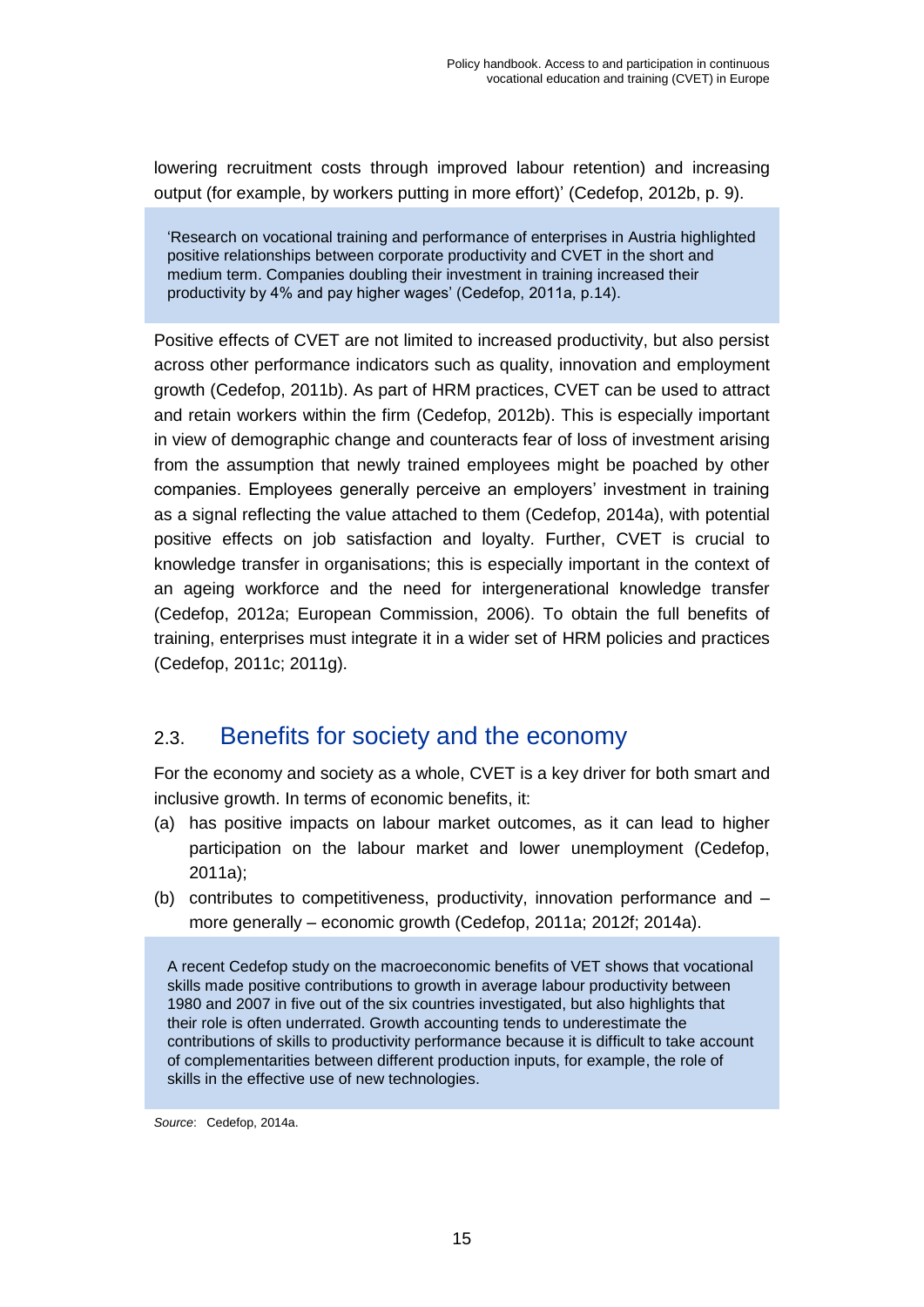lowering recruitment costs through improved labour retention) and increasing output (for example, by workers putting in more effort)' (Cedefop, 2012b, p. 9).

> 'Research on vocational training and performance of enterprises in Austria highlighted positive relationships between corporate productivity and CVET in the short and medium term. Companies doubling their investment in training increased their productivity by 4% and pay higher wages' (Cedefop, 2011a, p.14).

Positive effects of CVET are not limited to increased productivity, but also persist across other performance indicators such as quality, innovation and employment growth (Cedefop, 2011b). As part of HRM practices, CVET can be used to attract and retain workers within the firm (Cedefop, 2012b). This is especially important in view of demographic change and counteracts fear of loss of investment arising from the assumption that newly trained employees might be poached by other companies. Employees generally perceive an employers' investment in training as a signal reflecting the value attached to them (Cedefop, 2014a), with potential positive effects on job satisfaction and loyalty. Further, CVET is crucial to knowledge transfer in organisations; this is especially important in the context of an ageing workforce and the need for intergenerational knowledge transfer (Cedefop, 2012a; European Commission, 2006). To obtain the full benefits of training, enterprises must integrate it in a wider set of HRM policies and practices (Cedefop, 2011c; 2011g).

## 2.3. Benefits for society and the economy

For the economy and society as a whole, CVET is a key driver for both smart and inclusive growth. In terms of economic benefits, it:

(a) has positive impacts on labour market outcomes, as it can lead to higher participation on the labour market and lower unemployment (Cedefop, 2011a);

(b) contributes to competitiveness, productivity, innovation performance and – more generally – economic growth (Cedefop, 2011a; 2012f; 2014a).

> A recent Cedefop study on the macroeconomic benefits of VET shows that vocational skills made positive contributions to growth in average labour productivity between 1980 and 2007 in five out of the six countries investigated, but also highlights that their role is often underrated. Growth accounting tends to underestimate the contributions of skills to productivity performance because it is difficult to take account of complementarities between different production inputs, for example, the role of skills in the effective use of new technologies.

*Source*: Cedefop, 2014a.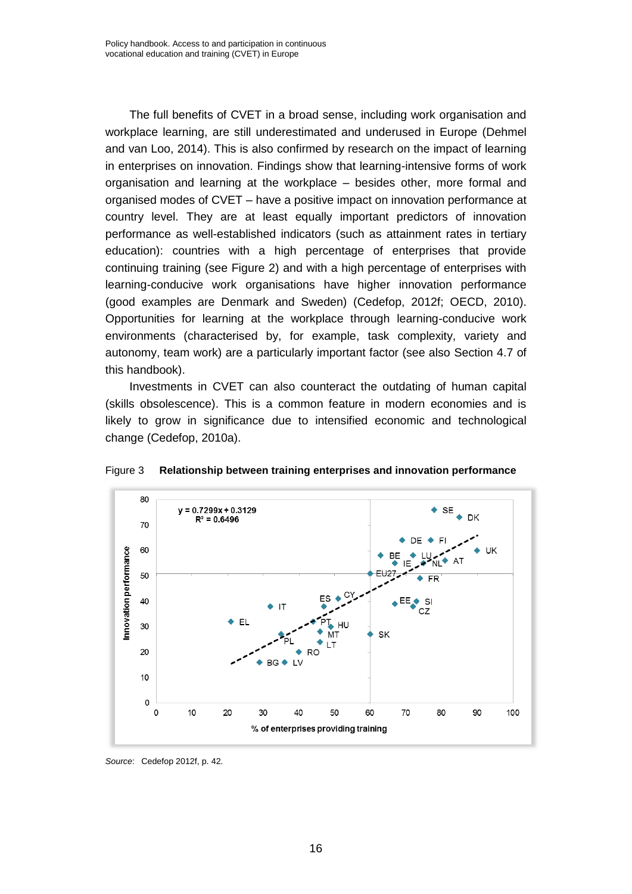The full benefits of CVET in a broad sense, including work organisation and workplace learning, are still underestimated and underused in Europe (Dehmel and van Loo, 2014). This is also confirmed by research on the impact of learning in enterprises on innovation. Findings show that learning-intensive forms of work organisation and learning at the workplace – besides other, more formal and organised modes of CVET – have a positive impact on innovation performance at country level. They are at least equally important predictors of innovation performance as well-established indicators (such as attainment rates in tertiary education): countries with a high percentage of enterprises that provide continuing training (see Figure 2) and with a high percentage of enterprises with learning-conducive work organisations have higher innovation performance (good examples are Denmark and Sweden) (Cedefop, 2012f; OECD, 2010). Opportunities for learning at the workplace through learning-conducive work environments (characterised by, for example, task complexity, variety and autonomy, team work) are a particularly important factor (see also Section 4.7 of this handbook).

Investments in CVET can also counteract the outdating of human capital (skills obsolescence). This is a common feature in modern economies and is likely to grow in significance due to intensified economic and technological change (Cedefop, 2010a).

Figure 3 **Relationship between training enterprises and innovation performance**

$y = 0.7299x + 0.3129$, $R^2 = 0.6496$

*Source*: Cedefop 2012f, p. 42.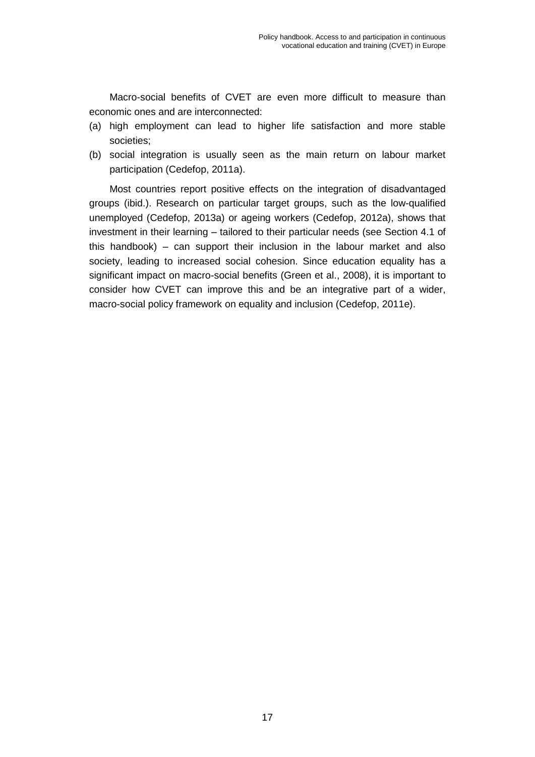Macro-social benefits of CVET are even more difficult to measure than economic ones and are interconnected:

(a) high employment can lead to higher life satisfaction and more stable societies;
(b) social integration is usually seen as the main return on labour market participation (Cedefop, 2011a).

Most countries report positive effects on the integration of disadvantaged groups (ibid.). Research on particular target groups, such as the low-qualified unemployed (Cedefop, 2013a) or ageing workers (Cedefop, 2012a), shows that investment in their learning – tailored to their particular needs (see Section 4.1 of this handbook) – can support their inclusion in the labour market and also society, leading to increased social cohesion. Since education equality has a significant impact on macro-social benefits (Green et al., 2008), it is important to consider how CVET can improve this and be an integrative part of a wider, macro-social policy framework on equality and inclusion (Cedefop, 2011e).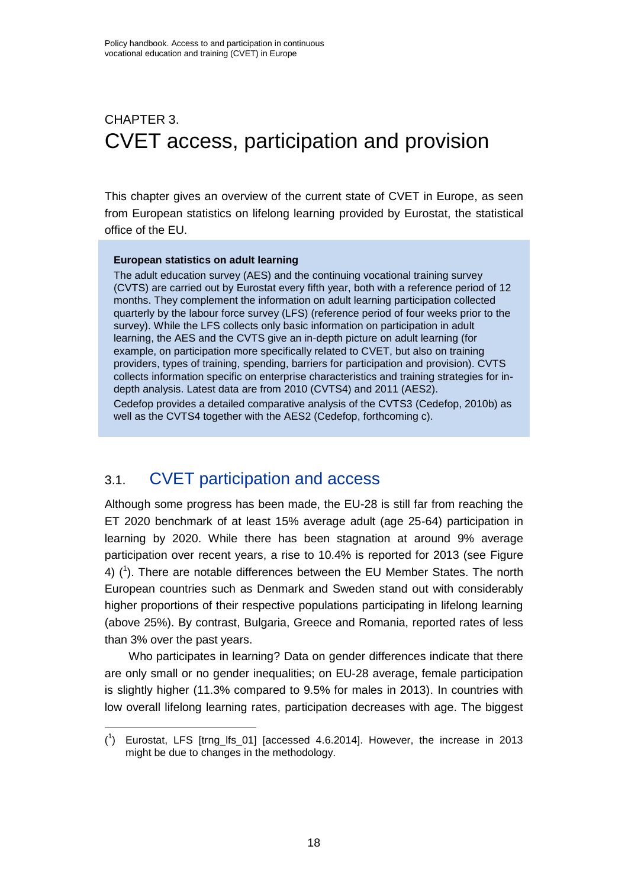# CHAPTER 3.
# CVET access, participation and provision

This chapter gives an overview of the current state of CVET in Europe, as seen from European statistics on lifelong learning provided by Eurostat, the statistical office of the EU.

> **European statistics on adult learning**
>
> The adult education survey (AES) and the continuing vocational training survey (CVTS) are carried out by Eurostat every fifth year, both with a reference period of 12 months. They complement the information on adult learning participation collected quarterly by the labour force survey (LFS) (reference period of four weeks prior to the survey). While the LFS collects only basic information on participation in adult learning, the AES and the CVTS give an in-depth picture on adult learning (for example, on participation more specifically related to CVET, but also on training providers, types of training, spending, barriers for participation and provision). CVTS collects information specific on enterprise characteristics and training strategies for in-depth analysis. Latest data are from 2010 (CVTS4) and 2011 (AES2).
>
> Cedefop provides a detailed comparative analysis of the CVTS3 (Cedefop, 2010b) as well as the CVTS4 together with the AES2 (Cedefop, forthcoming c).

## 3.1. CVET participation and access

Although some progress has been made, the EU-28 is still far from reaching the ET 2020 benchmark of at least 15% average adult (age 25-64) participation in learning by 2020. While there has been stagnation at around 9% average participation over recent years, a rise to 10.4% is reported for 2013 (see Figure 4) ([1]). There are notable differences between the EU Member States. The north European countries such as Denmark and Sweden stand out with considerably higher proportions of their respective populations participating in lifelong learning (above 25%). By contrast, Bulgaria, Greece and Romania, reported rates of less than 3% over the past years.

Who participates in learning? Data on gender differences indicate that there are only small or no gender inequalities; on EU-28 average, female participation is slightly higher (11.3% compared to 9.5% for males in 2013). In countries with low overall lifelong learning rates, participation decreases with age. The biggest

([1]) Eurostat, LFS [trng_lfs_01] [accessed 4.6.2014]. However, the increase in 2013 might be due to changes in the methodology.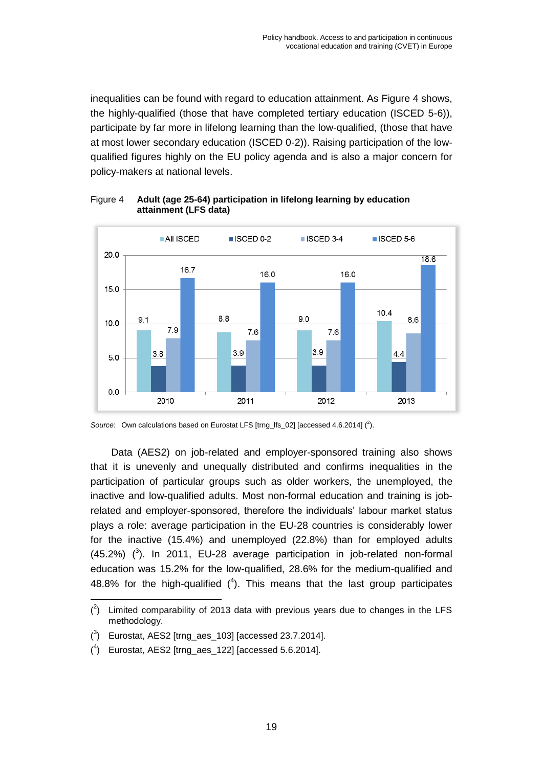inequalities can be found with regard to education attainment. As Figure 4 shows, the highly-qualified (those that have completed tertiary education (ISCED 5-6)), participate by far more in lifelong learning than the low-qualified, (those that have at most lower secondary education (ISCED 0-2)). Raising participation of the low-qualified figures highly on the EU policy agenda and is also a major concern for policy-makers at national levels.

Figure 4 **Adult (age 25-64) participation in lifelong learning by education attainment (LFS data)**

| | 2010 | 2011 | 2012 | 2013 |
|---|---|---|---|---|
| All ISCED | 9.1 | 8.8 | 9.0 | 10.4 |
| ISCED 0-2 | 3.8 | 3.9 | 3.9 | 4.4 |
| ISCED 3-4 | 7.9 | 7.6 | 7.6 | 8.6 |
| ISCED 5-6 | 16.7 | 16.0 | 16.0 | 18.6 |

*Source*: Own calculations based on Eurostat LFS [trng_lfs_02] [accessed 4.6.2014] ([2]).

Data (AES2) on job-related and employer-sponsored training also shows that it is unevenly and unequally distributed and confirms inequalities in the participation of particular groups such as older workers, the unemployed, the inactive and low-qualified adults. Most non-formal education and training is job-related and employer-sponsored, therefore the individuals' labour market status plays a role: average participation in the EU-28 countries is considerably lower for the inactive (15.4%) and unemployed (22.8%) than for employed adults (45.2%) ([3]). In 2011, EU-28 average participation in job-related non-formal education was 15.2% for the low-qualified, 28.6% for the medium-qualified and 48.8% for the high-qualified ([4]). This means that the last group participates

---

([2]) Limited comparability of 2013 data with previous years due to changes in the LFS methodology.

([3]) Eurostat, AES2 [trng_aes_103] [accessed 23.7.2014].

([4]) Eurostat, AES2 [trng_aes_122] [accessed 5.6.2014].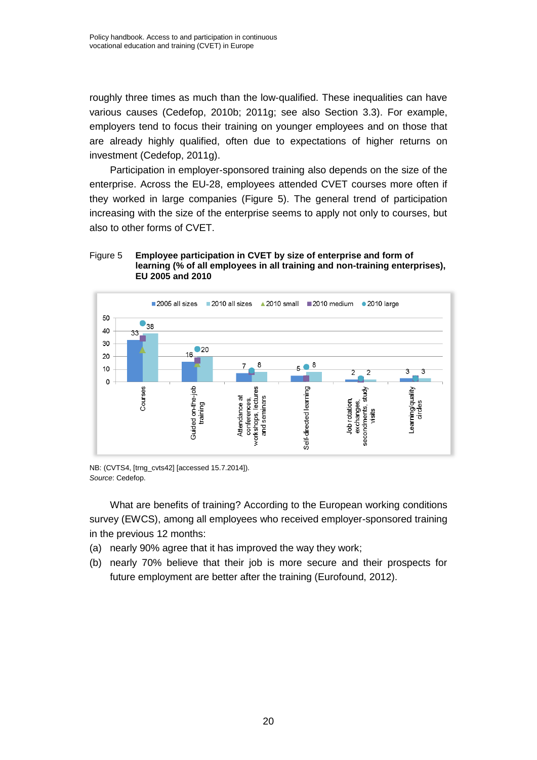roughly three times as much than the low-qualified. These inequalities can have various causes (Cedefop, 2010b; 2011g; see also Section 3.3). For example, employers tend to focus their training on younger employees and on those that are already highly qualified, often due to expectations of higher returns on investment (Cedefop, 2011g).

Participation in employer-sponsored training also depends on the size of the enterprise. Across the EU-28, employees attended CVET courses more often if they worked in large companies (Figure 5). The general trend of participation increasing with the size of the enterprise seems to apply not only to courses, but also to other forms of CVET.

Figure 5 **Employee participation in CVET by size of enterprise and form of learning (% of all employees in all training and non-training enterprises), EU 2005 and 2010**

| Form of learning | 2005 all sizes | 2010 all sizes |
|---|---|---|
| Courses | 33 | 38 |
| Guided on-the-job training | 16 | 20 |
| Attendance at conferences, workshops, lectures and seminars | 7 | 8 |
| Self-directed learning | 5 | 8 |
| Job rotation, exchanges, secondments, study visits | 2 | 2 |
| Learning/quality circles | 3 | 3 |

NB: (CVTS4, [trng_cvts42] [accessed 15.7.2014]).
*Source*: Cedefop.

What are benefits of training? According to the European working conditions survey (EWCS), among all employees who received employer-sponsored training in the previous 12 months:

(a) nearly 90% agree that it has improved the way they work;
(b) nearly 70% believe that their job is more secure and their prospects for future employment are better after the training (Eurofound, 2012).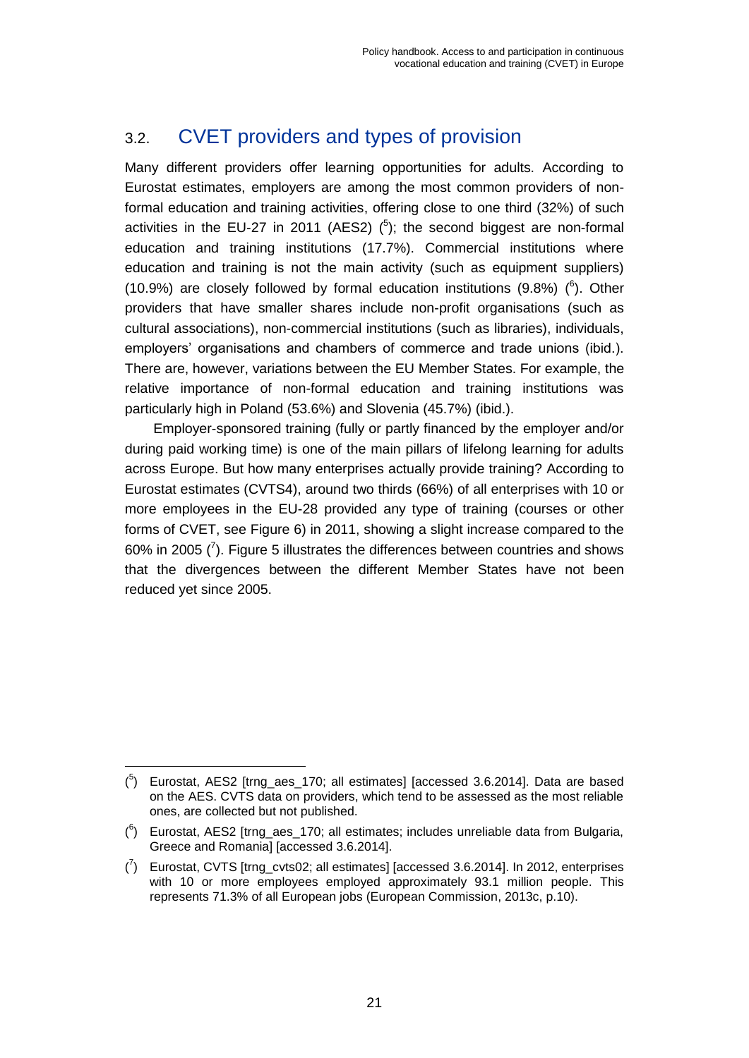## 3.2. CVET providers and types of provision

Many different providers offer learning opportunities for adults. According to Eurostat estimates, employers are among the most common providers of non-formal education and training activities, offering close to one third (32%) of such activities in the EU-27 in 2011 (AES2) ([5]); the second biggest are non-formal education and training institutions (17.7%). Commercial institutions where education and training is not the main activity (such as equipment suppliers) (10.9%) are closely followed by formal education institutions (9.8%) ([6]). Other providers that have smaller shares include non-profit organisations (such as cultural associations), non-commercial institutions (such as libraries), individuals, employers' organisations and chambers of commerce and trade unions (ibid.). There are, however, variations between the EU Member States. For example, the relative importance of non-formal education and training institutions was particularly high in Poland (53.6%) and Slovenia (45.7%) (ibid.).

Employer-sponsored training (fully or partly financed by the employer and/or during paid working time) is one of the main pillars of lifelong learning for adults across Europe. But how many enterprises actually provide training? According to Eurostat estimates (CVTS4), around two thirds (66%) of all enterprises with 10 or more employees in the EU-28 provided any type of training (courses or other forms of CVET, see Figure 6) in 2011, showing a slight increase compared to the 60% in 2005 ([7]). Figure 5 illustrates the differences between countries and shows that the divergences between the different Member States have not been reduced yet since 2005.

---

([5]) Eurostat, AES2 [trng_aes_170; all estimates] [accessed 3.6.2014]. Data are based on the AES. CVTS data on providers, which tend to be assessed as the most reliable ones, are collected but not published.

([6]) Eurostat, AES2 [trng_aes_170; all estimates; includes unreliable data from Bulgaria, Greece and Romania] [accessed 3.6.2014].

([7]) Eurostat, CVTS [trng_cvts02; all estimates] [accessed 3.6.2014]. In 2012, enterprises with 10 or more employees employed approximately 93.1 million people. This represents 71.3% of all European jobs (European Commission, 2013c, p.10).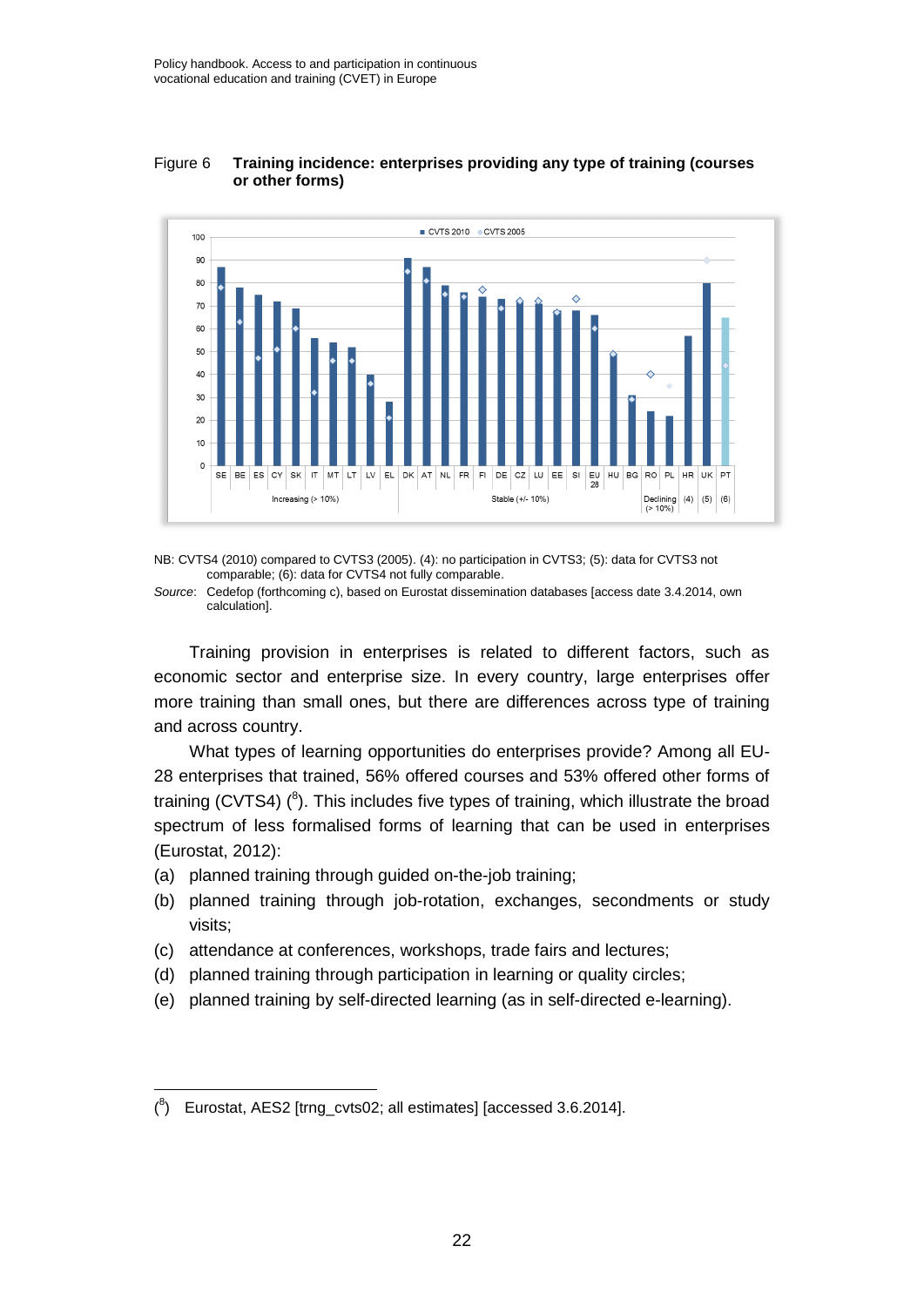Figure 6 **Training incidence: enterprises providing any type of training (courses or other forms)**

NB: CVTS4 (2010) compared to CVTS3 (2005). (4): no participation in CVTS3; (5): data for CVTS3 not comparable; (6): data for CVTS4 not fully comparable.

*Source*: Cedefop (forthcoming c), based on Eurostat dissemination databases [access date 3.4.2014, own calculation].

Training provision in enterprises is related to different factors, such as economic sector and enterprise size. In every country, large enterprises offer more training than small ones, but there are differences across type of training and across country.

What types of learning opportunities do enterprises provide? Among all EU-28 enterprises that trained, 56% offered courses and 53% offered other forms of training (CVTS4) ([8]). This includes five types of training, which illustrate the broad spectrum of less formalised forms of learning that can be used in enterprises (Eurostat, 2012):

(a) planned training through guided on-the-job training;

(b) planned training through job-rotation, exchanges, secondments or study visits;

(c) attendance at conferences, workshops, trade fairs and lectures;

(d) planned training through participation in learning or quality circles;

(e) planned training by self-directed learning (as in self-directed e-learning).

([8]) Eurostat, AES2 [trng_cvts02; all estimates] [accessed 3.6.2014].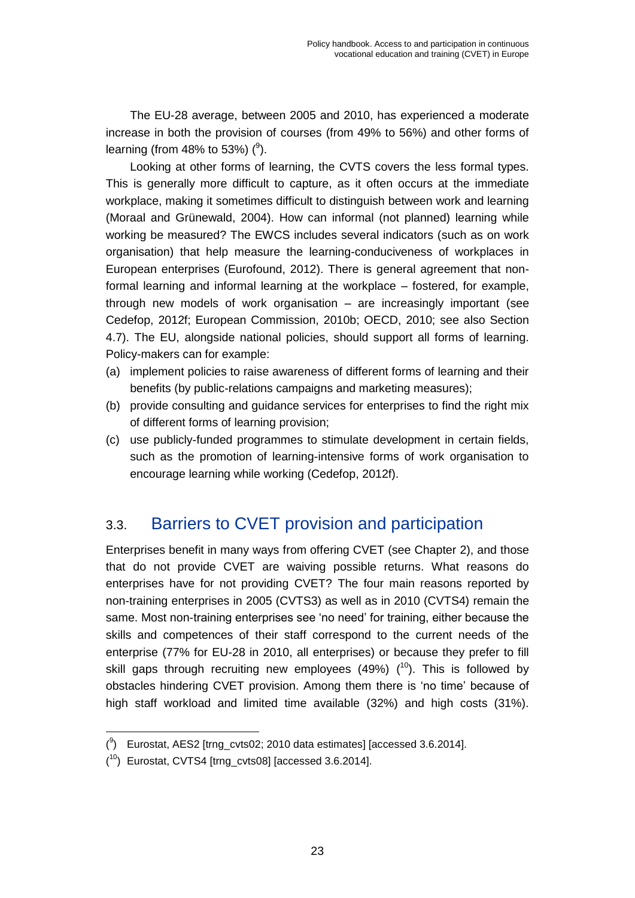The EU-28 average, between 2005 and 2010, has experienced a moderate increase in both the provision of courses (from 49% to 56%) and other forms of learning (from 48% to 53%) ([9]).

Looking at other forms of learning, the CVTS covers the less formal types. This is generally more difficult to capture, as it often occurs at the immediate workplace, making it sometimes difficult to distinguish between work and learning (Moraal and Grünewald, 2004). How can informal (not planned) learning while working be measured? The EWCS includes several indicators (such as on work organisation) that help measure the learning-conduciveness of workplaces in European enterprises (Eurofound, 2012). There is general agreement that non-formal learning and informal learning at the workplace – fostered, for example, through new models of work organisation – are increasingly important (see Cedefop, 2012f; European Commission, 2010b; OECD, 2010; see also Section 4.7). The EU, alongside national policies, should support all forms of learning. Policy-makers can for example:

(a) implement policies to raise awareness of different forms of learning and their benefits (by public-relations campaigns and marketing measures);
(b) provide consulting and guidance services for enterprises to find the right mix of different forms of learning provision;
(c) use publicly-funded programmes to stimulate development in certain fields, such as the promotion of learning-intensive forms of work organisation to encourage learning while working (Cedefop, 2012f).

## 3.3. Barriers to CVET provision and participation

Enterprises benefit in many ways from offering CVET (see Chapter 2), and those that do not provide CVET are waiving possible returns. What reasons do enterprises have for not providing CVET? The four main reasons reported by non-training enterprises in 2005 (CVTS3) as well as in 2010 (CVTS4) remain the same. Most non-training enterprises see 'no need' for training, either because the skills and competences of their staff correspond to the current needs of the enterprise (77% for EU-28 in 2010, all enterprises) or because they prefer to fill skill gaps through recruiting new employees (49%) ([10]). This is followed by obstacles hindering CVET provision. Among them there is 'no time' because of high staff workload and limited time available (32%) and high costs (31%).

([9]) Eurostat, AES2 [trng_cvts02; 2010 data estimates] [accessed 3.6.2014].

([10]) Eurostat, CVTS4 [trng_cvts08] [accessed 3.6.2014].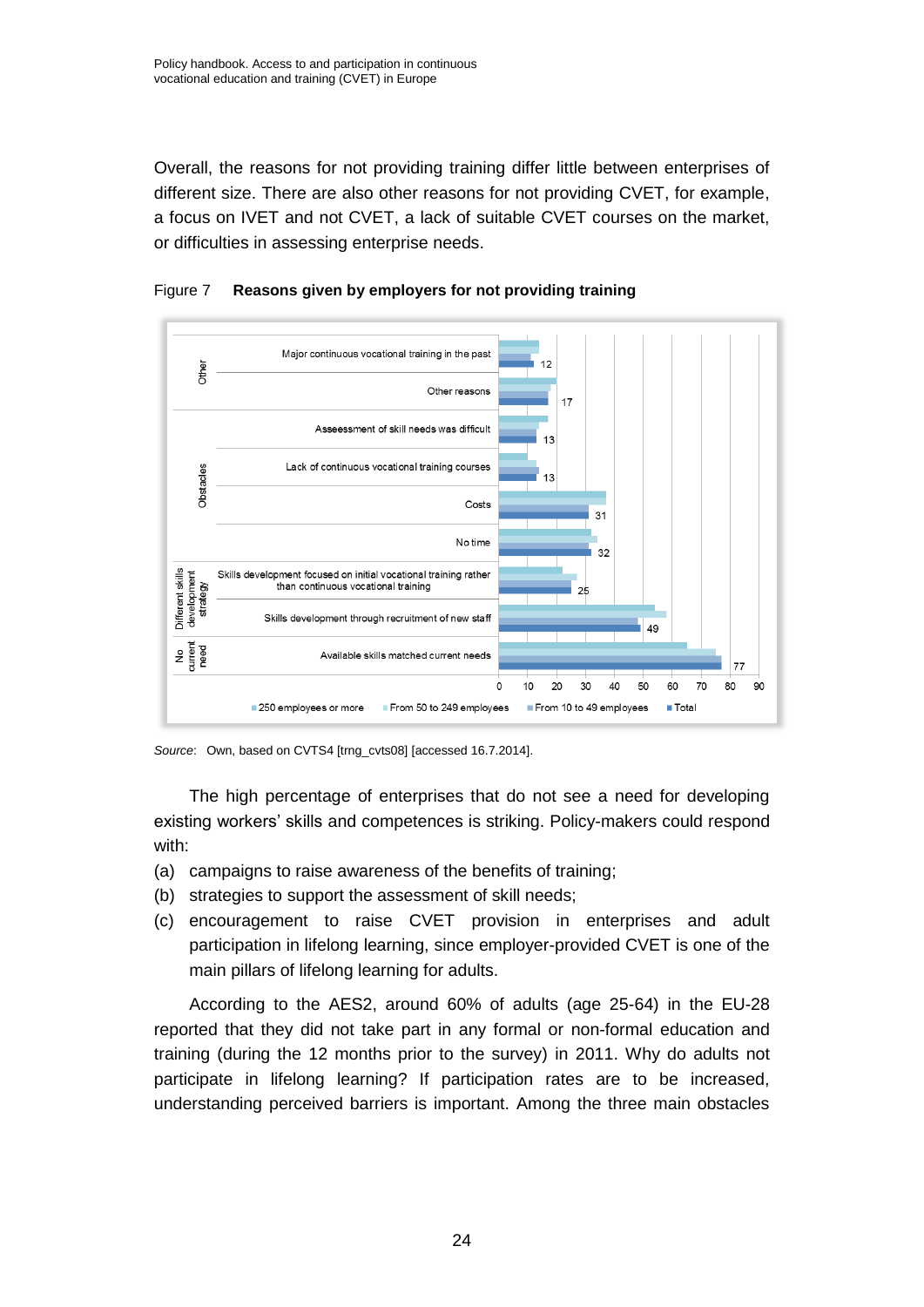Overall, the reasons for not providing training differ little between enterprises of different size. There are also other reasons for not providing CVET, for example, a focus on IVET and not CVET, a lack of suitable CVET courses on the market, or difficulties in assessing enterprise needs.

Figure 7 **Reasons given by employers for not providing training**

| Category | Reason | Total |
|---|---|---|
| Other | Major continuous vocational training in the past | 12 |
| Other | Other reasons | 17 |
| Obstacles | Assessment of skill needs was difficult | 13 |
| Obstacles | Lack of continuous vocational training courses | 13 |
| Obstacles | Costs | 31 |
| Obstacles | No time | 32 |
| Different skills development strategy | Skills development focused on initial vocational training rather than continuous vocational training | 25 |
| Different skills development strategy | Skills development through recruitment of new staff | 49 |
| No current need | Available skills matched current needs | 77 |

Legend: 250 employees or more; From 50 to 249 employees; From 10 to 49 employees; Total

*Source*: Own, based on CVTS4 [trng_cvts08] [accessed 16.7.2014].

The high percentage of enterprises that do not see a need for developing existing workers' skills and competences is striking. Policy-makers could respond with:

(a) campaigns to raise awareness of the benefits of training;
(b) strategies to support the assessment of skill needs;
(c) encouragement to raise CVET provision in enterprises and adult participation in lifelong learning, since employer-provided CVET is one of the main pillars of lifelong learning for adults.

According to the AES2, around 60% of adults (age 25-64) in the EU-28 reported that they did not take part in any formal or non-formal education and training (during the 12 months prior to the survey) in 2011. Why do adults not participate in lifelong learning? If participation rates are to be increased, understanding perceived barriers is important. Among the three main obstacles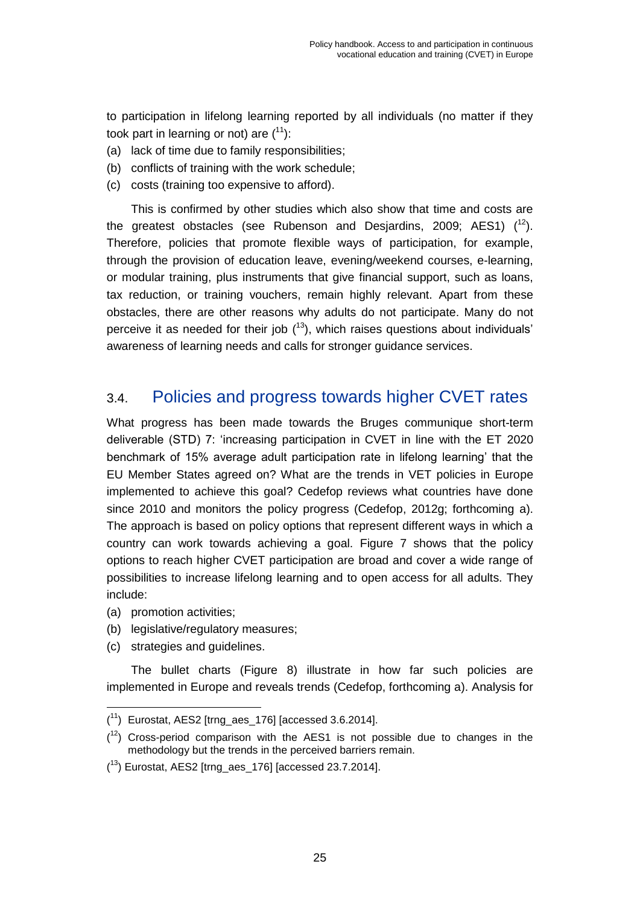to participation in lifelong learning reported by all individuals (no matter if they took part in learning or not) are [11]:

(a) lack of time due to family responsibilities;
(b) conflicts of training with the work schedule;
(c) costs (training too expensive to afford).

This is confirmed by other studies which also show that time and costs are the greatest obstacles (see Rubenson and Desjardins, 2009; AES1) [12]. Therefore, policies that promote flexible ways of participation, for example, through the provision of education leave, evening/weekend courses, e-learning, or modular training, plus instruments that give financial support, such as loans, tax reduction, or training vouchers, remain highly relevant. Apart from these obstacles, there are other reasons why adults do not participate. Many do not perceive it as needed for their job [13], which raises questions about individuals' awareness of learning needs and calls for stronger guidance services.

## 3.4. Policies and progress towards higher CVET rates

What progress has been made towards the Bruges communique short-term deliverable (STD) 7: 'increasing participation in CVET in line with the ET 2020 benchmark of 15% average adult participation rate in lifelong learning' that the EU Member States agreed on? What are the trends in VET policies in Europe implemented to achieve this goal? Cedefop reviews what countries have done since 2010 and monitors the policy progress (Cedefop, 2012g; forthcoming a). The approach is based on policy options that represent different ways in which a country can work towards achieving a goal. Figure 7 shows that the policy options to reach higher CVET participation are broad and cover a wide range of possibilities to increase lifelong learning and to open access for all adults. They include:

(a) promotion activities;
(b) legislative/regulatory measures;
(c) strategies and guidelines.

The bullet charts (Figure 8) illustrate in how far such policies are implemented in Europe and reveals trends (Cedefop, forthcoming a). Analysis for

---

[11] Eurostat, AES2 [trng_aes_176] [accessed 3.6.2014].

[12] Cross-period comparison with the AES1 is not possible due to changes in the methodology but the trends in the perceived barriers remain.

[13] Eurostat, AES2 [trng_aes_176] [accessed 23.7.2014].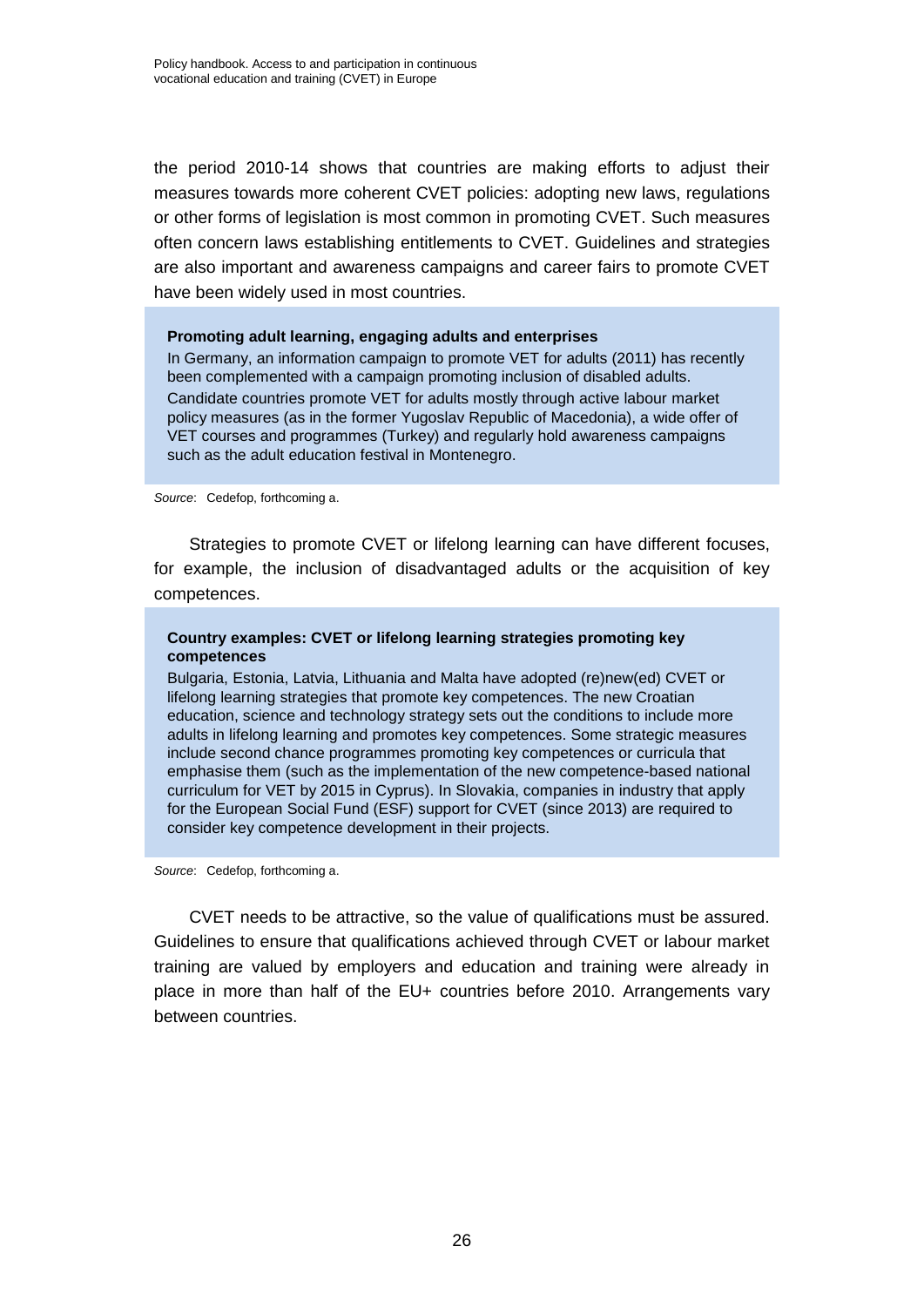the period 2010-14 shows that countries are making efforts to adjust their measures towards more coherent CVET policies: adopting new laws, regulations or other forms of legislation is most common in promoting CVET. Such measures often concern laws establishing entitlements to CVET. Guidelines and strategies are also important and awareness campaigns and career fairs to promote CVET have been widely used in most countries.

**Promoting adult learning, engaging adults and enterprises**

In Germany, an information campaign to promote VET for adults (2011) has recently been complemented with a campaign promoting inclusion of disabled adults. Candidate countries promote VET for adults mostly through active labour market policy measures (as in the former Yugoslav Republic of Macedonia), a wide offer of VET courses and programmes (Turkey) and regularly hold awareness campaigns such as the adult education festival in Montenegro.

*Source*: Cedefop, forthcoming a.

Strategies to promote CVET or lifelong learning can have different focuses, for example, the inclusion of disadvantaged adults or the acquisition of key competences.

**Country examples: CVET or lifelong learning strategies promoting key competences**

Bulgaria, Estonia, Latvia, Lithuania and Malta have adopted (re)new(ed) CVET or lifelong learning strategies that promote key competences. The new Croatian education, science and technology strategy sets out the conditions to include more adults in lifelong learning and promotes key competences. Some strategic measures include second chance programmes promoting key competences or curricula that emphasise them (such as the implementation of the new competence-based national curriculum for VET by 2015 in Cyprus). In Slovakia, companies in industry that apply for the European Social Fund (ESF) support for CVET (since 2013) are required to consider key competence development in their projects.

*Source*: Cedefop, forthcoming a.

CVET needs to be attractive, so the value of qualifications must be assured. Guidelines to ensure that qualifications achieved through CVET or labour market training are valued by employers and education and training were already in place in more than half of the EU+ countries before 2010. Arrangements vary between countries.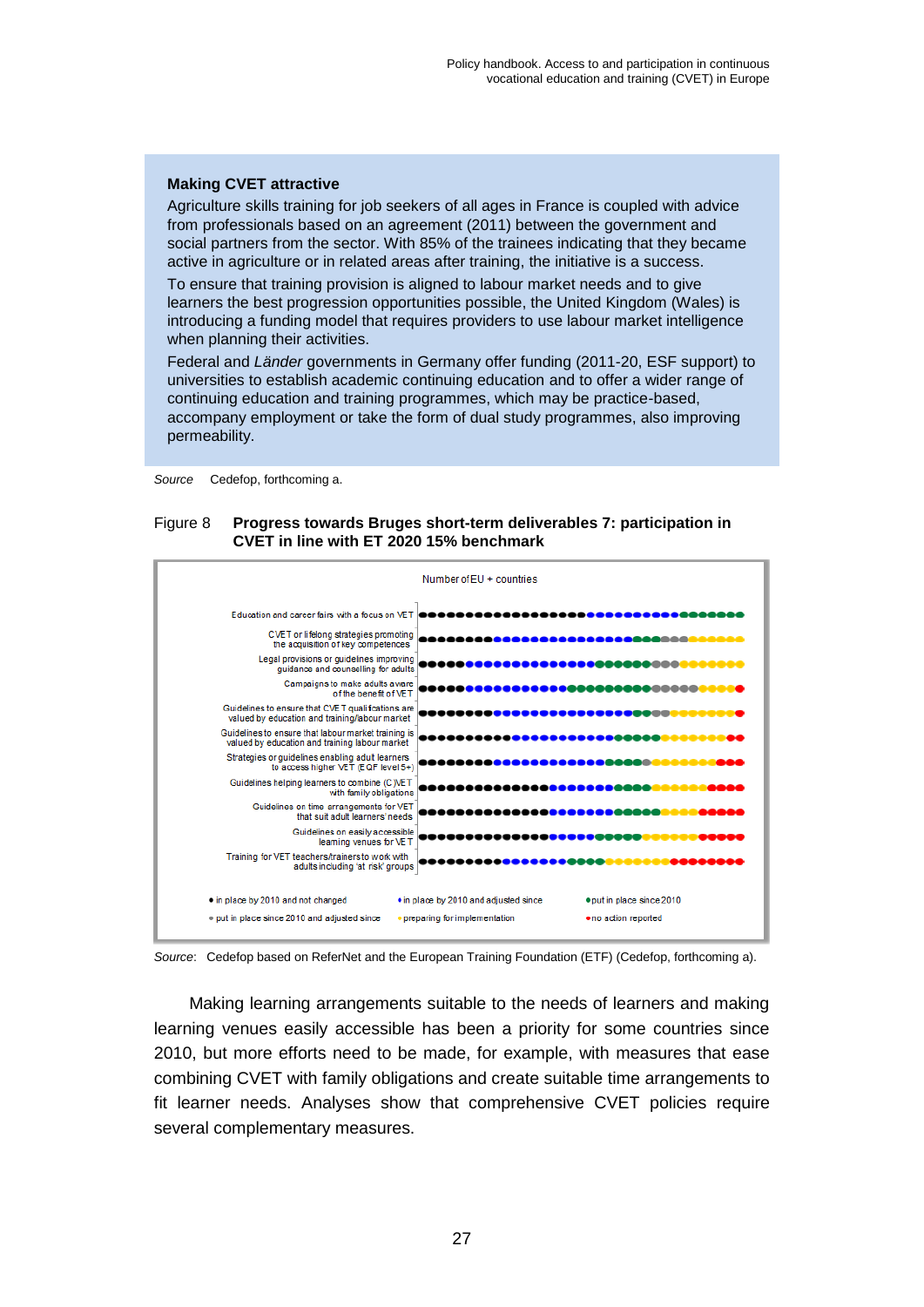**Making CVET attractive**

Agriculture skills training for job seekers of all ages in France is coupled with advice from professionals based on an agreement (2011) between the government and social partners from the sector. With 85% of the trainees indicating that they became active in agriculture or in related areas after training, the initiative is a success.

To ensure that training provision is aligned to labour market needs and to give learners the best progression opportunities possible, the United Kingdom (Wales) is introducing a funding model that requires providers to use labour market intelligence when planning their activities.

Federal and *Länder* governments in Germany offer funding (2011-20, ESF support) to universities to establish academic continuing education and to offer a wider range of continuing education and training programmes, which may be practice-based, accompany employment or take the form of dual study programmes, also improving permeability.

*Source* Cedefop, forthcoming a.

Figure 8 **Progress towards Bruges short-term deliverables 7: participation in CVET in line with ET 2020 15% benchmark**

Number of EU + countries

- Education and career fairs with a focus on VET
- CVET or lifelong strategies promoting the acquisition of key competences
- Legal provisions or guidelines improving guidance and counselling for adults
- Campaigns to make adults aware of the benefit of VET
- Guidelines to ensure that CVET qualifications are valued by education and training/labour market
- Guidelines to ensure that labour market training is valued by education and training labour market
- Strategies or guidelines enabling adult learners to access higher VET (EQF level 5+)
- Guidelines helping learners to combine (C)VET with family obligations
- Guidelines on time arrangements for VET that suit adult learners' needs
- Guidelines on easily accessible learning venues for VET
- Training for VET teachers/trainers to work with adults including 'at risk' groups

Legend: in place by 2010 and not changed; in place by 2010 and adjusted since; put in place since 2010; put in place since 2010 and adjusted since; preparing for implementation; no action reported

*Source*: Cedefop based on ReferNet and the European Training Foundation (ETF) (Cedefop, forthcoming a).

Making learning arrangements suitable to the needs of learners and making learning venues easily accessible has been a priority for some countries since 2010, but more efforts need to be made, for example, with measures that ease combining CVET with family obligations and create suitable time arrangements to fit learner needs. Analyses show that comprehensive CVET policies require several complementary measures.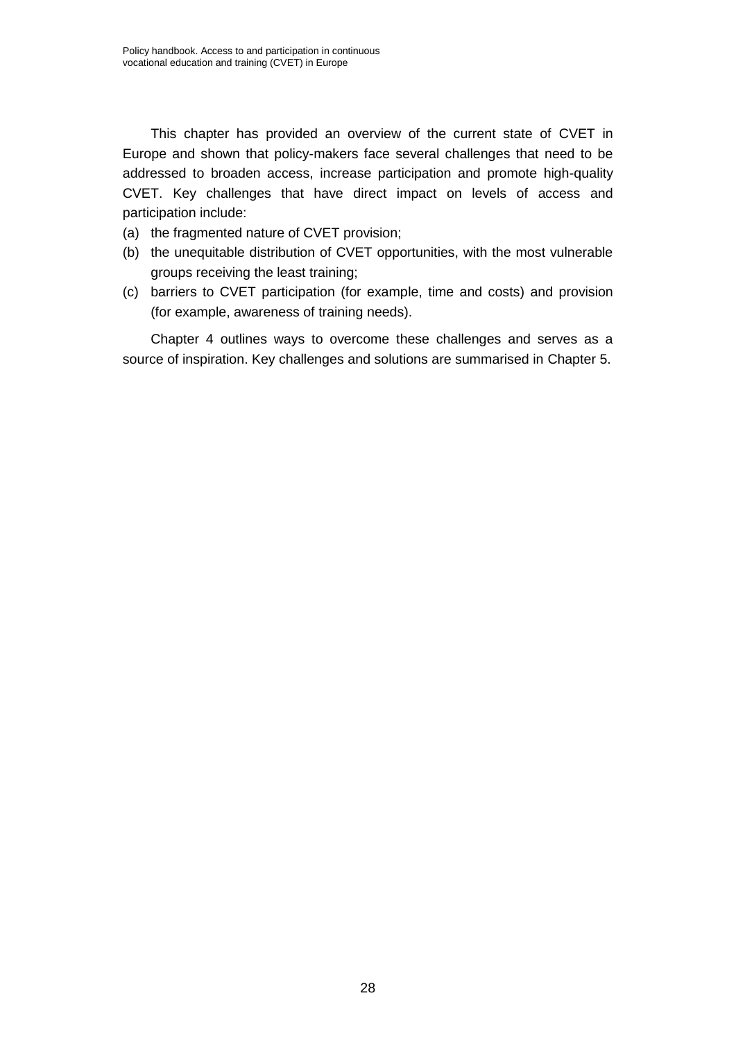This chapter has provided an overview of the current state of CVET in Europe and shown that policy-makers face several challenges that need to be addressed to broaden access, increase participation and promote high-quality CVET. Key challenges that have direct impact on levels of access and participation include:

(a) the fragmented nature of CVET provision;
(b) the unequitable distribution of CVET opportunities, with the most vulnerable groups receiving the least training;
(c) barriers to CVET participation (for example, time and costs) and provision (for example, awareness of training needs).

Chapter 4 outlines ways to overcome these challenges and serves as a source of inspiration. Key challenges and solutions are summarised in Chapter 5.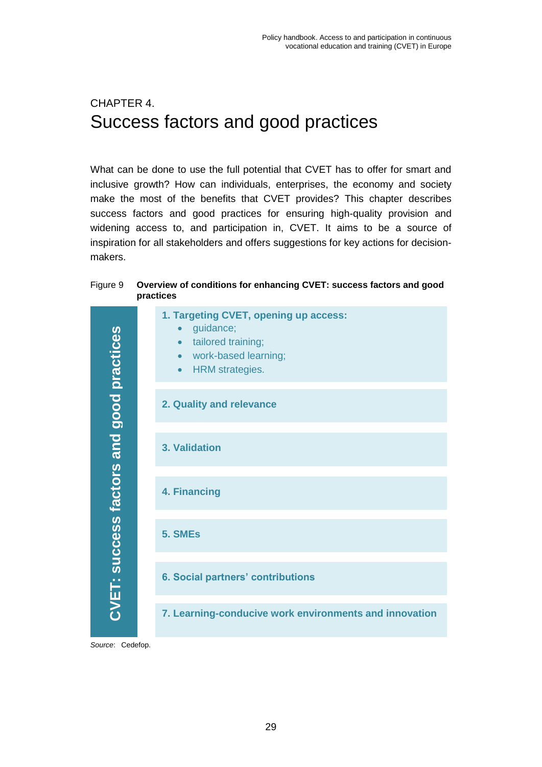# CHAPTER 4.
# Success factors and good practices

What can be done to use the full potential that CVET has to offer for smart and inclusive growth? How can individuals, enterprises, the economy and society make the most of the benefits that CVET provides? This chapter describes success factors and good practices for ensuring high-quality provision and widening access to, and participation in, CVET. It aims to be a source of inspiration for all stakeholders and offers suggestions for key actions for decision-makers.

Figure 9 **Overview of conditions for enhancing CVET: success factors and good practices**

**CVET: success factors and good practices**

**1. Targeting CVET, opening up access:**
- guidance;
- tailored training;
- work-based learning;
- HRM strategies.

**2. Quality and relevance**

**3. Validation**

**4. Financing**

**5. SMEs**

**6. Social partners' contributions**

**7. Learning-conducive work environments and innovation**

*Source*: Cedefop.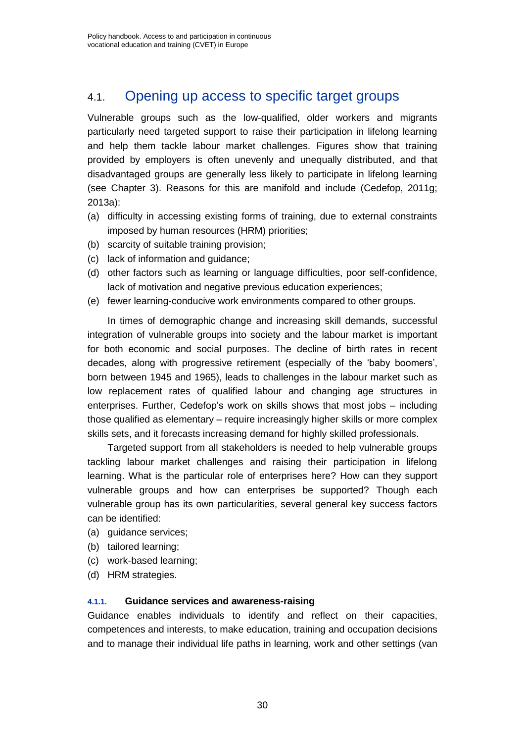## 4.1. Opening up access to specific target groups

Vulnerable groups such as the low-qualified, older workers and migrants particularly need targeted support to raise their participation in lifelong learning and help them tackle labour market challenges. Figures show that training provided by employers is often unevenly and unequally distributed, and that disadvantaged groups are generally less likely to participate in lifelong learning (see Chapter 3). Reasons for this are manifold and include (Cedefop, 2011g; 2013a):

(a) difficulty in accessing existing forms of training, due to external constraints imposed by human resources (HRM) priorities;
(b) scarcity of suitable training provision;
(c) lack of information and guidance;
(d) other factors such as learning or language difficulties, poor self-confidence, lack of motivation and negative previous education experiences;
(e) fewer learning-conducive work environments compared to other groups.

In times of demographic change and increasing skill demands, successful integration of vulnerable groups into society and the labour market is important for both economic and social purposes. The decline of birth rates in recent decades, along with progressive retirement (especially of the 'baby boomers', born between 1945 and 1965), leads to challenges in the labour market such as low replacement rates of qualified labour and changing age structures in enterprises. Further, Cedefop's work on skills shows that most jobs – including those qualified as elementary – require increasingly higher skills or more complex skills sets, and it forecasts increasing demand for highly skilled professionals.

Targeted support from all stakeholders is needed to help vulnerable groups tackling labour market challenges and raising their participation in lifelong learning. What is the particular role of enterprises here? How can they support vulnerable groups and how can enterprises be supported? Though each vulnerable group has its own particularities, several general key success factors can be identified:

(a) guidance services;
(b) tailored learning;
(c) work-based learning;
(d) HRM strategies.

#### 4.1.1. Guidance services and awareness-raising

Guidance enables individuals to identify and reflect on their capacities, competences and interests, to make education, training and occupation decisions and to manage their individual life paths in learning, work and other settings (van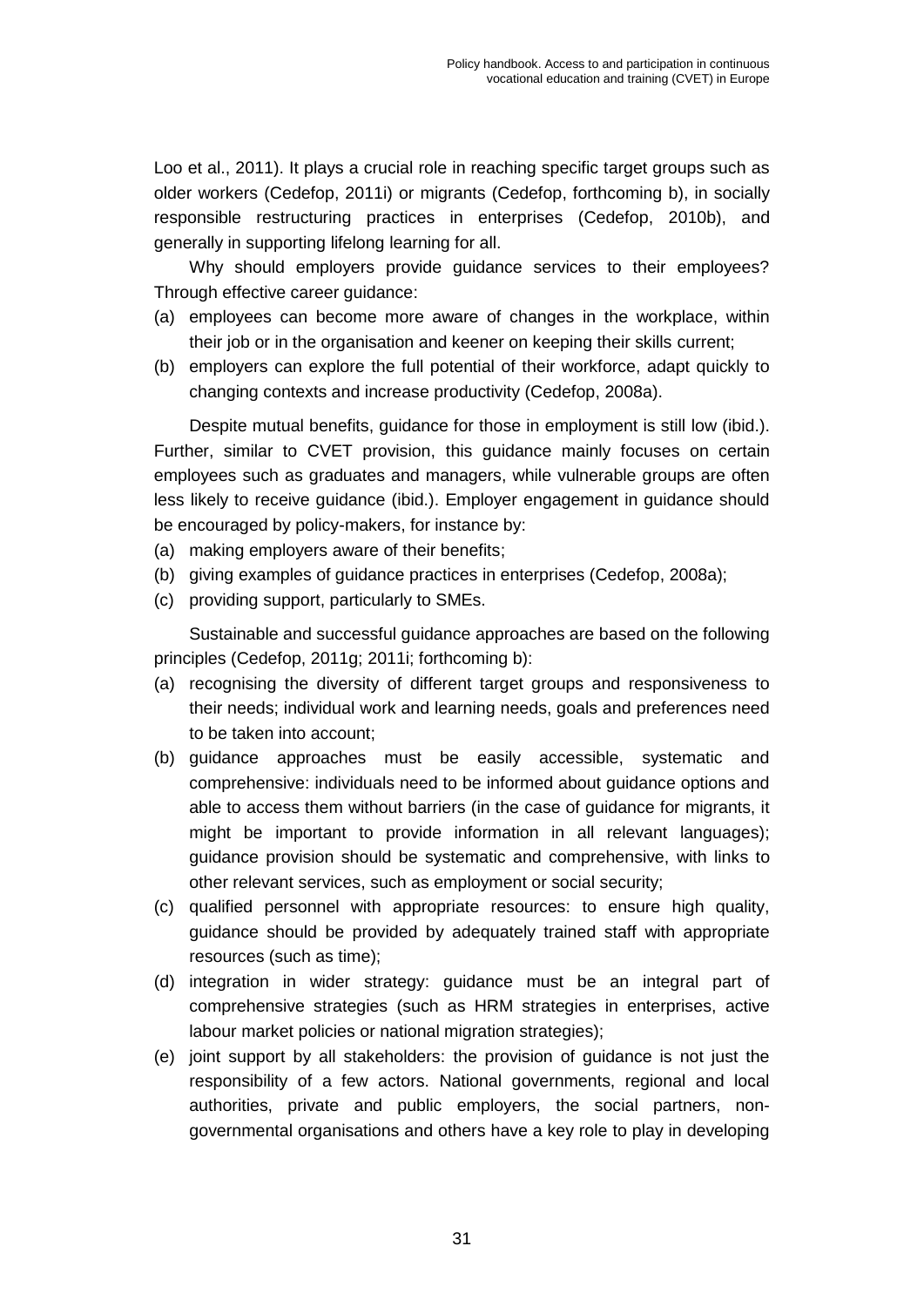Loo et al., 2011). It plays a crucial role in reaching specific target groups such as older workers (Cedefop, 2011i) or migrants (Cedefop, forthcoming b), in socially responsible restructuring practices in enterprises (Cedefop, 2010b), and generally in supporting lifelong learning for all.

Why should employers provide guidance services to their employees? Through effective career guidance:

(a) employees can become more aware of changes in the workplace, within their job or in the organisation and keener on keeping their skills current;
(b) employers can explore the full potential of their workforce, adapt quickly to changing contexts and increase productivity (Cedefop, 2008a).

Despite mutual benefits, guidance for those in employment is still low (ibid.). Further, similar to CVET provision, this guidance mainly focuses on certain employees such as graduates and managers, while vulnerable groups are often less likely to receive guidance (ibid.). Employer engagement in guidance should be encouraged by policy-makers, for instance by:

(a) making employers aware of their benefits;
(b) giving examples of guidance practices in enterprises (Cedefop, 2008a);
(c) providing support, particularly to SMEs.

Sustainable and successful guidance approaches are based on the following principles (Cedefop, 2011g; 2011i; forthcoming b):

(a) recognising the diversity of different target groups and responsiveness to their needs; individual work and learning needs, goals and preferences need to be taken into account;
(b) guidance approaches must be easily accessible, systematic and comprehensive: individuals need to be informed about guidance options and able to access them without barriers (in the case of guidance for migrants, it might be important to provide information in all relevant languages); guidance provision should be systematic and comprehensive, with links to other relevant services, such as employment or social security;
(c) qualified personnel with appropriate resources: to ensure high quality, guidance should be provided by adequately trained staff with appropriate resources (such as time);
(d) integration in wider strategy: guidance must be an integral part of comprehensive strategies (such as HRM strategies in enterprises, active labour market policies or national migration strategies);
(e) joint support by all stakeholders: the provision of guidance is not just the responsibility of a few actors. National governments, regional and local authorities, private and public employers, the social partners, non-governmental organisations and others have a key role to play in developing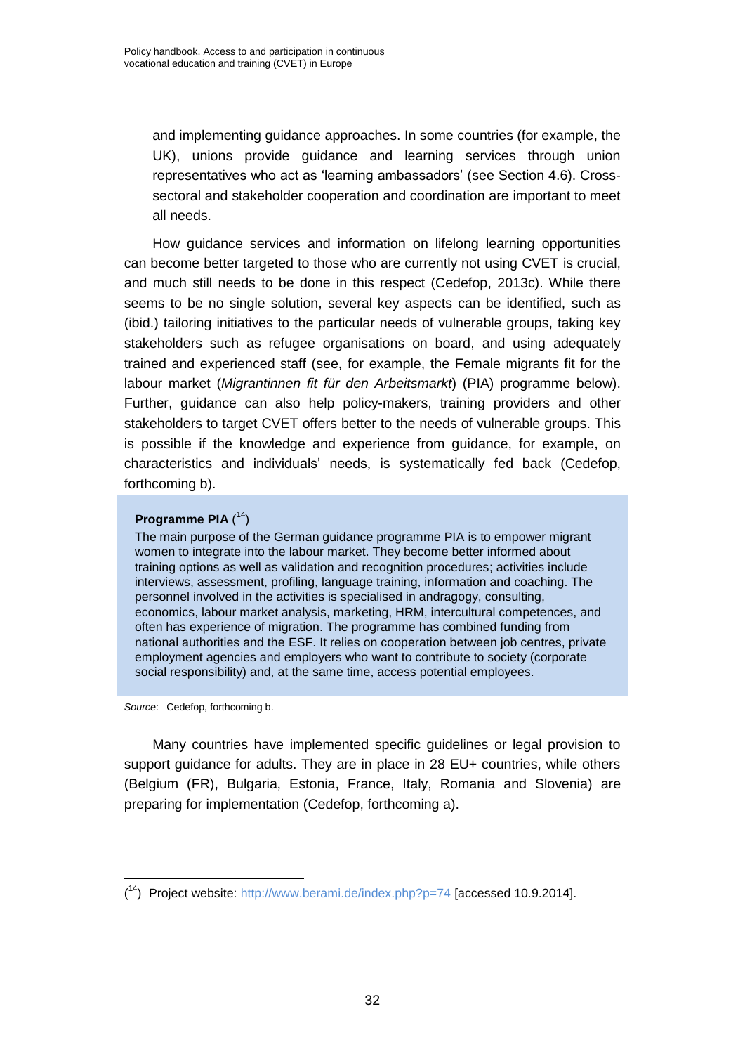and implementing guidance approaches. In some countries (for example, the UK), unions provide guidance and learning services through union representatives who act as 'learning ambassadors' (see Section 4.6). Cross-sectoral and stakeholder cooperation and coordination are important to meet all needs.

How guidance services and information on lifelong learning opportunities can become better targeted to those who are currently not using CVET is crucial, and much still needs to be done in this respect (Cedefop, 2013c). While there seems to be no single solution, several key aspects can be identified, such as (ibid.) tailoring initiatives to the particular needs of vulnerable groups, taking key stakeholders such as refugee organisations on board, and using adequately trained and experienced staff (see, for example, the Female migrants fit for the labour market (*Migrantinnen fit für den Arbeitsmarkt*) (PIA) programme below). Further, guidance can also help policy-makers, training providers and other stakeholders to target CVET offers better to the needs of vulnerable groups. This is possible if the knowledge and experience from guidance, for example, on characteristics and individuals' needs, is systematically fed back (Cedefop, forthcoming b).

> **Programme PIA** ([14])
>
> The main purpose of the German guidance programme PIA is to empower migrant women to integrate into the labour market. They become better informed about training options as well as validation and recognition procedures; activities include interviews, assessment, profiling, language training, information and coaching. The personnel involved in the activities is specialised in andragogy, consulting, economics, labour market analysis, marketing, HRM, intercultural competences, and often has experience of migration. The programme has combined funding from national authorities and the ESF. It relies on cooperation between job centres, private employment agencies and employers who want to contribute to society (corporate social responsibility) and, at the same time, access potential employees.

*Source*: Cedefop, forthcoming b.

Many countries have implemented specific guidelines or legal provision to support guidance for adults. They are in place in 28 EU+ countries, while others (Belgium (FR), Bulgaria, Estonia, France, Italy, Romania and Slovenia) are preparing for implementation (Cedefop, forthcoming a).

---

([14]) Project website: http://www.berami.de/index.php?p=74 [accessed 10.9.2014].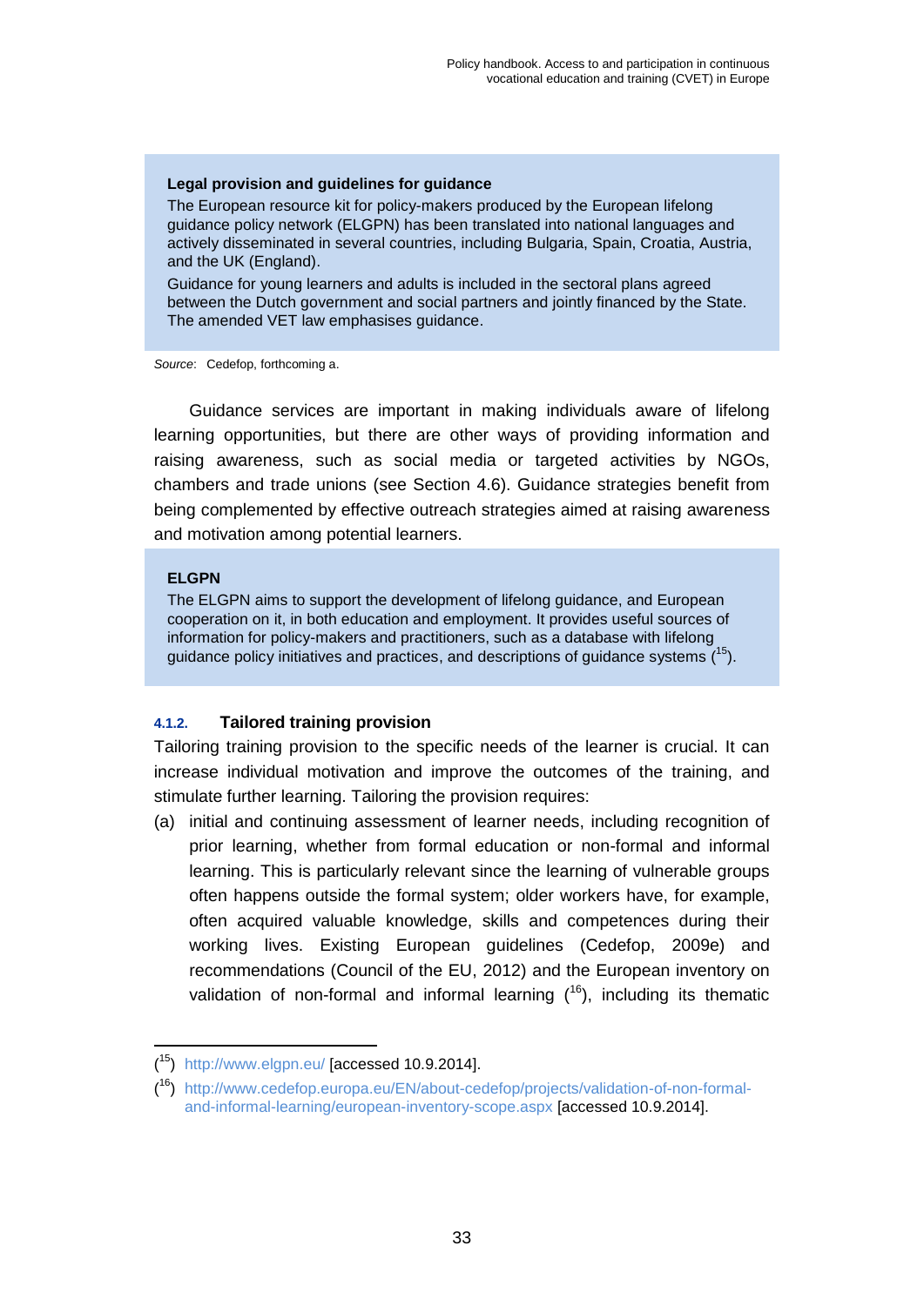**Legal provision and guidelines for guidance**

The European resource kit for policy-makers produced by the European lifelong guidance policy network (ELGPN) has been translated into national languages and actively disseminated in several countries, including Bulgaria, Spain, Croatia, Austria, and the UK (England).

Guidance for young learners and adults is included in the sectoral plans agreed between the Dutch government and social partners and jointly financed by the State. The amended VET law emphasises guidance.

*Source*: Cedefop, forthcoming a.

Guidance services are important in making individuals aware of lifelong learning opportunities, but there are other ways of providing information and raising awareness, such as social media or targeted activities by NGOs, chambers and trade unions (see Section 4.6). Guidance strategies benefit from being complemented by effective outreach strategies aimed at raising awareness and motivation among potential learners.

**ELGPN**

The ELGPN aims to support the development of lifelong guidance, and European cooperation on it, in both education and employment. It provides useful sources of information for policy-makers and practitioners, such as a database with lifelong guidance policy initiatives and practices, and descriptions of guidance systems ([15]).

#### 4.1.2. Tailored training provision

Tailoring training provision to the specific needs of the learner is crucial. It can increase individual motivation and improve the outcomes of the training, and stimulate further learning. Tailoring the provision requires:

(a) initial and continuing assessment of learner needs, including recognition of prior learning, whether from formal education or non-formal and informal learning. This is particularly relevant since the learning of vulnerable groups often happens outside the formal system; older workers have, for example, often acquired valuable knowledge, skills and competences during their working lives. Existing European guidelines (Cedefop, 2009e) and recommendations (Council of the EU, 2012) and the European inventory on validation of non-formal and informal learning ([16]), including its thematic

---

([15]) http://www.elgpn.eu/ [accessed 10.9.2014].

([16]) http://www.cedefop.europa.eu/EN/about-cedefop/projects/validation-of-non-formal-and-informal-learning/european-inventory-scope.aspx [accessed 10.9.2014].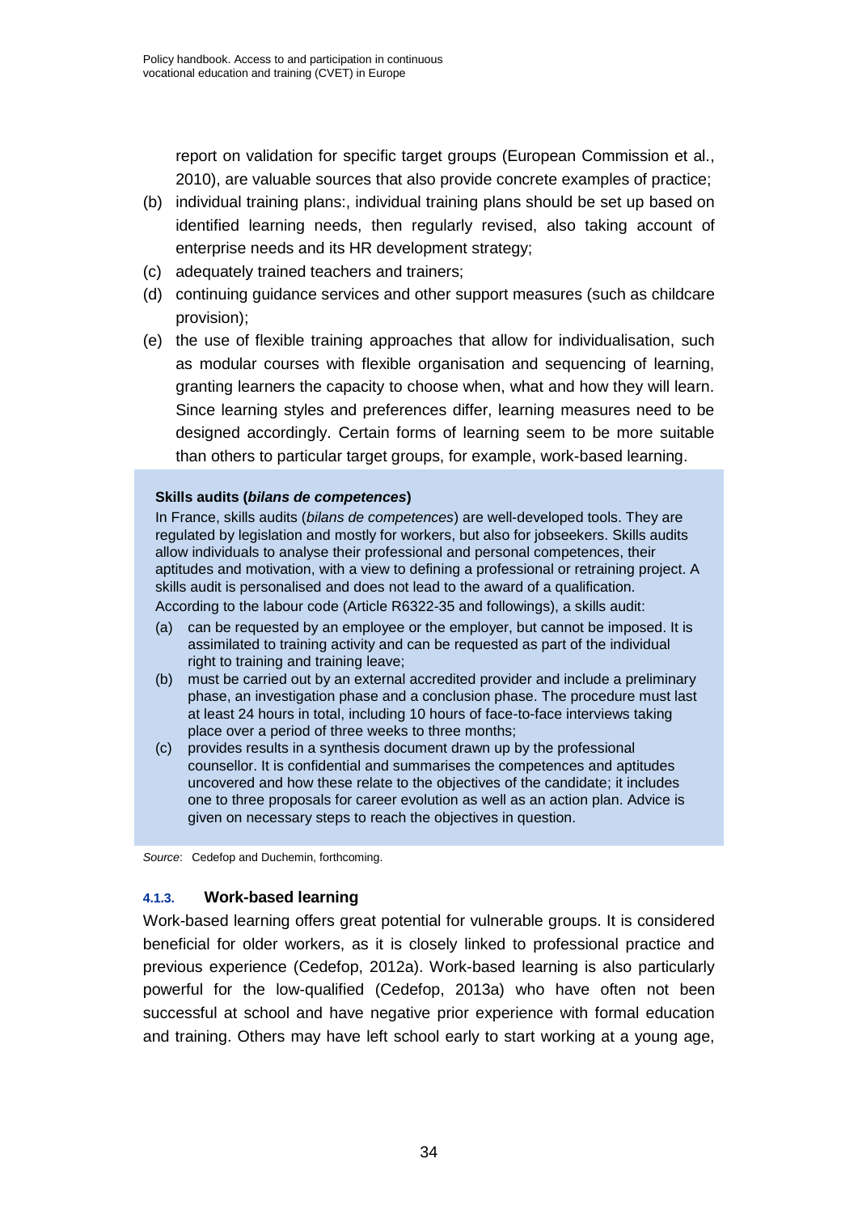report on validation for specific target groups (European Commission et al., 2010), are valuable sources that also provide concrete examples of practice;

(b) individual training plans:, individual training plans should be set up based on identified learning needs, then regularly revised, also taking account of enterprise needs and its HR development strategy;

(c) adequately trained teachers and trainers;

(d) continuing guidance services and other support measures (such as childcare provision);

(e) the use of flexible training approaches that allow for individualisation, such as modular courses with flexible organisation and sequencing of learning, granting learners the capacity to choose when, what and how they will learn. Since learning styles and preferences differ, learning measures need to be designed accordingly. Certain forms of learning seem to be more suitable than others to particular target groups, for example, work-based learning.

**Skills audits (*bilans de competences*)**

In France, skills audits (*bilans de competences*) are well-developed tools. They are regulated by legislation and mostly for workers, but also for jobseekers. Skills audits allow individuals to analyse their professional and personal competences, their aptitudes and motivation, with a view to defining a professional or retraining project. A skills audit is personalised and does not lead to the award of a qualification.

According to the labour code (Article R6322-35 and followings), a skills audit:

(a) can be requested by an employee or the employer, but cannot be imposed. It is assimilated to training activity and can be requested as part of the individual right to training and training leave;

(b) must be carried out by an external accredited provider and include a preliminary phase, an investigation phase and a conclusion phase. The procedure must last at least 24 hours in total, including 10 hours of face-to-face interviews taking place over a period of three weeks to three months;

(c) provides results in a synthesis document drawn up by the professional counsellor. It is confidential and summarises the competences and aptitudes uncovered and how these relate to the objectives of the candidate; it includes one to three proposals for career evolution as well as an action plan. Advice is given on necessary steps to reach the objectives in question.

*Source*: Cedefop and Duchemin, forthcoming.

#### 4.1.3. Work-based learning

Work-based learning offers great potential for vulnerable groups. It is considered beneficial for older workers, as it is closely linked to professional practice and previous experience (Cedefop, 2012a). Work-based learning is also particularly powerful for the low-qualified (Cedefop, 2013a) who have often not been successful at school and have negative prior experience with formal education and training. Others may have left school early to start working at a young age,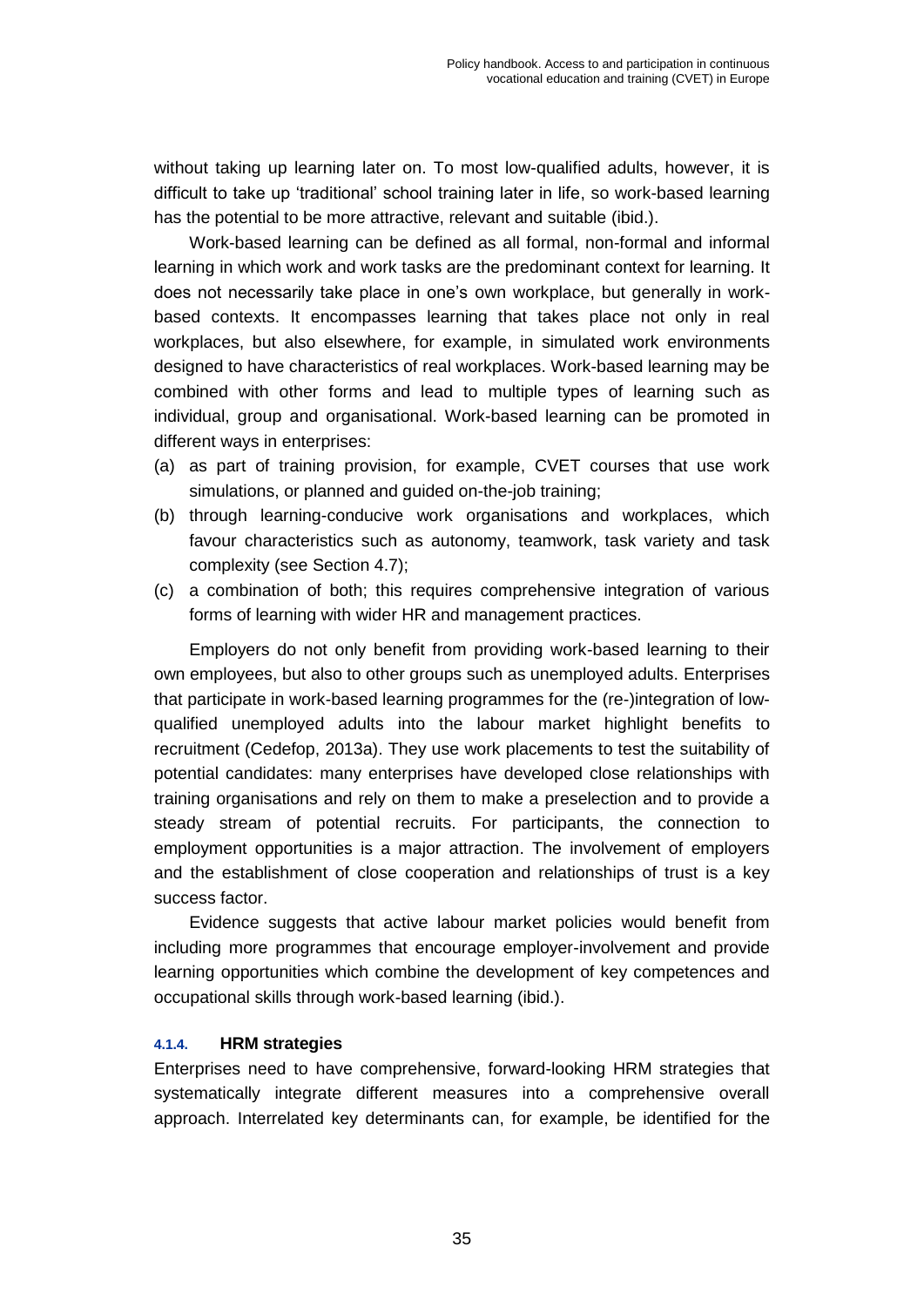without taking up learning later on. To most low-qualified adults, however, it is difficult to take up 'traditional' school training later in life, so work-based learning has the potential to be more attractive, relevant and suitable (ibid.).

Work-based learning can be defined as all formal, non-formal and informal learning in which work and work tasks are the predominant context for learning. It does not necessarily take place in one's own workplace, but generally in work-based contexts. It encompasses learning that takes place not only in real workplaces, but also elsewhere, for example, in simulated work environments designed to have characteristics of real workplaces. Work-based learning may be combined with other forms and lead to multiple types of learning such as individual, group and organisational. Work-based learning can be promoted in different ways in enterprises:

(a) as part of training provision, for example, CVET courses that use work simulations, or planned and guided on-the-job training;
(b) through learning-conducive work organisations and workplaces, which favour characteristics such as autonomy, teamwork, task variety and task complexity (see Section 4.7);
(c) a combination of both; this requires comprehensive integration of various forms of learning with wider HR and management practices.

Employers do not only benefit from providing work-based learning to their own employees, but also to other groups such as unemployed adults. Enterprises that participate in work-based learning programmes for the (re-)integration of low-qualified unemployed adults into the labour market highlight benefits to recruitment (Cedefop, 2013a). They use work placements to test the suitability of potential candidates: many enterprises have developed close relationships with training organisations and rely on them to make a preselection and to provide a steady stream of potential recruits. For participants, the connection to employment opportunities is a major attraction. The involvement of employers and the establishment of close cooperation and relationships of trust is a key success factor.

Evidence suggests that active labour market policies would benefit from including more programmes that encourage employer-involvement and provide learning opportunities which combine the development of key competences and occupational skills through work-based learning (ibid.).

#### 4.1.4. HRM strategies

Enterprises need to have comprehensive, forward-looking HRM strategies that systematically integrate different measures into a comprehensive overall approach. Interrelated key determinants can, for example, be identified for the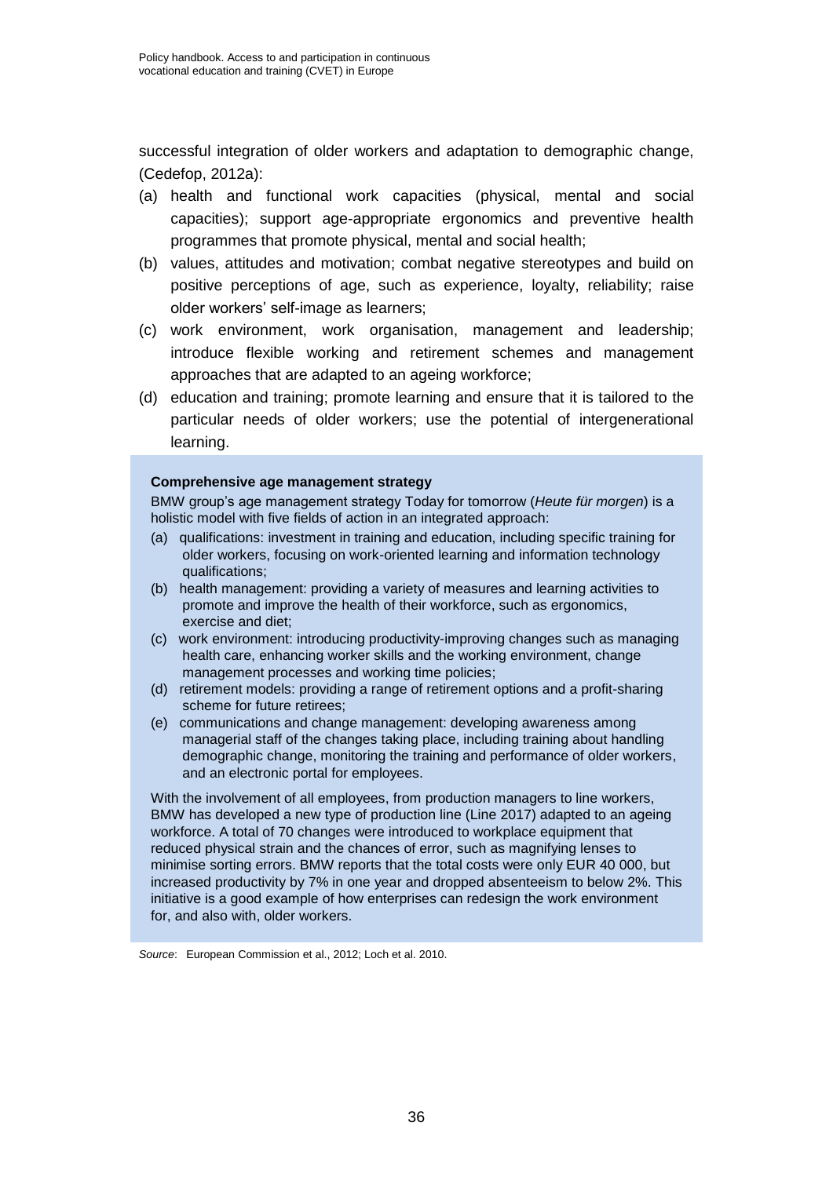successful integration of older workers and adaptation to demographic change, (Cedefop, 2012a):

(a) health and functional work capacities (physical, mental and social capacities); support age-appropriate ergonomics and preventive health programmes that promote physical, mental and social health;
(b) values, attitudes and motivation; combat negative stereotypes and build on positive perceptions of age, such as experience, loyalty, reliability; raise older workers' self-image as learners;
(c) work environment, work organisation, management and leadership; introduce flexible working and retirement schemes and management approaches that are adapted to an ageing workforce;
(d) education and training; promote learning and ensure that it is tailored to the particular needs of older workers; use the potential of intergenerational learning.

**Comprehensive age management strategy**

BMW group's age management strategy Today for tomorrow (*Heute für morgen*) is a holistic model with five fields of action in an integrated approach:

(a) qualifications: investment in training and education, including specific training for older workers, focusing on work-oriented learning and information technology qualifications;
(b) health management: providing a variety of measures and learning activities to promote and improve the health of their workforce, such as ergonomics, exercise and diet;
(c) work environment: introducing productivity-improving changes such as managing health care, enhancing worker skills and the working environment, change management processes and working time policies;
(d) retirement models: providing a range of retirement options and a profit-sharing scheme for future retirees;
(e) communications and change management: developing awareness among managerial staff of the changes taking place, including training about handling demographic change, monitoring the training and performance of older workers, and an electronic portal for employees.

With the involvement of all employees, from production managers to line workers, BMW has developed a new type of production line (Line 2017) adapted to an ageing workforce. A total of 70 changes were introduced to workplace equipment that reduced physical strain and the chances of error, such as magnifying lenses to minimise sorting errors. BMW reports that the total costs were only EUR 40 000, but increased productivity by 7% in one year and dropped absenteeism to below 2%. This initiative is a good example of how enterprises can redesign the work environment for, and also with, older workers.

*Source*: European Commission et al., 2012; Loch et al. 2010.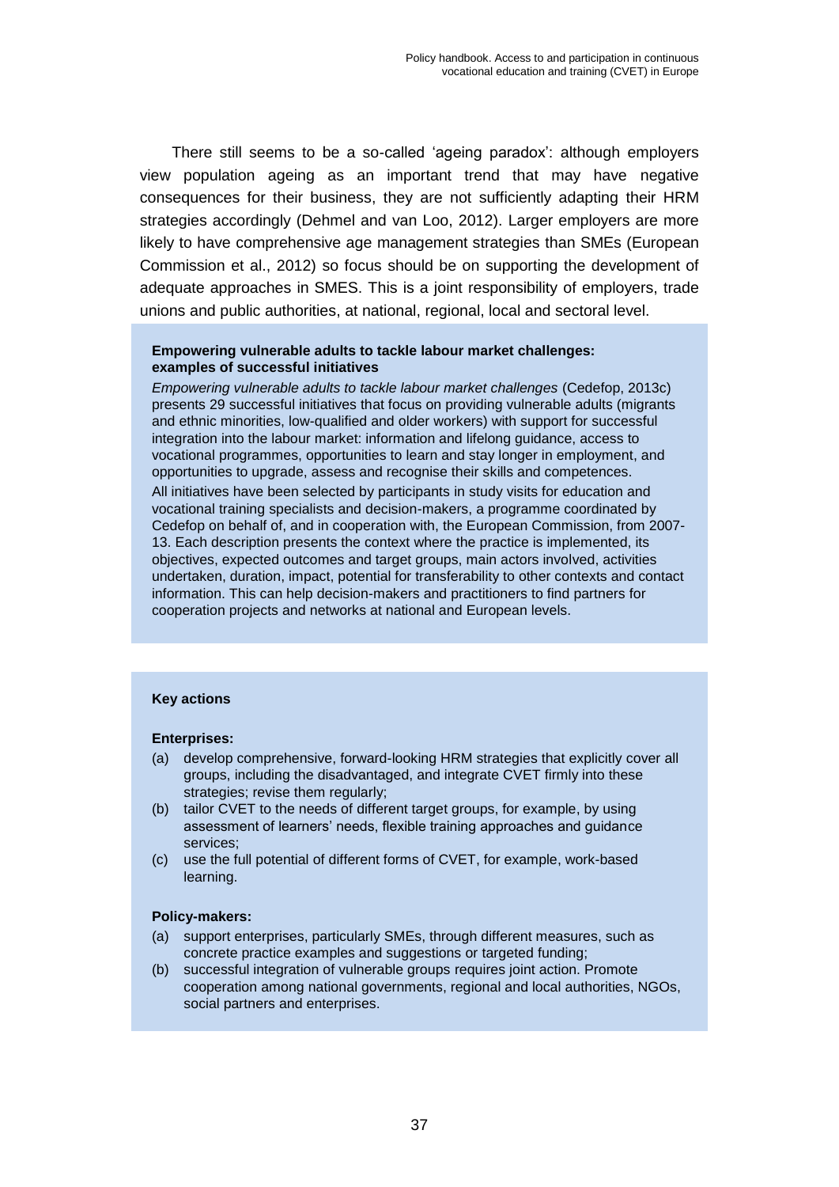There still seems to be a so-called 'ageing paradox': although employers view population ageing as an important trend that may have negative consequences for their business, they are not sufficiently adapting their HRM strategies accordingly (Dehmel and van Loo, 2012). Larger employers are more likely to have comprehensive age management strategies than SMEs (European Commission et al., 2012) so focus should be on supporting the development of adequate approaches in SMES. This is a joint responsibility of employers, trade unions and public authorities, at national, regional, local and sectoral level.

**Empowering vulnerable adults to tackle labour market challenges: examples of successful initiatives**

*Empowering vulnerable adults to tackle labour market challenges* (Cedefop, 2013c) presents 29 successful initiatives that focus on providing vulnerable adults (migrants and ethnic minorities, low-qualified and older workers) with support for successful integration into the labour market: information and lifelong guidance, access to vocational programmes, opportunities to learn and stay longer in employment, and opportunities to upgrade, assess and recognise their skills and competences.

All initiatives have been selected by participants in study visits for education and vocational training specialists and decision-makers, a programme coordinated by Cedefop on behalf of, and in cooperation with, the European Commission, from 2007-13. Each description presents the context where the practice is implemented, its objectives, expected outcomes and target groups, main actors involved, activities undertaken, duration, impact, potential for transferability to other contexts and contact information. This can help decision-makers and practitioners to find partners for cooperation projects and networks at national and European levels.

**Key actions**

**Enterprises:**

(a) develop comprehensive, forward-looking HRM strategies that explicitly cover all groups, including the disadvantaged, and integrate CVET firmly into these strategies; revise them regularly;
(b) tailor CVET to the needs of different target groups, for example, by using assessment of learners' needs, flexible training approaches and guidance services;
(c) use the full potential of different forms of CVET, for example, work-based learning.

**Policy-makers:**

(a) support enterprises, particularly SMEs, through different measures, such as concrete practice examples and suggestions or targeted funding;
(b) successful integration of vulnerable groups requires joint action. Promote cooperation among national governments, regional and local authorities, NGOs, social partners and enterprises.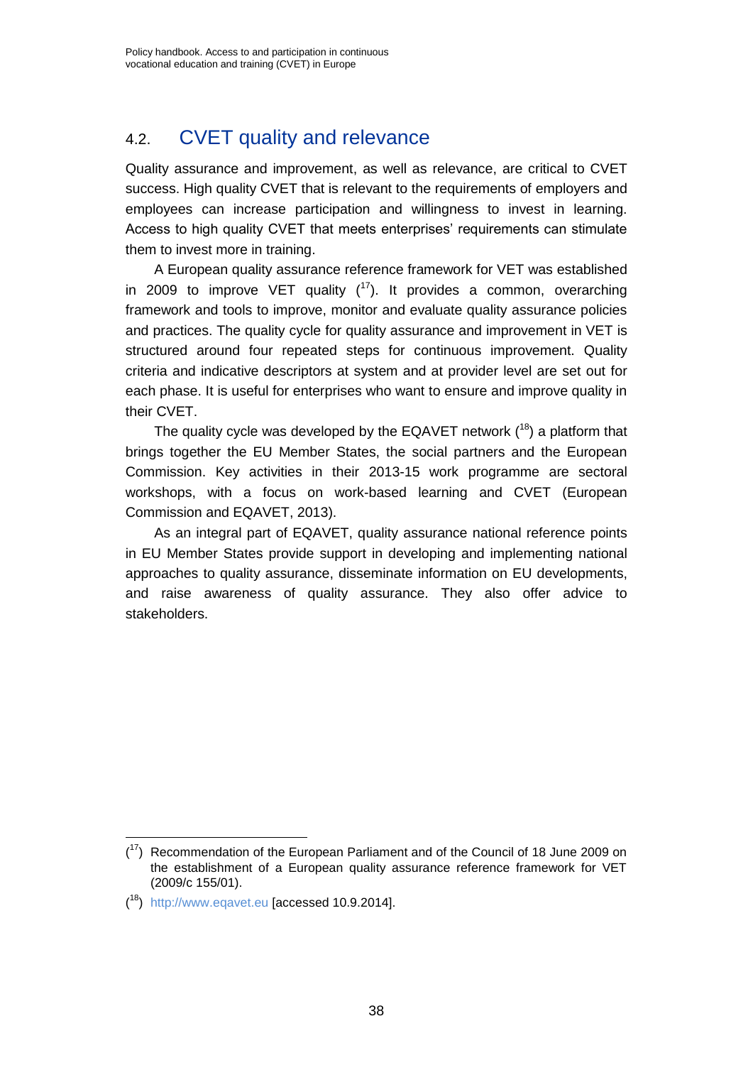## 4.2. CVET quality and relevance

Quality assurance and improvement, as well as relevance, are critical to CVET success. High quality CVET that is relevant to the requirements of employers and employees can increase participation and willingness to invest in learning. Access to high quality CVET that meets enterprises' requirements can stimulate them to invest more in training.

A European quality assurance reference framework for VET was established in 2009 to improve VET quality ([17]). It provides a common, overarching framework and tools to improve, monitor and evaluate quality assurance policies and practices. The quality cycle for quality assurance and improvement in VET is structured around four repeated steps for continuous improvement. Quality criteria and indicative descriptors at system and at provider level are set out for each phase. It is useful for enterprises who want to ensure and improve quality in their CVET.

The quality cycle was developed by the EQAVET network ([18]) a platform that brings together the EU Member States, the social partners and the European Commission. Key activities in their 2013-15 work programme are sectoral workshops, with a focus on work-based learning and CVET (European Commission and EQAVET, 2013).

As an integral part of EQAVET, quality assurance national reference points in EU Member States provide support in developing and implementing national approaches to quality assurance, disseminate information on EU developments, and raise awareness of quality assurance. They also offer advice to stakeholders.

---

([17]) Recommendation of the European Parliament and of the Council of 18 June 2009 on the establishment of a European quality assurance reference framework for VET (2009/c 155/01).

([18]) http://www.eqavet.eu [accessed 10.9.2014].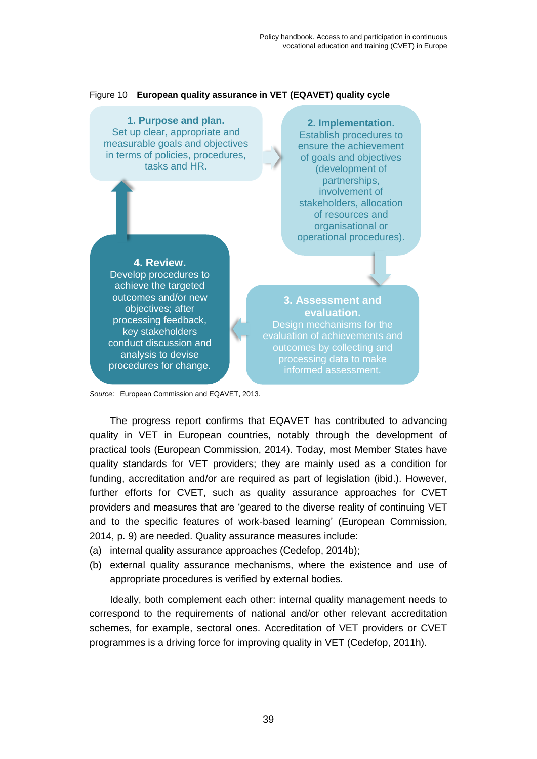Figure 10 **European quality assurance in VET (EQAVET) quality cycle**

**1. Purpose and plan.**
Set up clear, appropriate and measurable goals and objectives in terms of policies, procedures, tasks and HR.

**2. Implementation.**
Establish procedures to ensure the achievement of goals and objectives (development of partnerships, involvement of stakeholders, allocation of resources and organisational or operational procedures).

**3. Assessment and evaluation.**
Design mechanisms for the evaluation of achievements and outcomes by collecting and processing data to make informed assessment.

**4. Review.**
Develop procedures to achieve the targeted outcomes and/or new objectives; after processing feedback, key stakeholders conduct discussion and analysis to devise procedures for change.

*Source*: European Commission and EQAVET, 2013.

The progress report confirms that EQAVET has contributed to advancing quality in VET in European countries, notably through the development of practical tools (European Commission, 2014). Today, most Member States have quality standards for VET providers; they are mainly used as a condition for funding, accreditation and/or are required as part of legislation (ibid.). However, further efforts for CVET, such as quality assurance approaches for CVET providers and measures that are 'geared to the diverse reality of continuing VET and to the specific features of work-based learning' (European Commission, 2014, p. 9) are needed. Quality assurance measures include:

(a) internal quality assurance approaches (Cedefop, 2014b);

(b) external quality assurance mechanisms, where the existence and use of appropriate procedures is verified by external bodies.

Ideally, both complement each other: internal quality management needs to correspond to the requirements of national and/or other relevant accreditation schemes, for example, sectoral ones. Accreditation of VET providers or CVET programmes is a driving force for improving quality in VET (Cedefop, 2011h).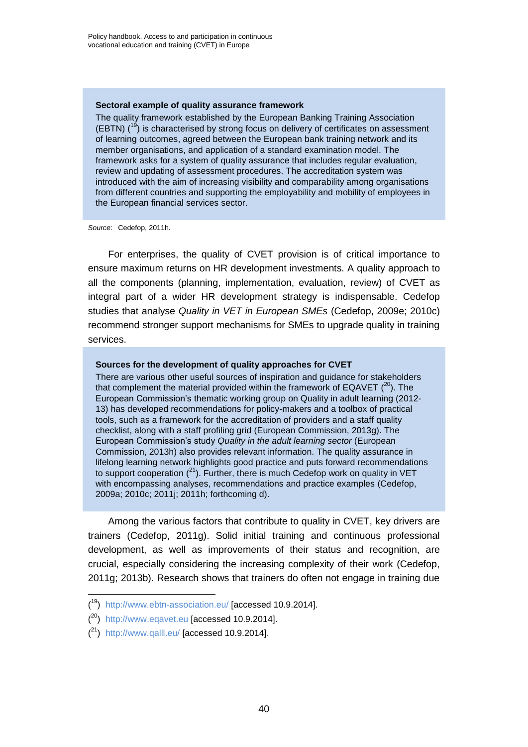**Sectoral example of quality assurance framework**

The quality framework established by the European Banking Training Association (EBTN) ([19]) is characterised by strong focus on delivery of certificates on assessment of learning outcomes, agreed between the European bank training network and its member organisations, and application of a standard examination model. The framework asks for a system of quality assurance that includes regular evaluation, review and updating of assessment procedures. The accreditation system was introduced with the aim of increasing visibility and comparability among organisations from different countries and supporting the employability and mobility of employees in the European financial services sector.

*Source*: Cedefop, 2011h.

For enterprises, the quality of CVET provision is of critical importance to ensure maximum returns on HR development investments. A quality approach to all the components (planning, implementation, evaluation, review) of CVET as integral part of a wider HR development strategy is indispensable. Cedefop studies that analyse *Quality in VET in European SMEs* (Cedefop, 2009e; 2010c) recommend stronger support mechanisms for SMEs to upgrade quality in training services.

**Sources for the development of quality approaches for CVET**

There are various other useful sources of inspiration and guidance for stakeholders that complement the material provided within the framework of EQAVET ([20]). The European Commission's thematic working group on Quality in adult learning (2012-13) has developed recommendations for policy-makers and a toolbox of practical tools, such as a framework for the accreditation of providers and a staff quality checklist, along with a staff profiling grid (European Commission, 2013g). The European Commission's study *Quality in the adult learning sector* (European Commission, 2013h) also provides relevant information. The quality assurance in lifelong learning network highlights good practice and puts forward recommendations to support cooperation ([21]). Further, there is much Cedefop work on quality in VET with encompassing analyses, recommendations and practice examples (Cedefop, 2009a; 2010c; 2011j; 2011h; forthcoming d).

Among the various factors that contribute to quality in CVET, key drivers are trainers (Cedefop, 2011g). Solid initial training and continuous professional development, as well as improvements of their status and recognition, are crucial, especially considering the increasing complexity of their work (Cedefop, 2011g; 2013b). Research shows that trainers do often not engage in training due

---

([19]) http://www.ebtn-association.eu/ [accessed 10.9.2014].

([20]) http://www.eqavet.eu [accessed 10.9.2014].

([21]) http://www.qalll.eu/ [accessed 10.9.2014].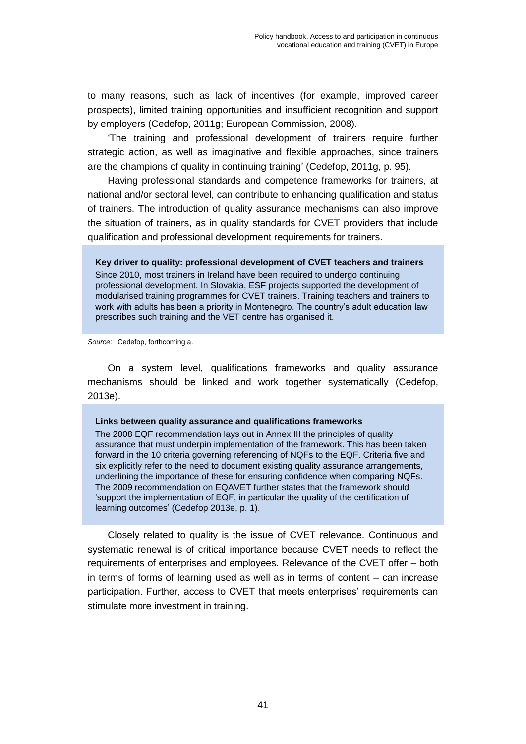to many reasons, such as lack of incentives (for example, improved career prospects), limited training opportunities and insufficient recognition and support by employers (Cedefop, 2011g; European Commission, 2008).

'The training and professional development of trainers require further strategic action, as well as imaginative and flexible approaches, since trainers are the champions of quality in continuing training' (Cedefop, 2011g, p. 95).

Having professional standards and competence frameworks for trainers, at national and/or sectoral level, can contribute to enhancing qualification and status of trainers. The introduction of quality assurance mechanisms can also improve the situation of trainers, as in quality standards for CVET providers that include qualification and professional development requirements for trainers.

> **Key driver to quality: professional development of CVET teachers and trainers**
>
> Since 2010, most trainers in Ireland have been required to undergo continuing professional development. In Slovakia, ESF projects supported the development of modularised training programmes for CVET trainers. Training teachers and trainers to work with adults has been a priority in Montenegro. The country's adult education law prescribes such training and the VET centre has organised it.

*Source*: Cedefop, forthcoming a.

On a system level, qualifications frameworks and quality assurance mechanisms should be linked and work together systematically (Cedefop, 2013e).

> **Links between quality assurance and qualifications frameworks**
>
> The 2008 EQF recommendation lays out in Annex III the principles of quality assurance that must underpin implementation of the framework. This has been taken forward in the 10 criteria governing referencing of NQFs to the EQF. Criteria five and six explicitly refer to the need to document existing quality assurance arrangements, underlining the importance of these for ensuring confidence when comparing NQFs. The 2009 recommendation on EQAVET further states that the framework should 'support the implementation of EQF, in particular the quality of the certification of learning outcomes' (Cedefop 2013e, p. 1).

Closely related to quality is the issue of CVET relevance. Continuous and systematic renewal is of critical importance because CVET needs to reflect the requirements of enterprises and employees. Relevance of the CVET offer – both in terms of forms of learning used as well as in terms of content – can increase participation. Further, access to CVET that meets enterprises' requirements can stimulate more investment in training.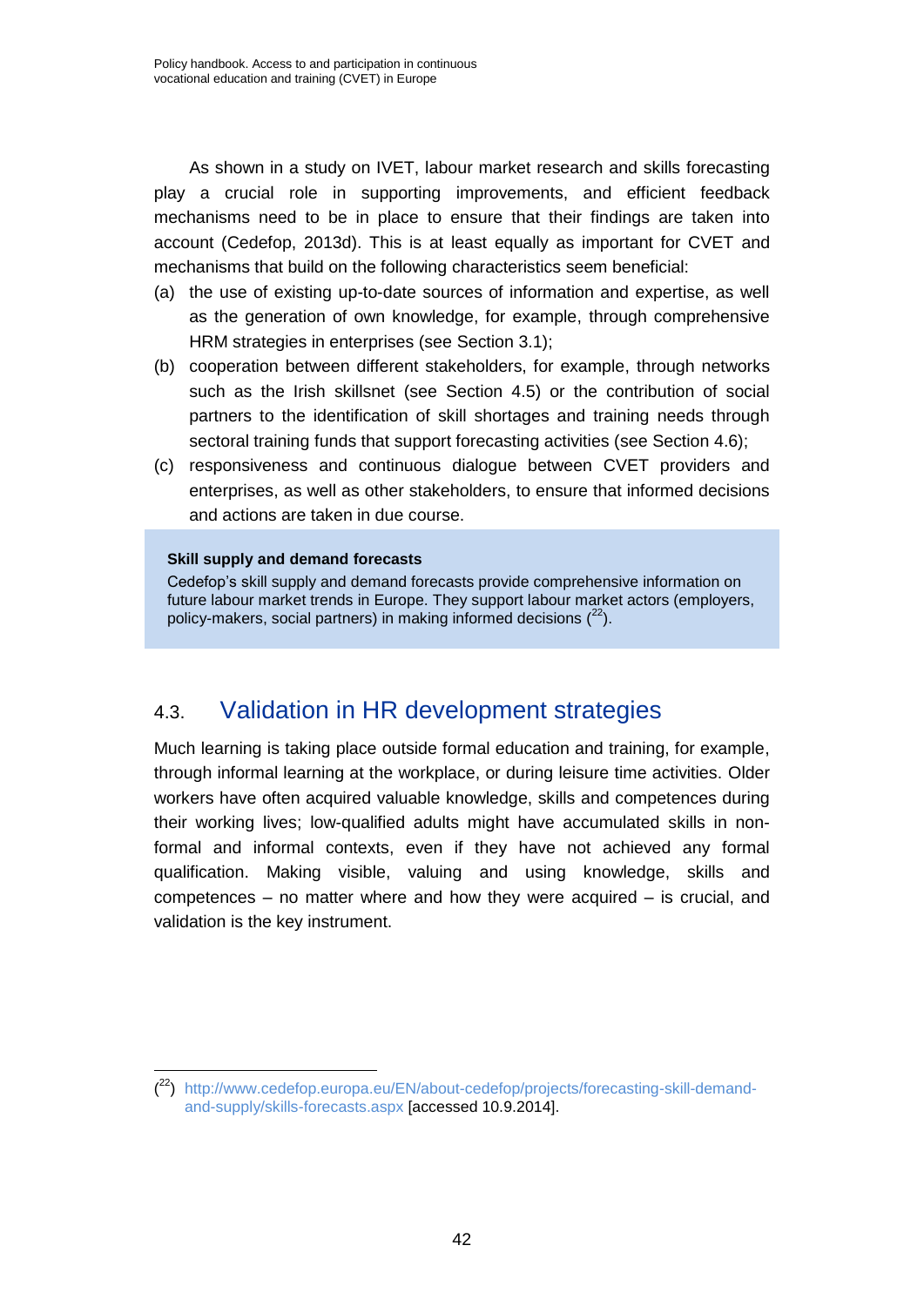As shown in a study on IVET, labour market research and skills forecasting play a crucial role in supporting improvements, and efficient feedback mechanisms need to be in place to ensure that their findings are taken into account (Cedefop, 2013d). This is at least equally as important for CVET and mechanisms that build on the following characteristics seem beneficial:

(a) the use of existing up-to-date sources of information and expertise, as well as the generation of own knowledge, for example, through comprehensive HRM strategies in enterprises (see Section 3.1);

(b) cooperation between different stakeholders, for example, through networks such as the Irish skillsnet (see Section 4.5) or the contribution of social partners to the identification of skill shortages and training needs through sectoral training funds that support forecasting activities (see Section 4.6);

(c) responsiveness and continuous dialogue between CVET providers and enterprises, as well as other stakeholders, to ensure that informed decisions and actions are taken in due course.

> **Skill supply and demand forecasts**
>
> Cedefop's skill supply and demand forecasts provide comprehensive information on future labour market trends in Europe. They support labour market actors (employers, policy-makers, social partners) in making informed decisions ([22]).

## 4.3. Validation in HR development strategies

Much learning is taking place outside formal education and training, for example, through informal learning at the workplace, or during leisure time activities. Older workers have often acquired valuable knowledge, skills and competences during their working lives; low-qualified adults might have accumulated skills in non-formal and informal contexts, even if they have not achieved any formal qualification. Making visible, valuing and using knowledge, skills and competences – no matter where and how they were acquired – is crucial, and validation is the key instrument.

---

([22]) http://www.cedefop.europa.eu/EN/about-cedefop/projects/forecasting-skill-demand-and-supply/skills-forecasts.aspx [accessed 10.9.2014].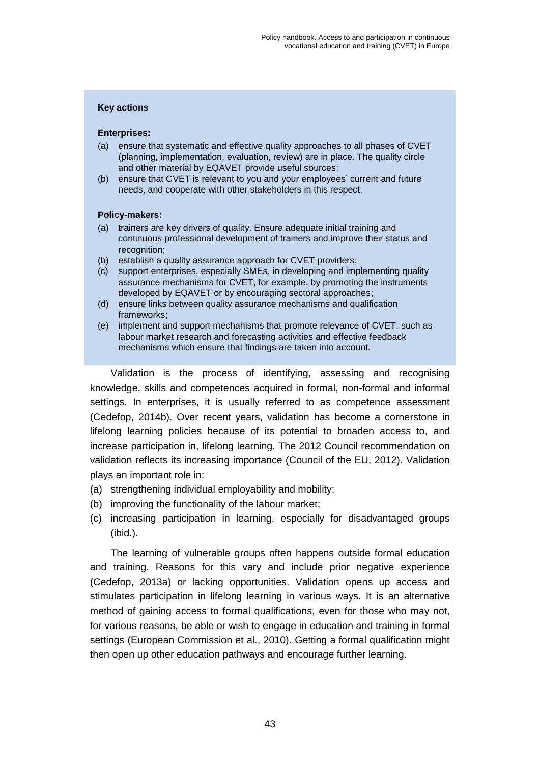**Key actions**

**Enterprises:**

(a) ensure that systematic and effective quality approaches to all phases of CVET (planning, implementation, evaluation, review) are in place. The quality circle and other material by EQAVET provide useful sources;

(b) ensure that CVET is relevant to you and your employees' current and future needs, and cooperate with other stakeholders in this respect.

**Policy-makers:**

(a) trainers are key drivers of quality. Ensure adequate initial training and continuous professional development of trainers and improve their status and recognition;

(b) establish a quality assurance approach for CVET providers;

(c) support enterprises, especially SMEs, in developing and implementing quality assurance mechanisms for CVET, for example, by promoting the instruments developed by EQAVET or by encouraging sectoral approaches;

(d) ensure links between quality assurance mechanisms and qualification frameworks;

(e) implement and support mechanisms that promote relevance of CVET, such as labour market research and forecasting activities and effective feedback mechanisms which ensure that findings are taken into account.

Validation is the process of identifying, assessing and recognising knowledge, skills and competences acquired in formal, non-formal and informal settings. In enterprises, it is usually referred to as competence assessment (Cedefop, 2014b). Over recent years, validation has become a cornerstone in lifelong learning policies because of its potential to broaden access to, and increase participation in, lifelong learning. The 2012 Council recommendation on validation reflects its increasing importance (Council of the EU, 2012). Validation plays an important role in:

(a) strengthening individual employability and mobility;

(b) improving the functionality of the labour market;

(c) increasing participation in learning, especially for disadvantaged groups (ibid.).

The learning of vulnerable groups often happens outside formal education and training. Reasons for this vary and include prior negative experience (Cedefop, 2013a) or lacking opportunities. Validation opens up access and stimulates participation in lifelong learning in various ways. It is an alternative method of gaining access to formal qualifications, even for those who may not, for various reasons, be able or wish to engage in education and training in formal settings (European Commission et al., 2010). Getting a formal qualification might then open up other education pathways and encourage further learning.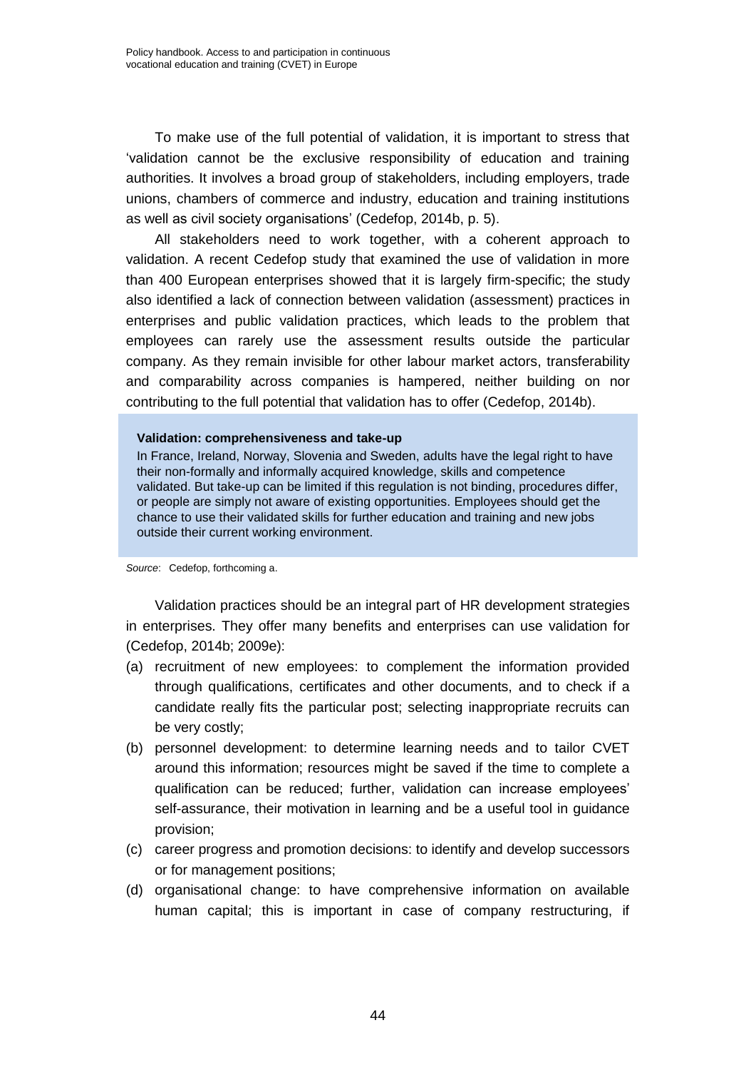To make use of the full potential of validation, it is important to stress that 'validation cannot be the exclusive responsibility of education and training authorities. It involves a broad group of stakeholders, including employers, trade unions, chambers of commerce and industry, education and training institutions as well as civil society organisations' (Cedefop, 2014b, p. 5).

All stakeholders need to work together, with a coherent approach to validation. A recent Cedefop study that examined the use of validation in more than 400 European enterprises showed that it is largely firm-specific; the study also identified a lack of connection between validation (assessment) practices in enterprises and public validation practices, which leads to the problem that employees can rarely use the assessment results outside the particular company. As they remain invisible for other labour market actors, transferability and comparability across companies is hampered, neither building on nor contributing to the full potential that validation has to offer (Cedefop, 2014b).

**Validation: comprehensiveness and take-up**

In France, Ireland, Norway, Slovenia and Sweden, adults have the legal right to have their non-formally and informally acquired knowledge, skills and competence validated. But take-up can be limited if this regulation is not binding, procedures differ, or people are simply not aware of existing opportunities. Employees should get the chance to use their validated skills for further education and training and new jobs outside their current working environment.

*Source*: Cedefop, forthcoming a.

Validation practices should be an integral part of HR development strategies in enterprises. They offer many benefits and enterprises can use validation for (Cedefop, 2014b; 2009e):

(a) recruitment of new employees: to complement the information provided through qualifications, certificates and other documents, and to check if a candidate really fits the particular post; selecting inappropriate recruits can be very costly;
(b) personnel development: to determine learning needs and to tailor CVET around this information; resources might be saved if the time to complete a qualification can be reduced; further, validation can increase employees' self-assurance, their motivation in learning and be a useful tool in guidance provision;
(c) career progress and promotion decisions: to identify and develop successors or for management positions;
(d) organisational change: to have comprehensive information on available human capital; this is important in case of company restructuring, if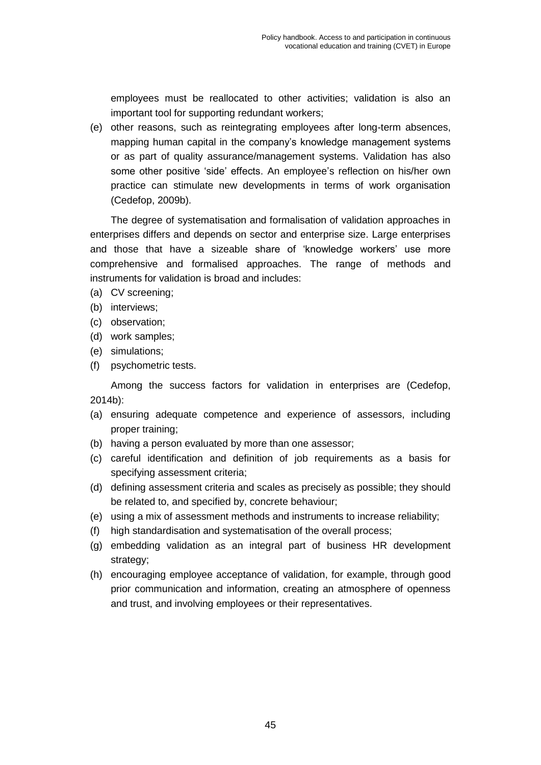employees must be reallocated to other activities; validation is also an important tool for supporting redundant workers;

(e) other reasons, such as reintegrating employees after long-term absences, mapping human capital in the company's knowledge management systems or as part of quality assurance/management systems. Validation has also some other positive 'side' effects. An employee's reflection on his/her own practice can stimulate new developments in terms of work organisation (Cedefop, 2009b).

The degree of systematisation and formalisation of validation approaches in enterprises differs and depends on sector and enterprise size. Large enterprises and those that have a sizeable share of 'knowledge workers' use more comprehensive and formalised approaches. The range of methods and instruments for validation is broad and includes:

(a) CV screening;
(b) interviews;
(c) observation;
(d) work samples;
(e) simulations;
(f) psychometric tests.

Among the success factors for validation in enterprises are (Cedefop, 2014b):

(a) ensuring adequate competence and experience of assessors, including proper training;
(b) having a person evaluated by more than one assessor;
(c) careful identification and definition of job requirements as a basis for specifying assessment criteria;
(d) defining assessment criteria and scales as precisely as possible; they should be related to, and specified by, concrete behaviour;
(e) using a mix of assessment methods and instruments to increase reliability;
(f) high standardisation and systematisation of the overall process;
(g) embedding validation as an integral part of business HR development strategy;
(h) encouraging employee acceptance of validation, for example, through good prior communication and information, creating an atmosphere of openness and trust, and involving employees or their representatives.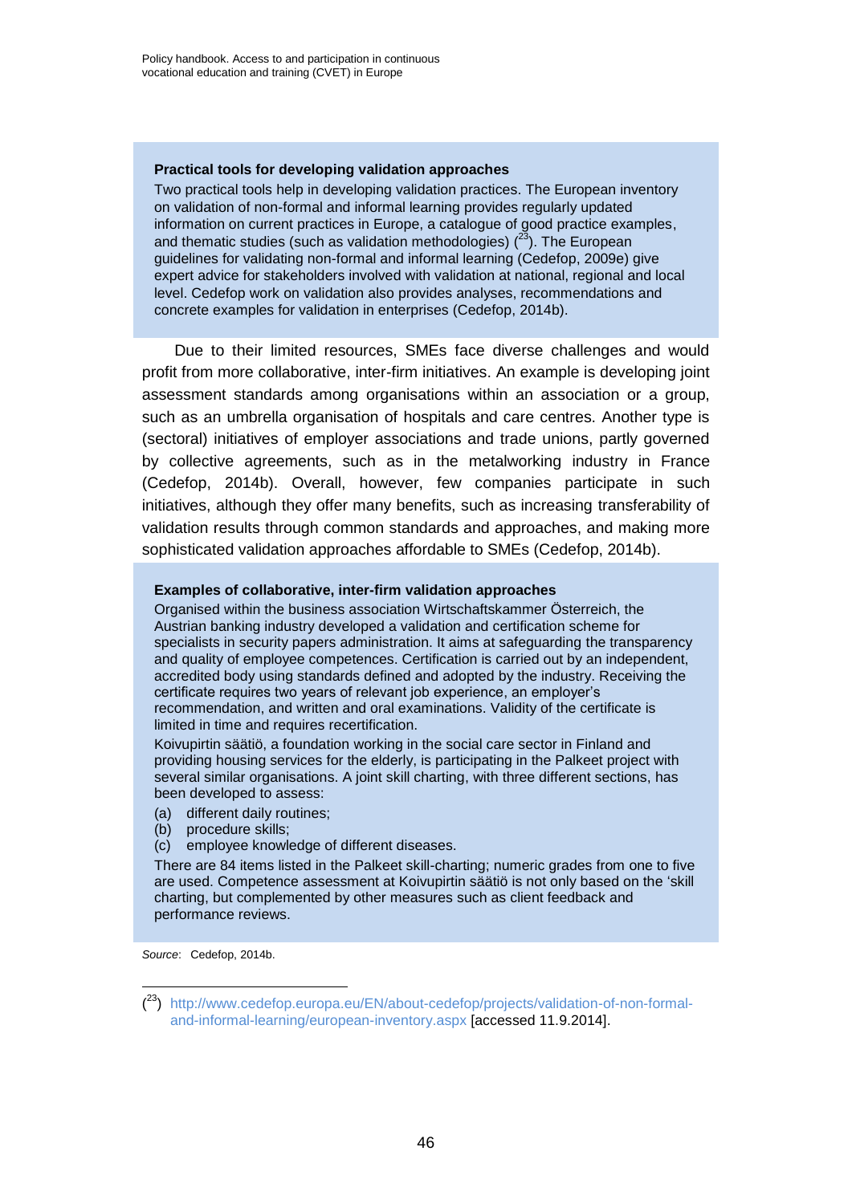**Practical tools for developing validation approaches**

Two practical tools help in developing validation practices. The European inventory on validation of non-formal and informal learning provides regularly updated information on current practices in Europe, a catalogue of good practice examples, and thematic studies (such as validation methodologies) ([23]). The European guidelines for validating non-formal and informal learning (Cedefop, 2009e) give expert advice for stakeholders involved with validation at national, regional and local level. Cedefop work on validation also provides analyses, recommendations and concrete examples for validation in enterprises (Cedefop, 2014b).

Due to their limited resources, SMEs face diverse challenges and would profit from more collaborative, inter-firm initiatives. An example is developing joint assessment standards among organisations within an association or a group, such as an umbrella organisation of hospitals and care centres. Another type is (sectoral) initiatives of employer associations and trade unions, partly governed by collective agreements, such as in the metalworking industry in France (Cedefop, 2014b). Overall, however, few companies participate in such initiatives, although they offer many benefits, such as increasing transferability of validation results through common standards and approaches, and making more sophisticated validation approaches affordable to SMEs (Cedefop, 2014b).

**Examples of collaborative, inter-firm validation approaches**

Organised within the business association Wirtschaftskammer Österreich, the Austrian banking industry developed a validation and certification scheme for specialists in security papers administration. It aims at safeguarding the transparency and quality of employee competences. Certification is carried out by an independent, accredited body using standards defined and adopted by the industry. Receiving the certificate requires two years of relevant job experience, an employer's recommendation, and written and oral examinations. Validity of the certificate is limited in time and requires recertification.

Koivupirtin säätiö, a foundation working in the social care sector in Finland and providing housing services for the elderly, is participating in the Palkeet project with several similar organisations. A joint skill charting, with three different sections, has been developed to assess:

(a) different daily routines;
(b) procedure skills;
(c) employee knowledge of different diseases.

There are 84 items listed in the Palkeet skill-charting; numeric grades from one to five are used. Competence assessment at Koivupirtin säätiö is not only based on the 'skill charting, but complemented by other measures such as client feedback and performance reviews.

*Source*: Cedefop, 2014b.

([23]) http://www.cedefop.europa.eu/EN/about-cedefop/projects/validation-of-non-formal-and-informal-learning/european-inventory.aspx [accessed 11.9.2014].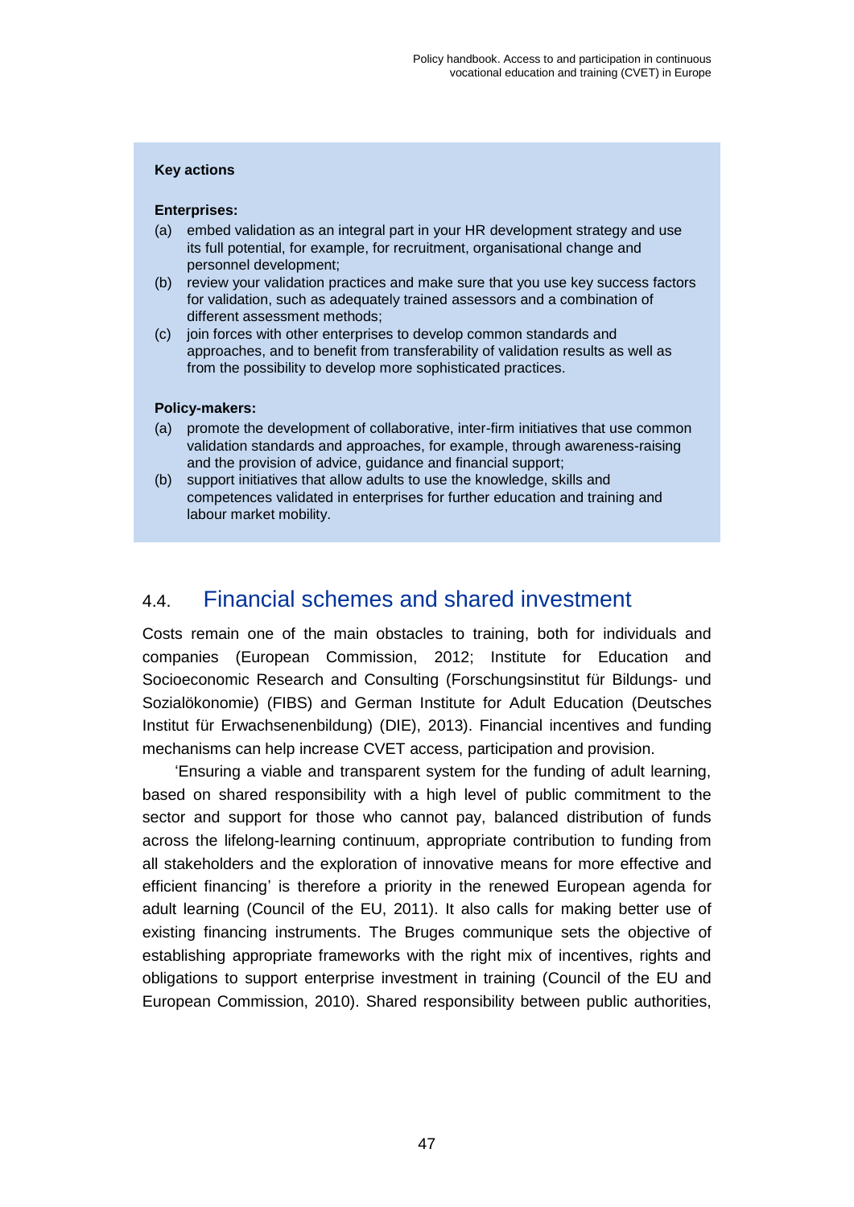**Key actions**

**Enterprises:**

(a) embed validation as an integral part in your HR development strategy and use its full potential, for example, for recruitment, organisational change and personnel development;

(b) review your validation practices and make sure that you use key success factors for validation, such as adequately trained assessors and a combination of different assessment methods;

(c) join forces with other enterprises to develop common standards and approaches, and to benefit from transferability of validation results as well as from the possibility to develop more sophisticated practices.

**Policy-makers:**

(a) promote the development of collaborative, inter-firm initiatives that use common validation standards and approaches, for example, through awareness-raising and the provision of advice, guidance and financial support;

(b) support initiatives that allow adults to use the knowledge, skills and competences validated in enterprises for further education and training and labour market mobility.

## 4.4. Financial schemes and shared investment

Costs remain one of the main obstacles to training, both for individuals and companies (European Commission, 2012; Institute for Education and Socioeconomic Research and Consulting (Forschungsinstitut für Bildungs- und Sozialökonomie) (FIBS) and German Institute for Adult Education (Deutsches Institut für Erwachsenenbildung) (DIE), 2013). Financial incentives and funding mechanisms can help increase CVET access, participation and provision.

'Ensuring a viable and transparent system for the funding of adult learning, based on shared responsibility with a high level of public commitment to the sector and support for those who cannot pay, balanced distribution of funds across the lifelong-learning continuum, appropriate contribution to funding from all stakeholders and the exploration of innovative means for more effective and efficient financing' is therefore a priority in the renewed European agenda for adult learning (Council of the EU, 2011). It also calls for making better use of existing financing instruments. The Bruges communique sets the objective of establishing appropriate frameworks with the right mix of incentives, rights and obligations to support enterprise investment in training (Council of the EU and European Commission, 2010). Shared responsibility between public authorities,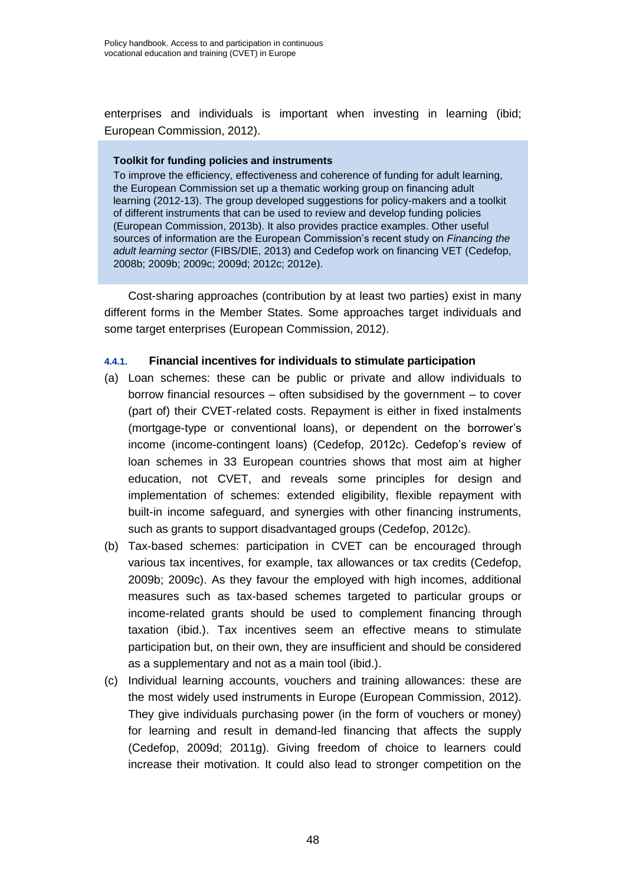enterprises and individuals is important when investing in learning (ibid; European Commission, 2012).

> **Toolkit for funding policies and instruments**
>
> To improve the efficiency, effectiveness and coherence of funding for adult learning, the European Commission set up a thematic working group on financing adult learning (2012-13). The group developed suggestions for policy-makers and a toolkit of different instruments that can be used to review and develop funding policies (European Commission, 2013b). It also provides practice examples. Other useful sources of information are the European Commission's recent study on *Financing the adult learning sector* (FIBS/DIE, 2013) and Cedefop work on financing VET (Cedefop, 2008b; 2009b; 2009c; 2009d; 2012c; 2012e).

Cost-sharing approaches (contribution by at least two parties) exist in many different forms in the Member States. Some approaches target individuals and some target enterprises (European Commission, 2012).

#### 4.4.1. Financial incentives for individuals to stimulate participation

(a) Loan schemes: these can be public or private and allow individuals to borrow financial resources – often subsidised by the government – to cover (part of) their CVET-related costs. Repayment is either in fixed instalments (mortgage-type or conventional loans), or dependent on the borrower's income (income-contingent loans) (Cedefop, 2012c). Cedefop's review of loan schemes in 33 European countries shows that most aim at higher education, not CVET, and reveals some principles for design and implementation of schemes: extended eligibility, flexible repayment with built-in income safeguard, and synergies with other financing instruments, such as grants to support disadvantaged groups (Cedefop, 2012c).

(b) Tax-based schemes: participation in CVET can be encouraged through various tax incentives, for example, tax allowances or tax credits (Cedefop, 2009b; 2009c). As they favour the employed with high incomes, additional measures such as tax-based schemes targeted to particular groups or income-related grants should be used to complement financing through taxation (ibid.). Tax incentives seem an effective means to stimulate participation but, on their own, they are insufficient and should be considered as a supplementary and not as a main tool (ibid.).

(c) Individual learning accounts, vouchers and training allowances: these are the most widely used instruments in Europe (European Commission, 2012). They give individuals purchasing power (in the form of vouchers or money) for learning and result in demand-led financing that affects the supply (Cedefop, 2009d; 2011g). Giving freedom of choice to learners could increase their motivation. It could also lead to stronger competition on the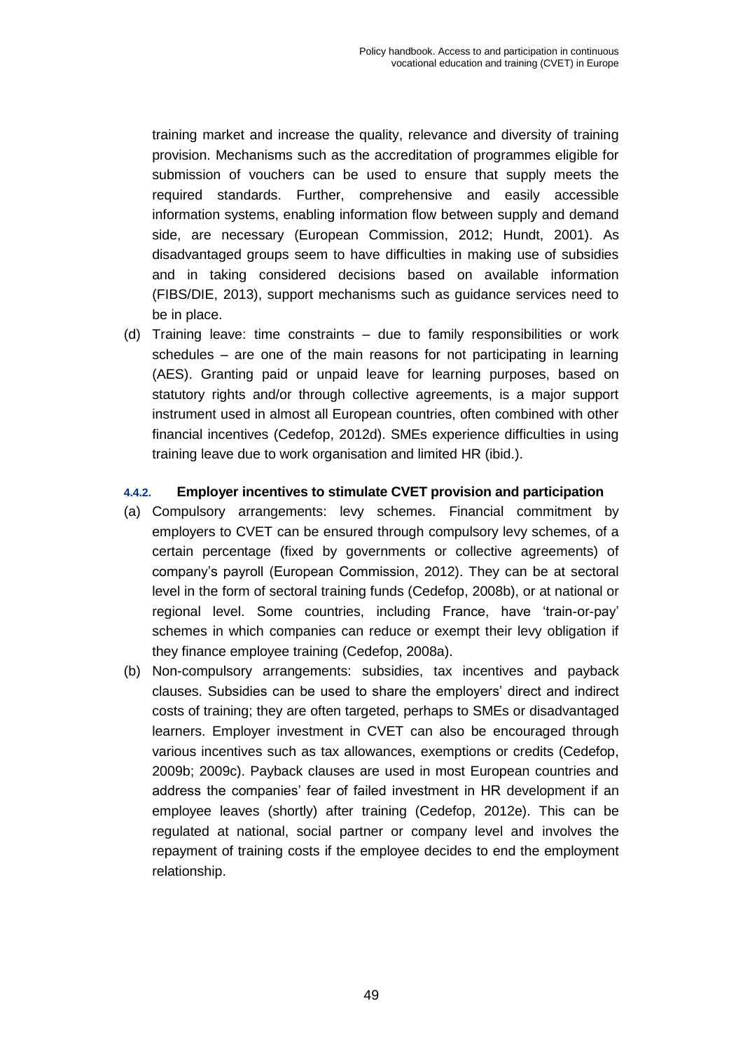training market and increase the quality, relevance and diversity of training provision. Mechanisms such as the accreditation of programmes eligible for submission of vouchers can be used to ensure that supply meets the required standards. Further, comprehensive and easily accessible information systems, enabling information flow between supply and demand side, are necessary (European Commission, 2012; Hundt, 2001). As disadvantaged groups seem to have difficulties in making use of subsidies and in taking considered decisions based on available information (FIBS/DIE, 2013), support mechanisms such as guidance services need to be in place.

(d) Training leave: time constraints – due to family responsibilities or work schedules – are one of the main reasons for not participating in learning (AES). Granting paid or unpaid leave for learning purposes, based on statutory rights and/or through collective agreements, is a major support instrument used in almost all European countries, often combined with other financial incentives (Cedefop, 2012d). SMEs experience difficulties in using training leave due to work organisation and limited HR (ibid.).

#### 4.4.2. Employer incentives to stimulate CVET provision and participation

(a) Compulsory arrangements: levy schemes. Financial commitment by employers to CVET can be ensured through compulsory levy schemes, of a certain percentage (fixed by governments or collective agreements) of company's payroll (European Commission, 2012). They can be at sectoral level in the form of sectoral training funds (Cedefop, 2008b), or at national or regional level. Some countries, including France, have 'train-or-pay' schemes in which companies can reduce or exempt their levy obligation if they finance employee training (Cedefop, 2008a).

(b) Non-compulsory arrangements: subsidies, tax incentives and payback clauses. Subsidies can be used to share the employers' direct and indirect costs of training; they are often targeted, perhaps to SMEs or disadvantaged learners. Employer investment in CVET can also be encouraged through various incentives such as tax allowances, exemptions or credits (Cedefop, 2009b; 2009c). Payback clauses are used in most European countries and address the companies' fear of failed investment in HR development if an employee leaves (shortly) after training (Cedefop, 2012e). This can be regulated at national, social partner or company level and involves the repayment of training costs if the employee decides to end the employment relationship.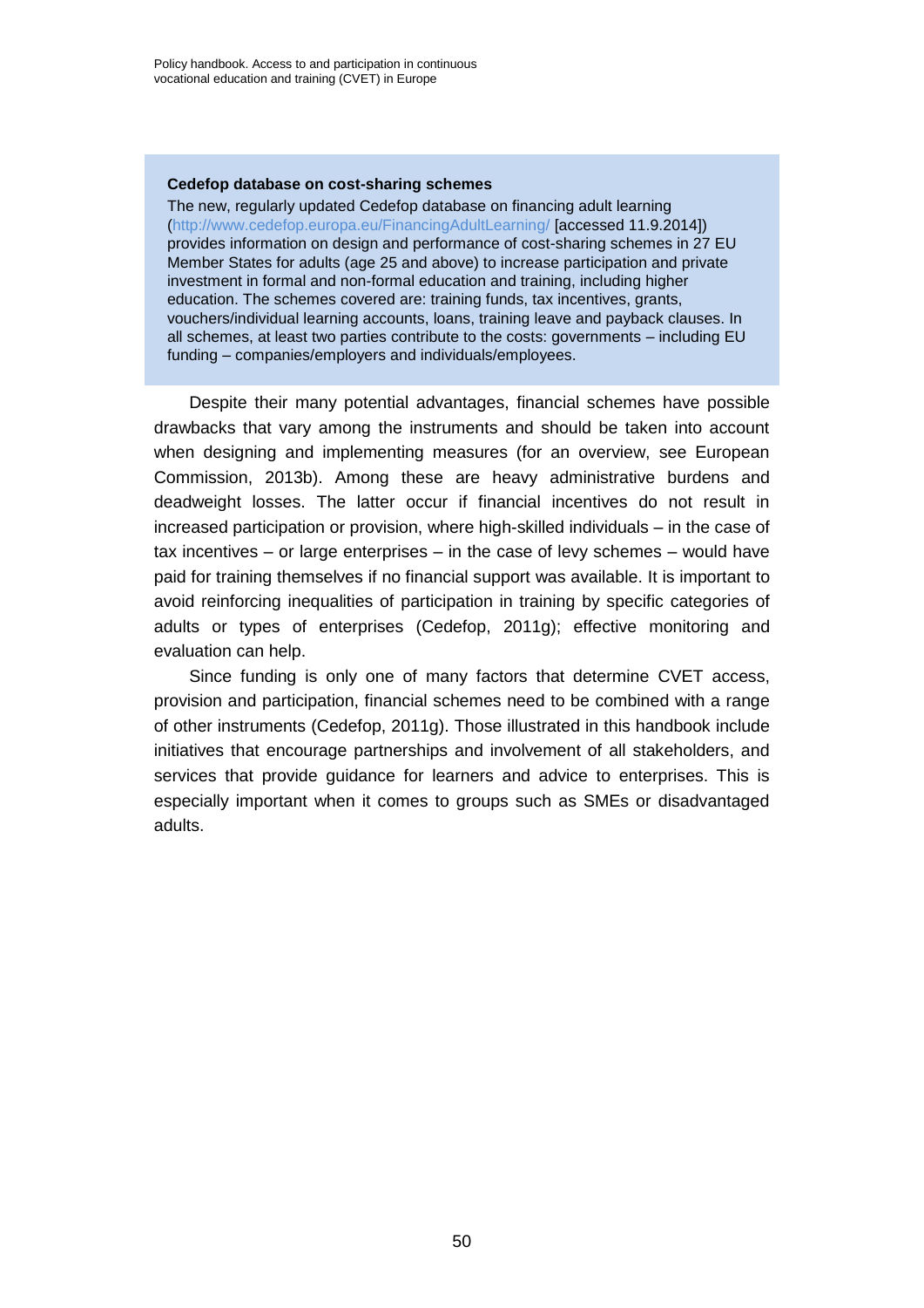**Cedefop database on cost-sharing schemes**

The new, regularly updated Cedefop database on financing adult learning (http://www.cedefop.europa.eu/FinancingAdultLearning/ [accessed 11.9.2014]) provides information on design and performance of cost-sharing schemes in 27 EU Member States for adults (age 25 and above) to increase participation and private investment in formal and non-formal education and training, including higher education. The schemes covered are: training funds, tax incentives, grants, vouchers/individual learning accounts, loans, training leave and payback clauses. In all schemes, at least two parties contribute to the costs: governments – including EU funding – companies/employers and individuals/employees.

Despite their many potential advantages, financial schemes have possible drawbacks that vary among the instruments and should be taken into account when designing and implementing measures (for an overview, see European Commission, 2013b). Among these are heavy administrative burdens and deadweight losses. The latter occur if financial incentives do not result in increased participation or provision, where high-skilled individuals – in the case of tax incentives – or large enterprises – in the case of levy schemes – would have paid for training themselves if no financial support was available. It is important to avoid reinforcing inequalities of participation in training by specific categories of adults or types of enterprises (Cedefop, 2011g); effective monitoring and evaluation can help.

Since funding is only one of many factors that determine CVET access, provision and participation, financial schemes need to be combined with a range of other instruments (Cedefop, 2011g). Those illustrated in this handbook include initiatives that encourage partnerships and involvement of all stakeholders, and services that provide guidance for learners and advice to enterprises. This is especially important when it comes to groups such as SMEs or disadvantaged adults.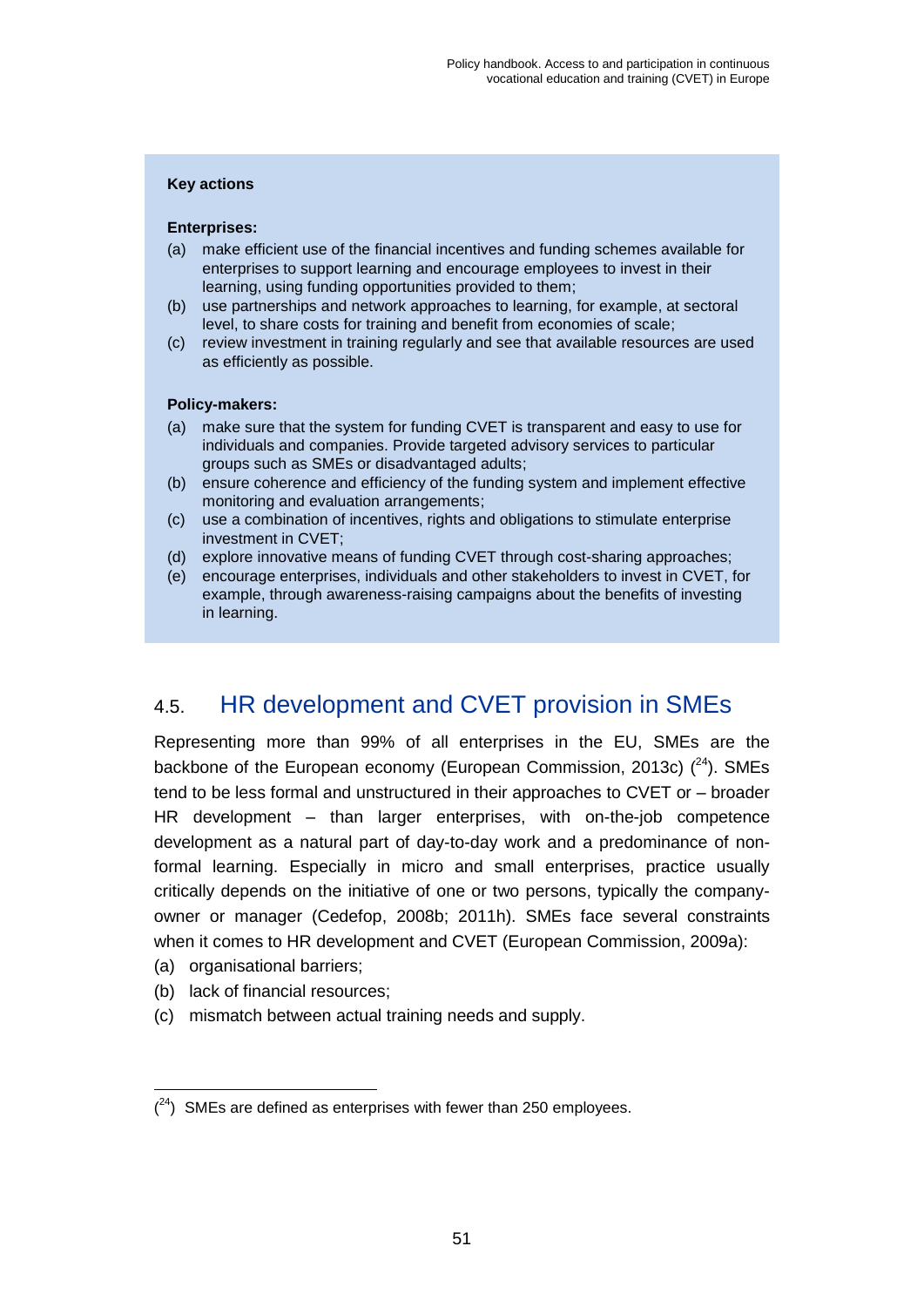**Key actions**

**Enterprises:**

(a) make efficient use of the financial incentives and funding schemes available for enterprises to support learning and encourage employees to invest in their learning, using funding opportunities provided to them;
(b) use partnerships and network approaches to learning, for example, at sectoral level, to share costs for training and benefit from economies of scale;
(c) review investment in training regularly and see that available resources are used as efficiently as possible.

**Policy-makers:**

(a) make sure that the system for funding CVET is transparent and easy to use for individuals and companies. Provide targeted advisory services to particular groups such as SMEs or disadvantaged adults;
(b) ensure coherence and efficiency of the funding system and implement effective monitoring and evaluation arrangements;
(c) use a combination of incentives, rights and obligations to stimulate enterprise investment in CVET;
(d) explore innovative means of funding CVET through cost-sharing approaches;
(e) encourage enterprises, individuals and other stakeholders to invest in CVET, for example, through awareness-raising campaigns about the benefits of investing in learning.

## 4.5. HR development and CVET provision in SMEs

Representing more than 99% of all enterprises in the EU, SMEs are the backbone of the European economy (European Commission, 2013c) ([24]). SMEs tend to be less formal and unstructured in their approaches to CVET or – broader HR development – than larger enterprises, with on-the-job competence development as a natural part of day-to-day work and a predominance of non-formal learning. Especially in micro and small enterprises, practice usually critically depends on the initiative of one or two persons, typically the company-owner or manager (Cedefop, 2008b; 2011h). SMEs face several constraints when it comes to HR development and CVET (European Commission, 2009a):

(a) organisational barriers;
(b) lack of financial resources;
(c) mismatch between actual training needs and supply.

([24]) SMEs are defined as enterprises with fewer than 250 employees.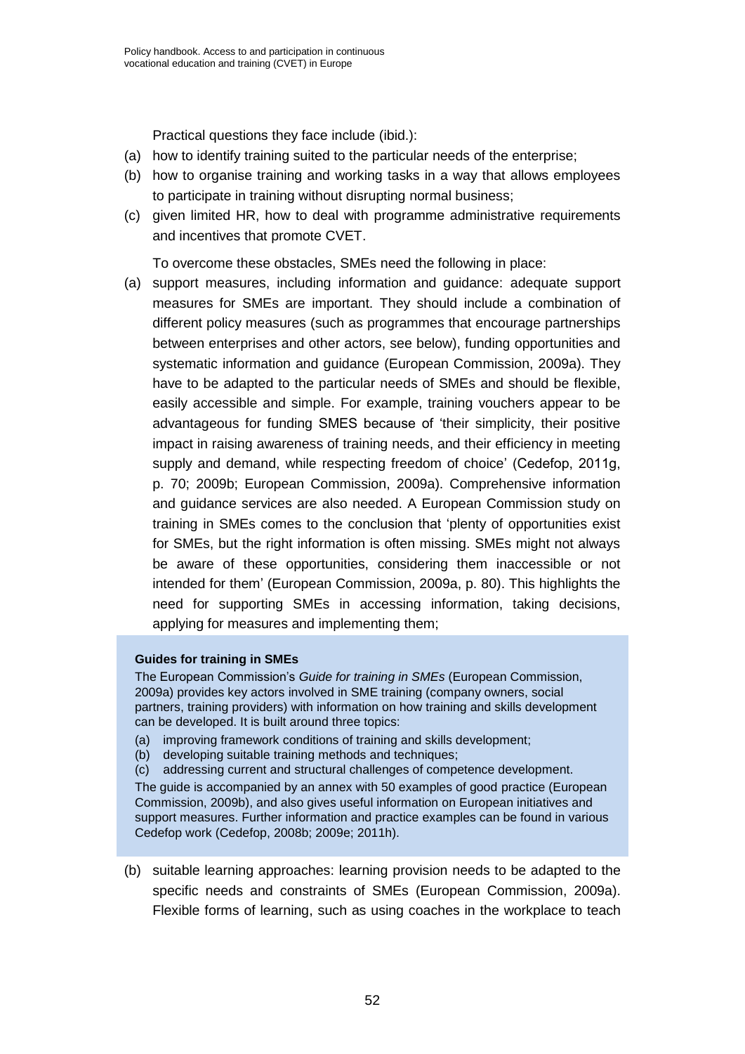Practical questions they face include (ibid.):

(a) how to identify training suited to the particular needs of the enterprise;
(b) how to organise training and working tasks in a way that allows employees to participate in training without disrupting normal business;
(c) given limited HR, how to deal with programme administrative requirements and incentives that promote CVET.

To overcome these obstacles, SMEs need the following in place:

(a) support measures, including information and guidance: adequate support measures for SMEs are important. They should include a combination of different policy measures (such as programmes that encourage partnerships between enterprises and other actors, see below), funding opportunities and systematic information and guidance (European Commission, 2009a). They have to be adapted to the particular needs of SMEs and should be flexible, easily accessible and simple. For example, training vouchers appear to be advantageous for funding SMES because of 'their simplicity, their positive impact in raising awareness of training needs, and their efficiency in meeting supply and demand, while respecting freedom of choice' (Cedefop, 2011g, p. 70; 2009b; European Commission, 2009a). Comprehensive information and guidance services are also needed. A European Commission study on training in SMEs comes to the conclusion that 'plenty of opportunities exist for SMEs, but the right information is often missing. SMEs might not always be aware of these opportunities, considering them inaccessible or not intended for them' (European Commission, 2009a, p. 80). This highlights the need for supporting SMEs in accessing information, taking decisions, applying for measures and implementing them;

**Guides for training in SMEs**

The European Commission's *Guide for training in SMEs* (European Commission, 2009a) provides key actors involved in SME training (company owners, social partners, training providers) with information on how training and skills development can be developed. It is built around three topics:

(a) improving framework conditions of training and skills development;
(b) developing suitable training methods and techniques;
(c) addressing current and structural challenges of competence development.

The guide is accompanied by an annex with 50 examples of good practice (European Commission, 2009b), and also gives useful information on European initiatives and support measures. Further information and practice examples can be found in various Cedefop work (Cedefop, 2008b; 2009e; 2011h).

(b) suitable learning approaches: learning provision needs to be adapted to the specific needs and constraints of SMEs (European Commission, 2009a). Flexible forms of learning, such as using coaches in the workplace to teach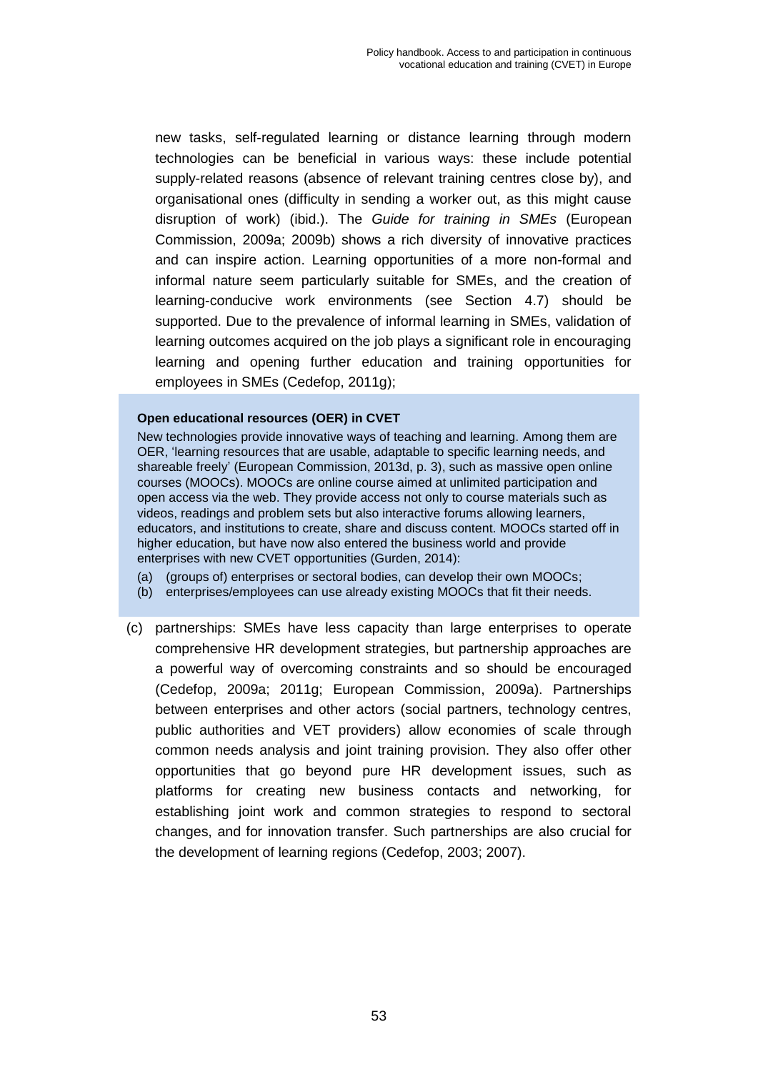new tasks, self-regulated learning or distance learning through modern technologies can be beneficial in various ways: these include potential supply-related reasons (absence of relevant training centres close by), and organisational ones (difficulty in sending a worker out, as this might cause disruption of work) (ibid.). The *Guide for training in SMEs* (European Commission, 2009a; 2009b) shows a rich diversity of innovative practices and can inspire action. Learning opportunities of a more non-formal and informal nature seem particularly suitable for SMEs, and the creation of learning-conducive work environments (see Section 4.7) should be supported. Due to the prevalence of informal learning in SMEs, validation of learning outcomes acquired on the job plays a significant role in encouraging learning and opening further education and training opportunities for employees in SMEs (Cedefop, 2011g);

**Open educational resources (OER) in CVET**

New technologies provide innovative ways of teaching and learning. Among them are OER, 'learning resources that are usable, adaptable to specific learning needs, and shareable freely' (European Commission, 2013d, p. 3), such as massive open online courses (MOOCs). MOOCs are online course aimed at unlimited participation and open access via the web. They provide access not only to course materials such as videos, readings and problem sets but also interactive forums allowing learners, educators, and institutions to create, share and discuss content. MOOCs started off in higher education, but have now also entered the business world and provide enterprises with new CVET opportunities (Gurden, 2014):

(a) (groups of) enterprises or sectoral bodies, can develop their own MOOCs;
(b) enterprises/employees can use already existing MOOCs that fit their needs.

(c) partnerships: SMEs have less capacity than large enterprises to operate comprehensive HR development strategies, but partnership approaches are a powerful way of overcoming constraints and so should be encouraged (Cedefop, 2009a; 2011g; European Commission, 2009a). Partnerships between enterprises and other actors (social partners, technology centres, public authorities and VET providers) allow economies of scale through common needs analysis and joint training provision. They also offer other opportunities that go beyond pure HR development issues, such as platforms for creating new business contacts and networking, for establishing joint work and common strategies to respond to sectoral changes, and for innovation transfer. Such partnerships are also crucial for the development of learning regions (Cedefop, 2003; 2007).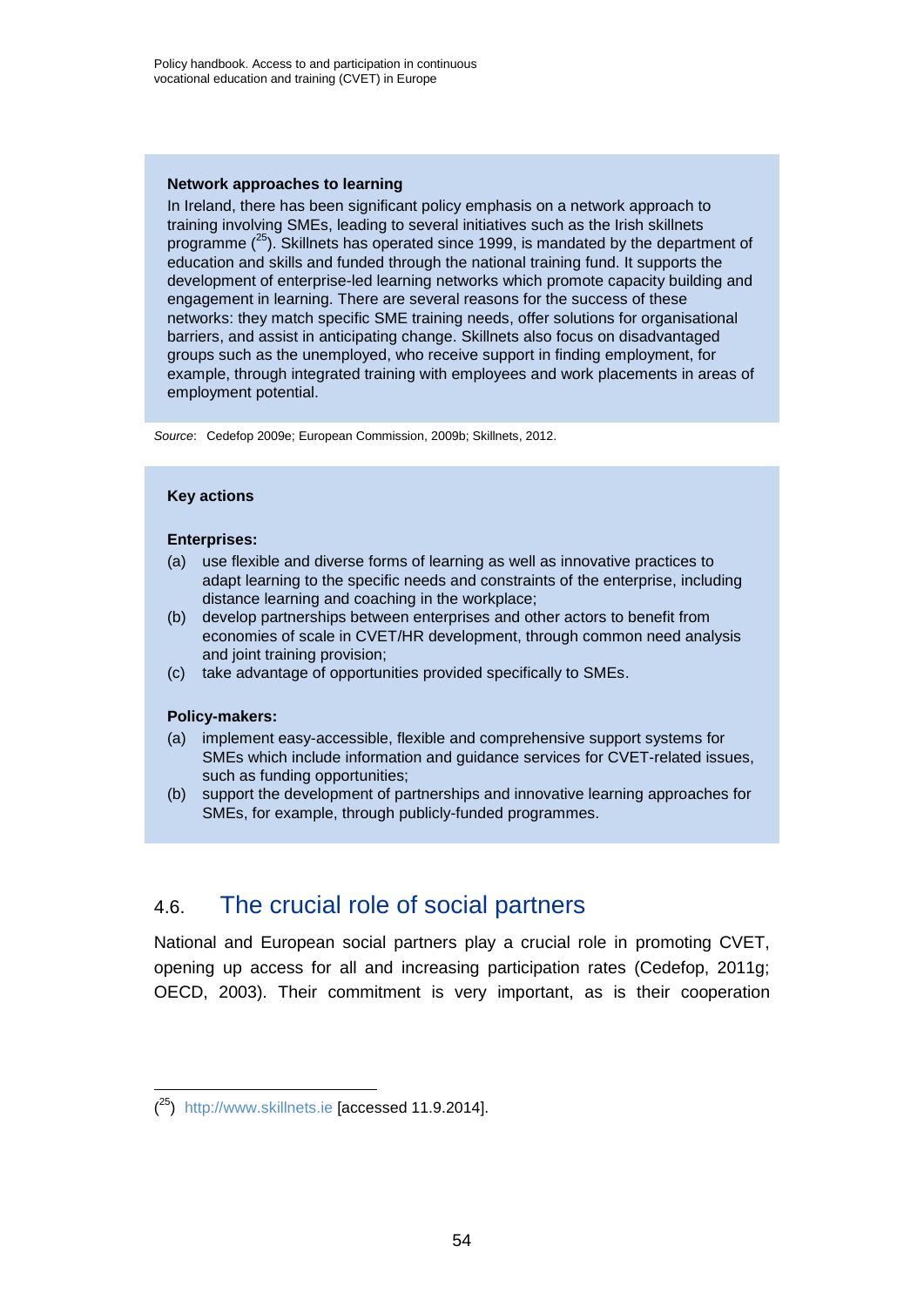**Network approaches to learning**

In Ireland, there has been significant policy emphasis on a network approach to training involving SMEs, leading to several initiatives such as the Irish skillnets programme ([25]). Skillnets has operated since 1999, is mandated by the department of education and skills and funded through the national training fund. It supports the development of enterprise-led learning networks which promote capacity building and engagement in learning. There are several reasons for the success of these networks: they match specific SME training needs, offer solutions for organisational barriers, and assist in anticipating change. Skillnets also focus on disadvantaged groups such as the unemployed, who receive support in finding employment, for example, through integrated training with employees and work placements in areas of employment potential.

*Source*: Cedefop 2009e; European Commission, 2009b; Skillnets, 2012.

**Key actions**

**Enterprises:**

(a) use flexible and diverse forms of learning as well as innovative practices to adapt learning to the specific needs and constraints of the enterprise, including distance learning and coaching in the workplace;

(b) develop partnerships between enterprises and other actors to benefit from economies of scale in CVET/HR development, through common need analysis and joint training provision;

(c) take advantage of opportunities provided specifically to SMEs.

**Policy-makers:**

(a) implement easy-accessible, flexible and comprehensive support systems for SMEs which include information and guidance services for CVET-related issues, such as funding opportunities;

(b) support the development of partnerships and innovative learning approaches for SMEs, for example, through publicly-funded programmes.

## 4.6. The crucial role of social partners

National and European social partners play a crucial role in promoting CVET, opening up access for all and increasing participation rates (Cedefop, 2011g; OECD, 2003). Their commitment is very important, as is their cooperation

---

([25]) http://www.skillnets.ie [accessed 11.9.2014].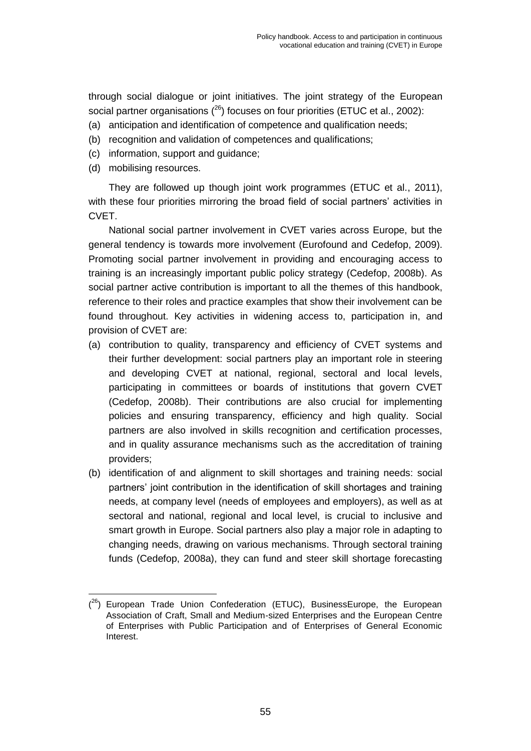through social dialogue or joint initiatives. The joint strategy of the European social partner organisations ([26]) focuses on four priorities (ETUC et al., 2002):

(a) anticipation and identification of competence and qualification needs;
(b) recognition and validation of competences and qualifications;
(c) information, support and guidance;
(d) mobilising resources.

They are followed up though joint work programmes (ETUC et al., 2011), with these four priorities mirroring the broad field of social partners' activities in CVET.

National social partner involvement in CVET varies across Europe, but the general tendency is towards more involvement (Eurofound and Cedefop, 2009). Promoting social partner involvement in providing and encouraging access to training is an increasingly important public policy strategy (Cedefop, 2008b). As social partner active contribution is important to all the themes of this handbook, reference to their roles and practice examples that show their involvement can be found throughout. Key activities in widening access to, participation in, and provision of CVET are:

(a) contribution to quality, transparency and efficiency of CVET systems and their further development: social partners play an important role in steering and developing CVET at national, regional, sectoral and local levels, participating in committees or boards of institutions that govern CVET (Cedefop, 2008b). Their contributions are also crucial for implementing policies and ensuring transparency, efficiency and high quality. Social partners are also involved in skills recognition and certification processes, and in quality assurance mechanisms such as the accreditation of training providers;
(b) identification of and alignment to skill shortages and training needs: social partners' joint contribution in the identification of skill shortages and training needs, at company level (needs of employees and employers), as well as at sectoral and national, regional and local level, is crucial to inclusive and smart growth in Europe. Social partners also play a major role in adapting to changing needs, drawing on various mechanisms. Through sectoral training funds (Cedefop, 2008a), they can fund and steer skill shortage forecasting

([26]) European Trade Union Confederation (ETUC), BusinessEurope, the European Association of Craft, Small and Medium-sized Enterprises and the European Centre of Enterprises with Public Participation and of Enterprises of General Economic Interest.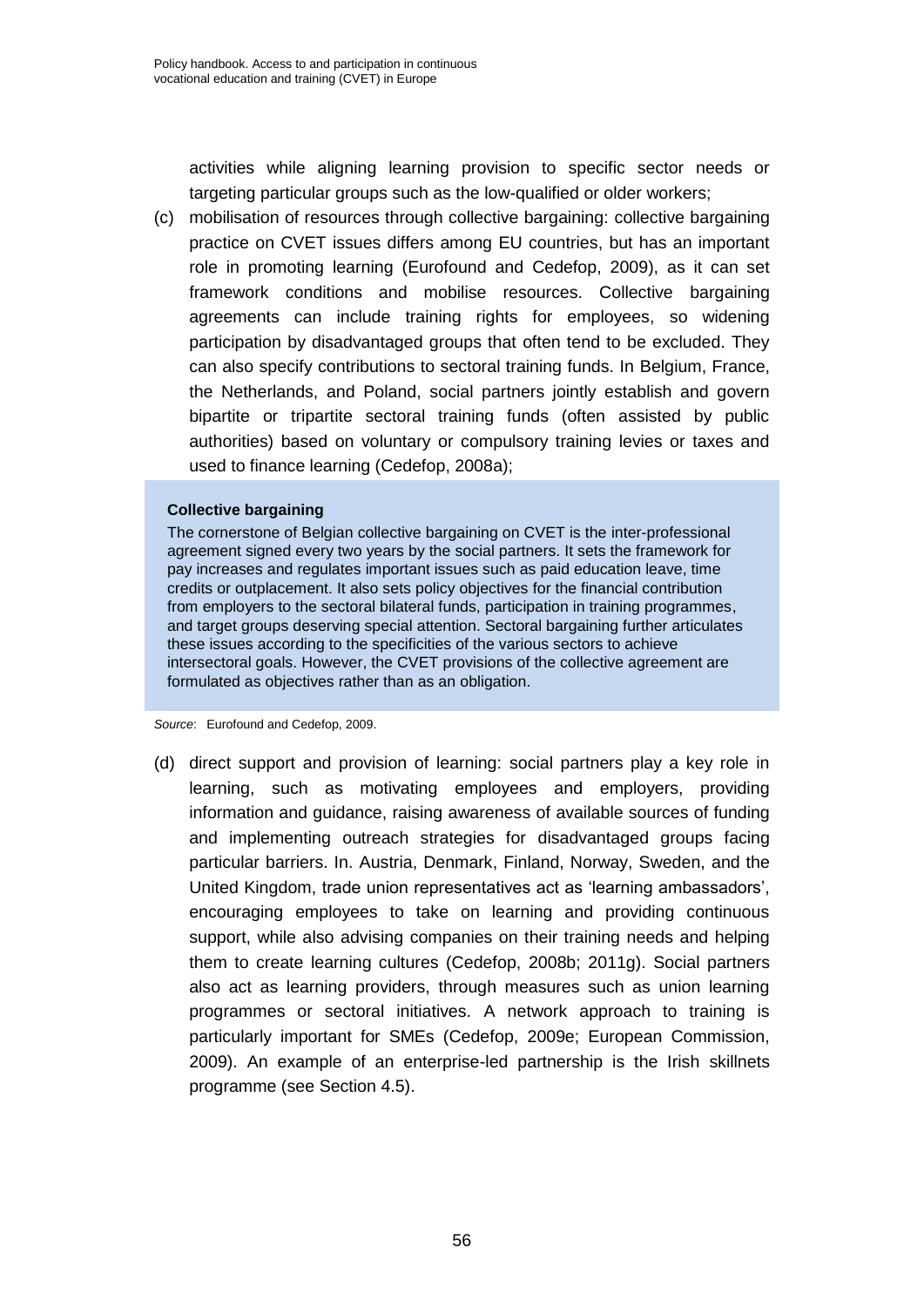activities while aligning learning provision to specific sector needs or targeting particular groups such as the low-qualified or older workers;

(c) mobilisation of resources through collective bargaining: collective bargaining practice on CVET issues differs among EU countries, but has an important role in promoting learning (Eurofound and Cedefop, 2009), as it can set framework conditions and mobilise resources. Collective bargaining agreements can include training rights for employees, so widening participation by disadvantaged groups that often tend to be excluded. They can also specify contributions to sectoral training funds. In Belgium, France, the Netherlands, and Poland, social partners jointly establish and govern bipartite or tripartite sectoral training funds (often assisted by public authorities) based on voluntary or compulsory training levies or taxes and used to finance learning (Cedefop, 2008a);

> **Collective bargaining**
>
> The cornerstone of Belgian collective bargaining on CVET is the inter-professional agreement signed every two years by the social partners. It sets the framework for pay increases and regulates important issues such as paid education leave, time credits or outplacement. It also sets policy objectives for the financial contribution from employers to the sectoral bilateral funds, participation in training programmes, and target groups deserving special attention. Sectoral bargaining further articulates these issues according to the specificities of the various sectors to achieve intersectoral goals. However, the CVET provisions of the collective agreement are formulated as objectives rather than as an obligation.

*Source*: Eurofound and Cedefop, 2009.

(d) direct support and provision of learning: social partners play a key role in learning, such as motivating employees and employers, providing information and guidance, raising awareness of available sources of funding and implementing outreach strategies for disadvantaged groups facing particular barriers. In. Austria, Denmark, Finland, Norway, Sweden, and the United Kingdom, trade union representatives act as 'learning ambassadors', encouraging employees to take on learning and providing continuous support, while also advising companies on their training needs and helping them to create learning cultures (Cedefop, 2008b; 2011g). Social partners also act as learning providers, through measures such as union learning programmes or sectoral initiatives. A network approach to training is particularly important for SMEs (Cedefop, 2009e; European Commission, 2009). An example of an enterprise-led partnership is the Irish skillnets programme (see Section 4.5).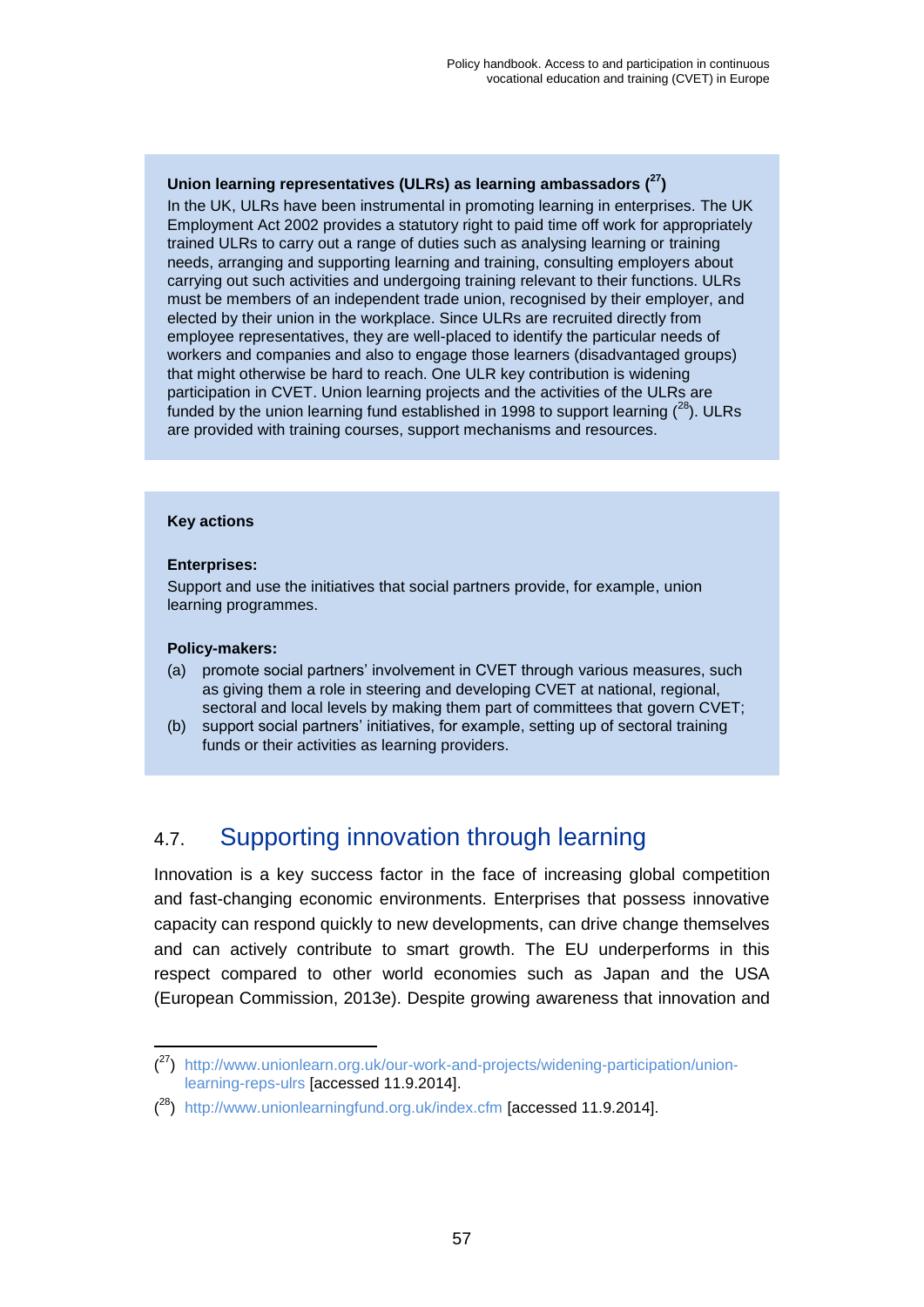**Union learning representatives (ULRs) as learning ambassadors ([27])**

In the UK, ULRs have been instrumental in promoting learning in enterprises. The UK Employment Act 2002 provides a statutory right to paid time off work for appropriately trained ULRs to carry out a range of duties such as analysing learning or training needs, arranging and supporting learning and training, consulting employers about carrying out such activities and undergoing training relevant to their functions. ULRs must be members of an independent trade union, recognised by their employer, and elected by their union in the workplace. Since ULRs are recruited directly from employee representatives, they are well-placed to identify the particular needs of workers and companies and also to engage those learners (disadvantaged groups) that might otherwise be hard to reach. One ULR key contribution is widening participation in CVET. Union learning projects and the activities of the ULRs are funded by the union learning fund established in 1998 to support learning ([28]). ULRs are provided with training courses, support mechanisms and resources.

**Key actions**

**Enterprises:**

Support and use the initiatives that social partners provide, for example, union learning programmes.

**Policy-makers:**

(a) promote social partners' involvement in CVET through various measures, such as giving them a role in steering and developing CVET at national, regional, sectoral and local levels by making them part of committees that govern CVET;

(b) support social partners' initiatives, for example, setting up of sectoral training funds or their activities as learning providers.

## 4.7. Supporting innovation through learning

Innovation is a key success factor in the face of increasing global competition and fast-changing economic environments. Enterprises that possess innovative capacity can respond quickly to new developments, can drive change themselves and can actively contribute to smart growth. The EU underperforms in this respect compared to other world economies such as Japan and the USA (European Commission, 2013e). Despite growing awareness that innovation and

---

([27]) http://www.unionlearn.org.uk/our-work-and-projects/widening-participation/union-learning-reps-ulrs [accessed 11.9.2014].

([28]) http://www.unionlearningfund.org.uk/index.cfm [accessed 11.9.2014].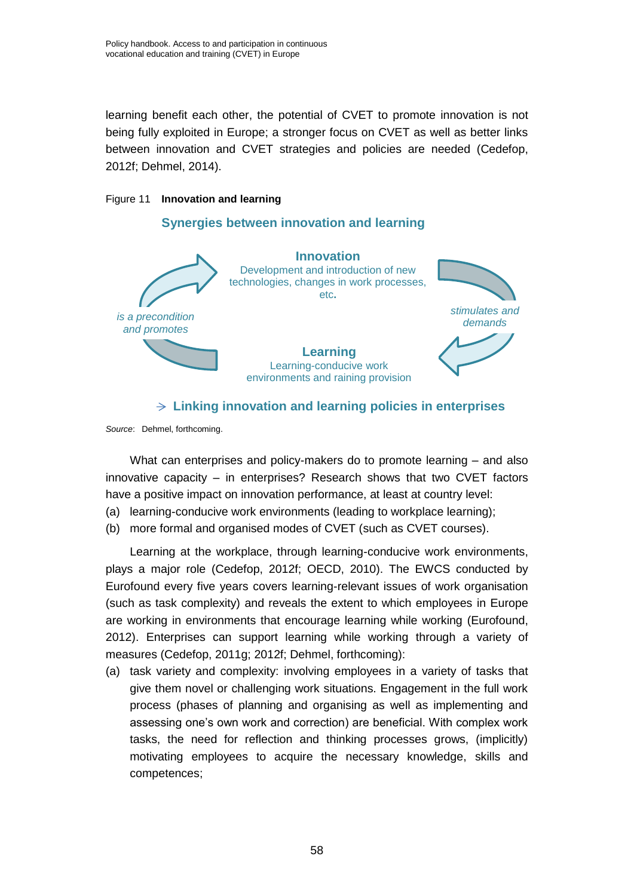learning benefit each other, the potential of CVET to promote innovation is not being fully exploited in Europe; a stronger focus on CVET as well as better links between innovation and CVET strategies and policies are needed (Cedefop, 2012f; Dehmel, 2014).

Figure 11 **Innovation and learning**

**Synergies between innovation and learning**

**Innovation**
Development and introduction of new technologies, changes in work processes, etc.

*stimulates and demands*

**Learning**
Learning-conducive work environments and raining provision

*is a precondition and promotes*

→ **Linking innovation and learning policies in enterprises**

*Source*: Dehmel, forthcoming.

What can enterprises and policy-makers do to promote learning – and also innovative capacity – in enterprises? Research shows that two CVET factors have a positive impact on innovation performance, at least at country level:

(a) learning-conducive work environments (leading to workplace learning);
(b) more formal and organised modes of CVET (such as CVET courses).

Learning at the workplace, through learning-conducive work environments, plays a major role (Cedefop, 2012f; OECD, 2010). The EWCS conducted by Eurofound every five years covers learning-relevant issues of work organisation (such as task complexity) and reveals the extent to which employees in Europe are working in environments that encourage learning while working (Eurofound, 2012). Enterprises can support learning while working through a variety of measures (Cedefop, 2011g; 2012f; Dehmel, forthcoming):

(a) task variety and complexity: involving employees in a variety of tasks that give them novel or challenging work situations. Engagement in the full work process (phases of planning and organising as well as implementing and assessing one's own work and correction) are beneficial. With complex work tasks, the need for reflection and thinking processes grows, (implicitly) motivating employees to acquire the necessary knowledge, skills and competences;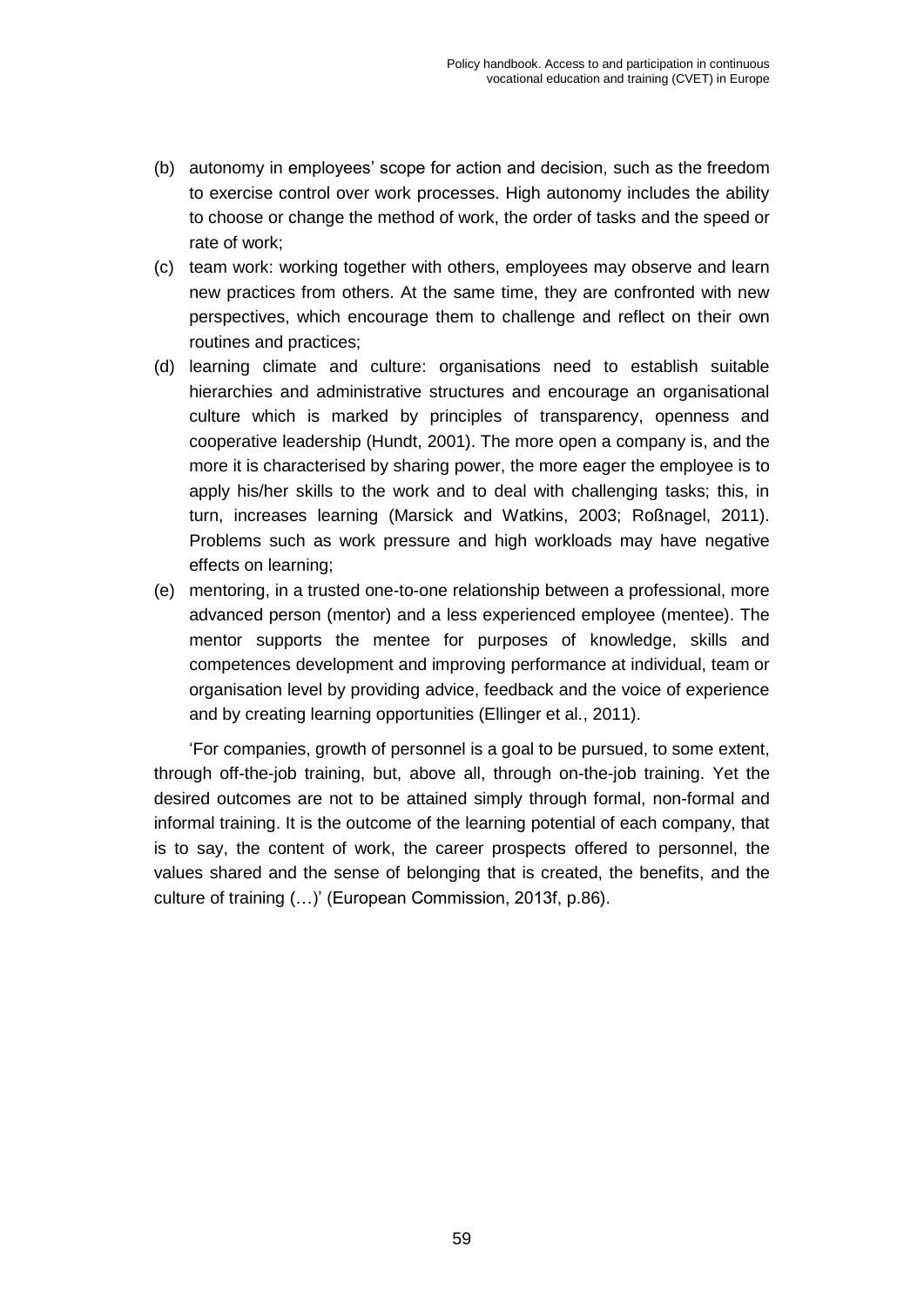(b) autonomy in employees' scope for action and decision, such as the freedom to exercise control over work processes. High autonomy includes the ability to choose or change the method of work, the order of tasks and the speed or rate of work;

(c) team work: working together with others, employees may observe and learn new practices from others. At the same time, they are confronted with new perspectives, which encourage them to challenge and reflect on their own routines and practices;

(d) learning climate and culture: organisations need to establish suitable hierarchies and administrative structures and encourage an organisational culture which is marked by principles of transparency, openness and cooperative leadership (Hundt, 2001). The more open a company is, and the more it is characterised by sharing power, the more eager the employee is to apply his/her skills to the work and to deal with challenging tasks; this, in turn, increases learning (Marsick and Watkins, 2003; Roßnagel, 2011). Problems such as work pressure and high workloads may have negative effects on learning;

(e) mentoring, in a trusted one-to-one relationship between a professional, more advanced person (mentor) and a less experienced employee (mentee). The mentor supports the mentee for purposes of knowledge, skills and competences development and improving performance at individual, team or organisation level by providing advice, feedback and the voice of experience and by creating learning opportunities (Ellinger et al., 2011).

'For companies, growth of personnel is a goal to be pursued, to some extent, through off-the-job training, but, above all, through on-the-job training. Yet the desired outcomes are not to be attained simply through formal, non-formal and informal training. It is the outcome of the learning potential of each company, that is to say, the content of work, the career prospects offered to personnel, the values shared and the sense of belonging that is created, the benefits, and the culture of training (…)' (European Commission, 2013f, p.86).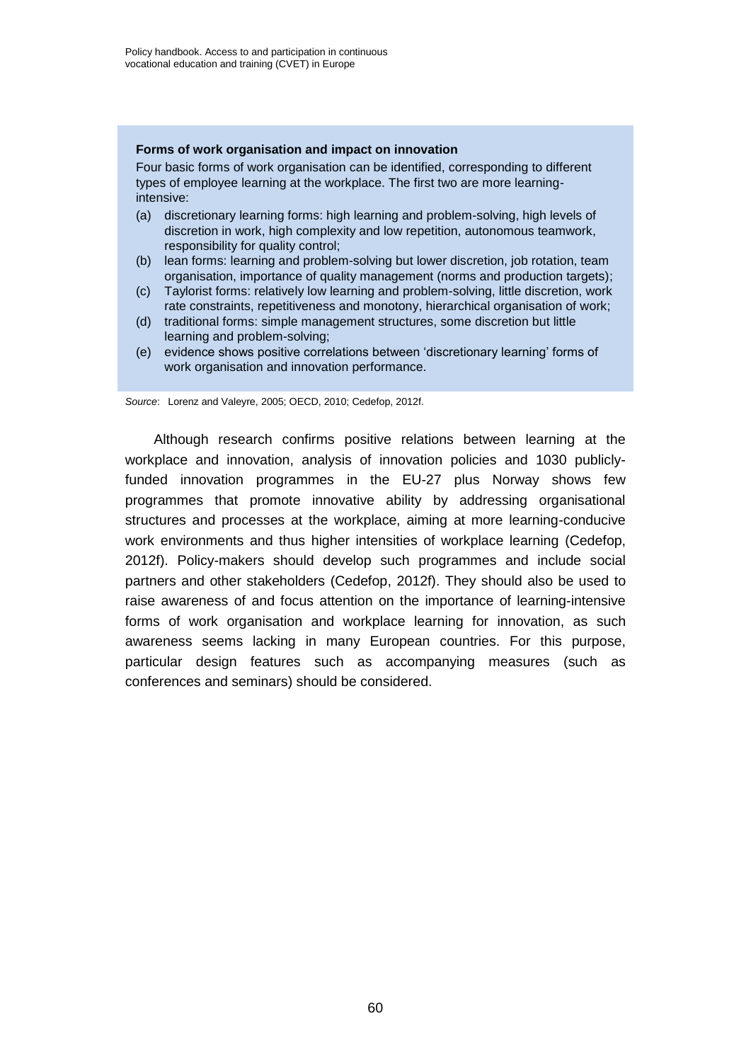**Forms of work organisation and impact on innovation**

Four basic forms of work organisation can be identified, corresponding to different types of employee learning at the workplace. The first two are more learning-intensive:

(a) discretionary learning forms: high learning and problem-solving, high levels of discretion in work, high complexity and low repetition, autonomous teamwork, responsibility for quality control;

(b) lean forms: learning and problem-solving but lower discretion, job rotation, team organisation, importance of quality management (norms and production targets);

(c) Taylorist forms: relatively low learning and problem-solving, little discretion, work rate constraints, repetitiveness and monotony, hierarchical organisation of work;

(d) traditional forms: simple management structures, some discretion but little learning and problem-solving;

(e) evidence shows positive correlations between 'discretionary learning' forms of work organisation and innovation performance.

*Source*: Lorenz and Valeyre, 2005; OECD, 2010; Cedefop, 2012f.

Although research confirms positive relations between learning at the workplace and innovation, analysis of innovation policies and 1030 publicly-funded innovation programmes in the EU-27 plus Norway shows few programmes that promote innovative ability by addressing organisational structures and processes at the workplace, aiming at more learning-conducive work environments and thus higher intensities of workplace learning (Cedefop, 2012f). Policy-makers should develop such programmes and include social partners and other stakeholders (Cedefop, 2012f). They should also be used to raise awareness of and focus attention on the importance of learning-intensive forms of work organisation and workplace learning for innovation, as such awareness seems lacking in many European countries. For this purpose, particular design features such as accompanying measures (such as conferences and seminars) should be considered.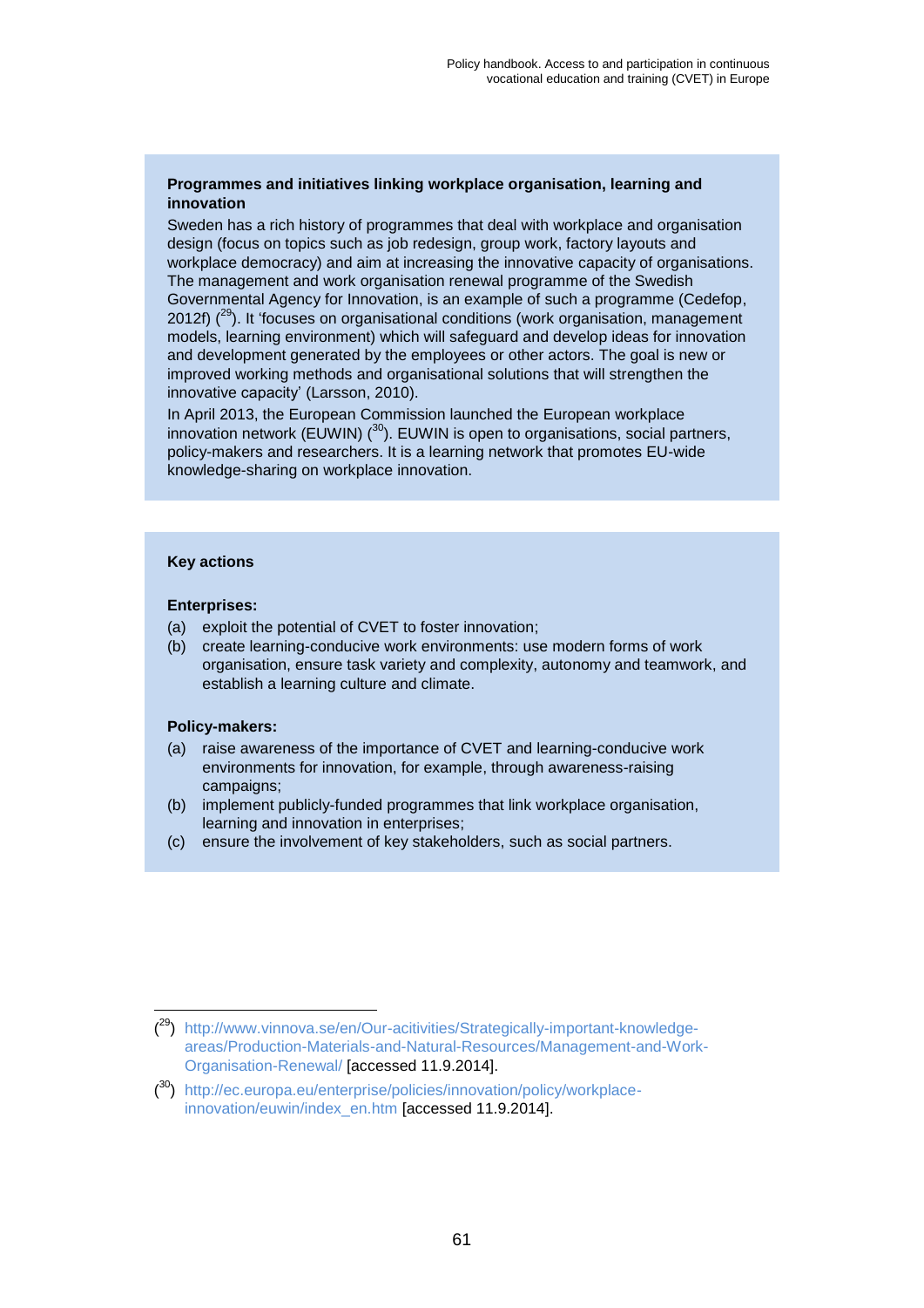**Programmes and initiatives linking workplace organisation, learning and innovation**

Sweden has a rich history of programmes that deal with workplace and organisation design (focus on topics such as job redesign, group work, factory layouts and workplace democracy) and aim at increasing the innovative capacity of organisations. The management and work organisation renewal programme of the Swedish Governmental Agency for Innovation, is an example of such a programme (Cedefop, 2012f) ([29]). It 'focuses on organisational conditions (work organisation, management models, learning environment) which will safeguard and develop ideas for innovation and development generated by the employees or other actors. The goal is new or improved working methods and organisational solutions that will strengthen the innovative capacity' (Larsson, 2010).

In April 2013, the European Commission launched the European workplace innovation network (EUWIN) ([30]). EUWIN is open to organisations, social partners, policy-makers and researchers. It is a learning network that promotes EU-wide knowledge-sharing on workplace innovation.

**Key actions**

**Enterprises:**

(a) exploit the potential of CVET to foster innovation;

(b) create learning-conducive work environments: use modern forms of work organisation, ensure task variety and complexity, autonomy and teamwork, and establish a learning culture and climate.

**Policy-makers:**

(a) raise awareness of the importance of CVET and learning-conducive work environments for innovation, for example, through awareness-raising campaigns;

(b) implement publicly-funded programmes that link workplace organisation, learning and innovation in enterprises;

(c) ensure the involvement of key stakeholders, such as social partners.

---

([29]) http://www.vinnova.se/en/Our-acitivities/Strategically-important-knowledge-areas/Production-Materials-and-Natural-Resources/Management-and-Work-Organisation-Renewal/ [accessed 11.9.2014].

([30]) http://ec.europa.eu/enterprise/policies/innovation/policy/workplace-innovation/euwin/index_en.htm [accessed 11.9.2014].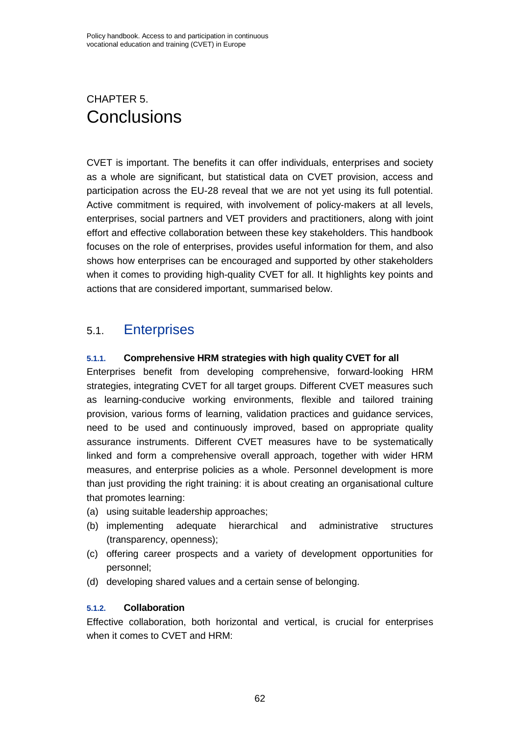# CHAPTER 5.
# Conclusions

CVET is important. The benefits it can offer individuals, enterprises and society as a whole are significant, but statistical data on CVET provision, access and participation across the EU-28 reveal that we are not yet using its full potential. Active commitment is required, with involvement of policy-makers at all levels, enterprises, social partners and VET providers and practitioners, along with joint effort and effective collaboration between these key stakeholders. This handbook focuses on the role of enterprises, provides useful information for them, and also shows how enterprises can be encouraged and supported by other stakeholders when it comes to providing high-quality CVET for all. It highlights key points and actions that are considered important, summarised below.

## 5.1. Enterprises

### 5.1.1. Comprehensive HRM strategies with high quality CVET for all

Enterprises benefit from developing comprehensive, forward-looking HRM strategies, integrating CVET for all target groups. Different CVET measures such as learning-conducive working environments, flexible and tailored training provision, various forms of learning, validation practices and guidance services, need to be used and continuously improved, based on appropriate quality assurance instruments. Different CVET measures have to be systematically linked and form a comprehensive overall approach, together with wider HRM measures, and enterprise policies as a whole. Personnel development is more than just providing the right training: it is about creating an organisational culture that promotes learning:

(a) using suitable leadership approaches;
(b) implementing adequate hierarchical and administrative structures (transparency, openness);
(c) offering career prospects and a variety of development opportunities for personnel;
(d) developing shared values and a certain sense of belonging.

### 5.1.2. Collaboration

Effective collaboration, both horizontal and vertical, is crucial for enterprises when it comes to CVET and HRM: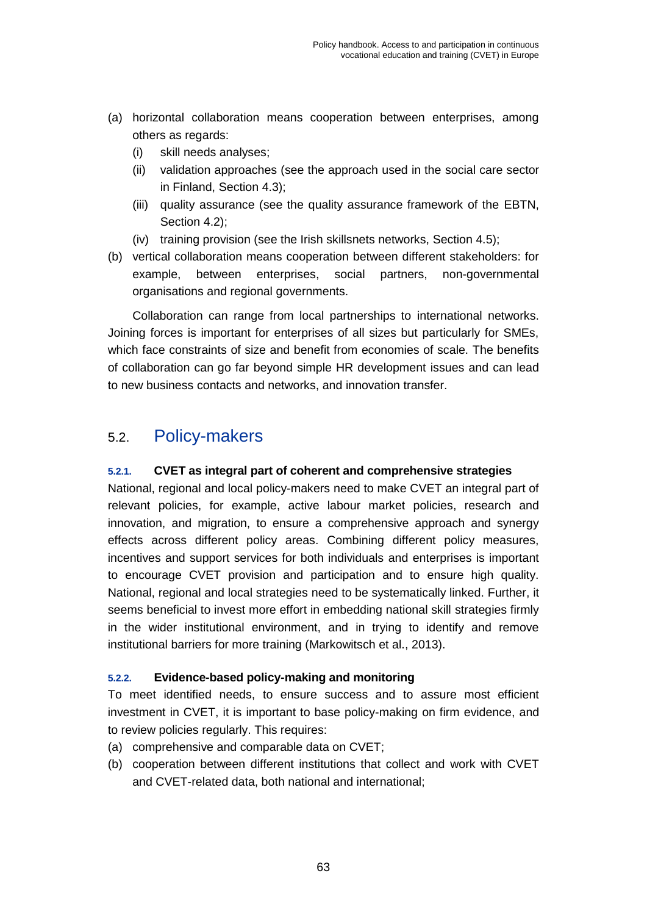(a) horizontal collaboration means cooperation between enterprises, among others as regards:
   (i) skill needs analyses;
   (ii) validation approaches (see the approach used in the social care sector in Finland, Section 4.3);
   (iii) quality assurance (see the quality assurance framework of the EBTN, Section 4.2);
   (iv) training provision (see the Irish skillsnets networks, Section 4.5);

(b) vertical collaboration means cooperation between different stakeholders: for example, between enterprises, social partners, non-governmental organisations and regional governments.

Collaboration can range from local partnerships to international networks. Joining forces is important for enterprises of all sizes but particularly for SMEs, which face constraints of size and benefit from economies of scale. The benefits of collaboration can go far beyond simple HR development issues and can lead to new business contacts and networks, and innovation transfer.

## 5.2. Policy-makers

### 5.2.1. CVET as integral part of coherent and comprehensive strategies

National, regional and local policy-makers need to make CVET an integral part of relevant policies, for example, active labour market policies, research and innovation, and migration, to ensure a comprehensive approach and synergy effects across different policy areas. Combining different policy measures, incentives and support services for both individuals and enterprises is important to encourage CVET provision and participation and to ensure high quality. National, regional and local strategies need to be systematically linked. Further, it seems beneficial to invest more effort in embedding national skill strategies firmly in the wider institutional environment, and in trying to identify and remove institutional barriers for more training (Markowitsch et al., 2013).

### 5.2.2. Evidence-based policy-making and monitoring

To meet identified needs, to ensure success and to assure most efficient investment in CVET, it is important to base policy-making on firm evidence, and to review policies regularly. This requires:

(a) comprehensive and comparable data on CVET;

(b) cooperation between different institutions that collect and work with CVET and CVET-related data, both national and international;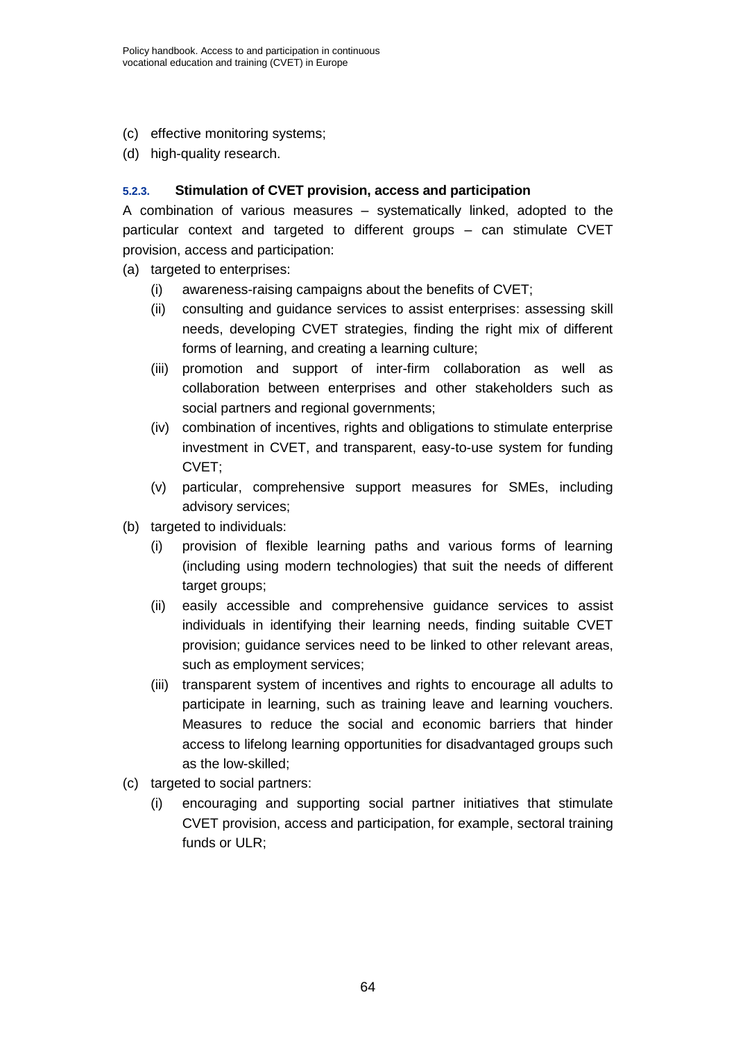(c) effective monitoring systems;

(d) high-quality research.

#### 5.2.3. Stimulation of CVET provision, access and participation

A combination of various measures – systematically linked, adopted to the particular context and targeted to different groups – can stimulate CVET provision, access and participation:

(a) targeted to enterprises:

   (i) awareness-raising campaigns about the benefits of CVET;

   (ii) consulting and guidance services to assist enterprises: assessing skill needs, developing CVET strategies, finding the right mix of different forms of learning, and creating a learning culture;

   (iii) promotion and support of inter-firm collaboration as well as collaboration between enterprises and other stakeholders such as social partners and regional governments;

   (iv) combination of incentives, rights and obligations to stimulate enterprise investment in CVET, and transparent, easy-to-use system for funding CVET;

   (v) particular, comprehensive support measures for SMEs, including advisory services;

(b) targeted to individuals:

   (i) provision of flexible learning paths and various forms of learning (including using modern technologies) that suit the needs of different target groups;

   (ii) easily accessible and comprehensive guidance services to assist individuals in identifying their learning needs, finding suitable CVET provision; guidance services need to be linked to other relevant areas, such as employment services;

   (iii) transparent system of incentives and rights to encourage all adults to participate in learning, such as training leave and learning vouchers. Measures to reduce the social and economic barriers that hinder access to lifelong learning opportunities for disadvantaged groups such as the low-skilled;

(c) targeted to social partners:

   (i) encouraging and supporting social partner initiatives that stimulate CVET provision, access and participation, for example, sectoral training funds or ULR;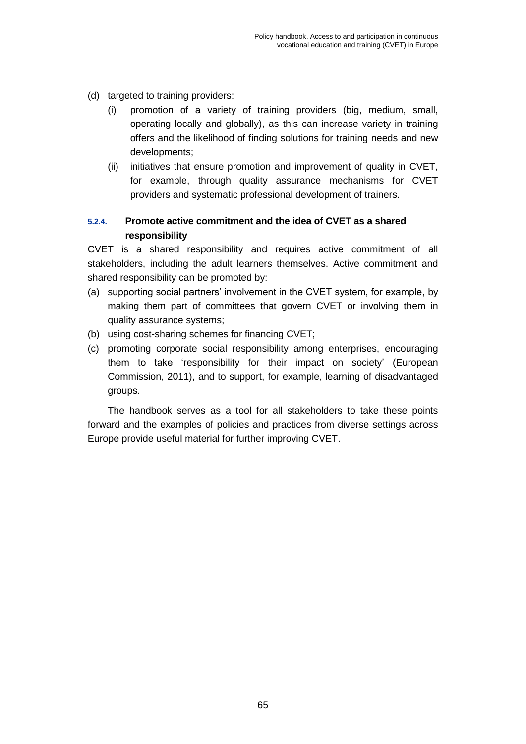(d) targeted to training providers:
   (i) promotion of a variety of training providers (big, medium, small, operating locally and globally), as this can increase variety in training offers and the likelihood of finding solutions for training needs and new developments;
   (ii) initiatives that ensure promotion and improvement of quality in CVET, for example, through quality assurance mechanisms for CVET providers and systematic professional development of trainers.

#### 5.2.4. Promote active commitment and the idea of CVET as a shared responsibility

CVET is a shared responsibility and requires active commitment of all stakeholders, including the adult learners themselves. Active commitment and shared responsibility can be promoted by:

(a) supporting social partners' involvement in the CVET system, for example, by making them part of committees that govern CVET or involving them in quality assurance systems;
(b) using cost-sharing schemes for financing CVET;
(c) promoting corporate social responsibility among enterprises, encouraging them to take 'responsibility for their impact on society' (European Commission, 2011), and to support, for example, learning of disadvantaged groups.

The handbook serves as a tool for all stakeholders to take these points forward and the examples of policies and practices from diverse settings across Europe provide useful material for further improving CVET.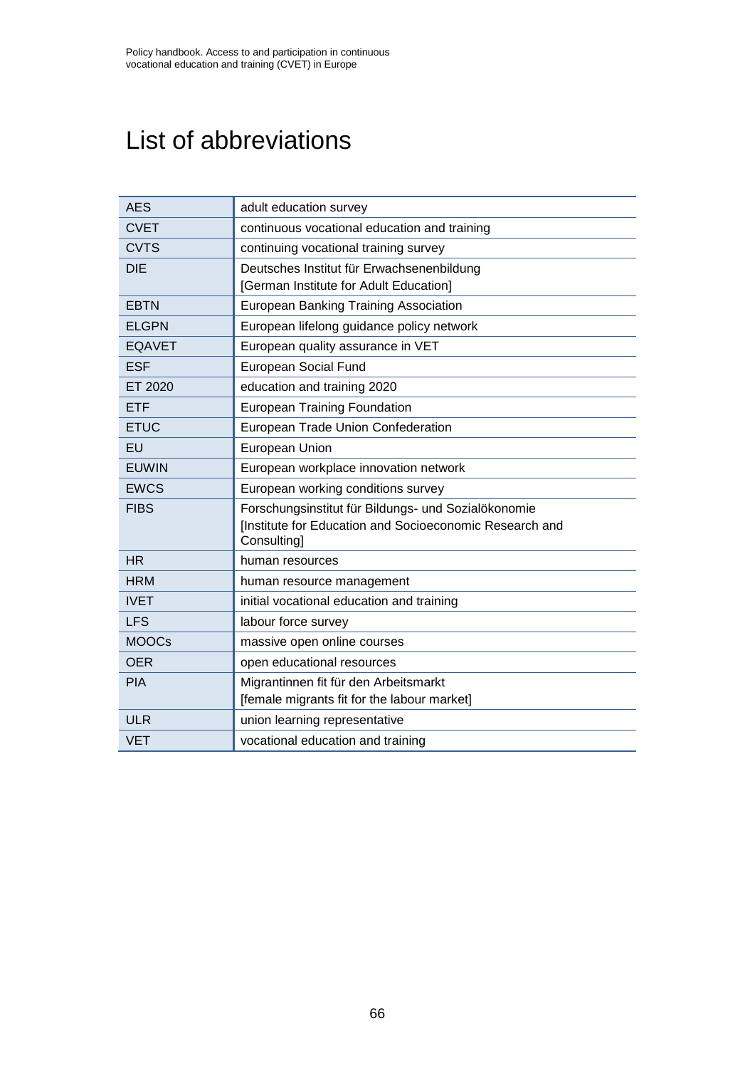# List of abbreviations

| | |
|---|---|
| AES | adult education survey |
| CVET | continuous vocational education and training |
| CVTS | continuing vocational training survey |
| DIE | Deutsches Institut für Erwachsenenbildung [German Institute for Adult Education] |
| EBTN | European Banking Training Association |
| ELGPN | European lifelong guidance policy network |
| EQAVET | European quality assurance in VET |
| ESF | European Social Fund |
| ET 2020 | education and training 2020 |
| ETF | European Training Foundation |
| ETUC | European Trade Union Confederation |
| EU | European Union |
| EUWIN | European workplace innovation network |
| EWCS | European working conditions survey |
| FIBS | Forschungsinstitut für Bildungs- und Sozialökonomie [Institute for Education and Socioeconomic Research and Consulting] |
| HR | human resources |
| HRM | human resource management |
| IVET | initial vocational education and training |
| LFS | labour force survey |
| MOOCs | massive open online courses |
| OER | open educational resources |
| PIA | Migrantinnen fit für den Arbeitsmarkt [female migrants fit for the labour market] |
| ULR | union learning representative |
| VET | vocational education and training |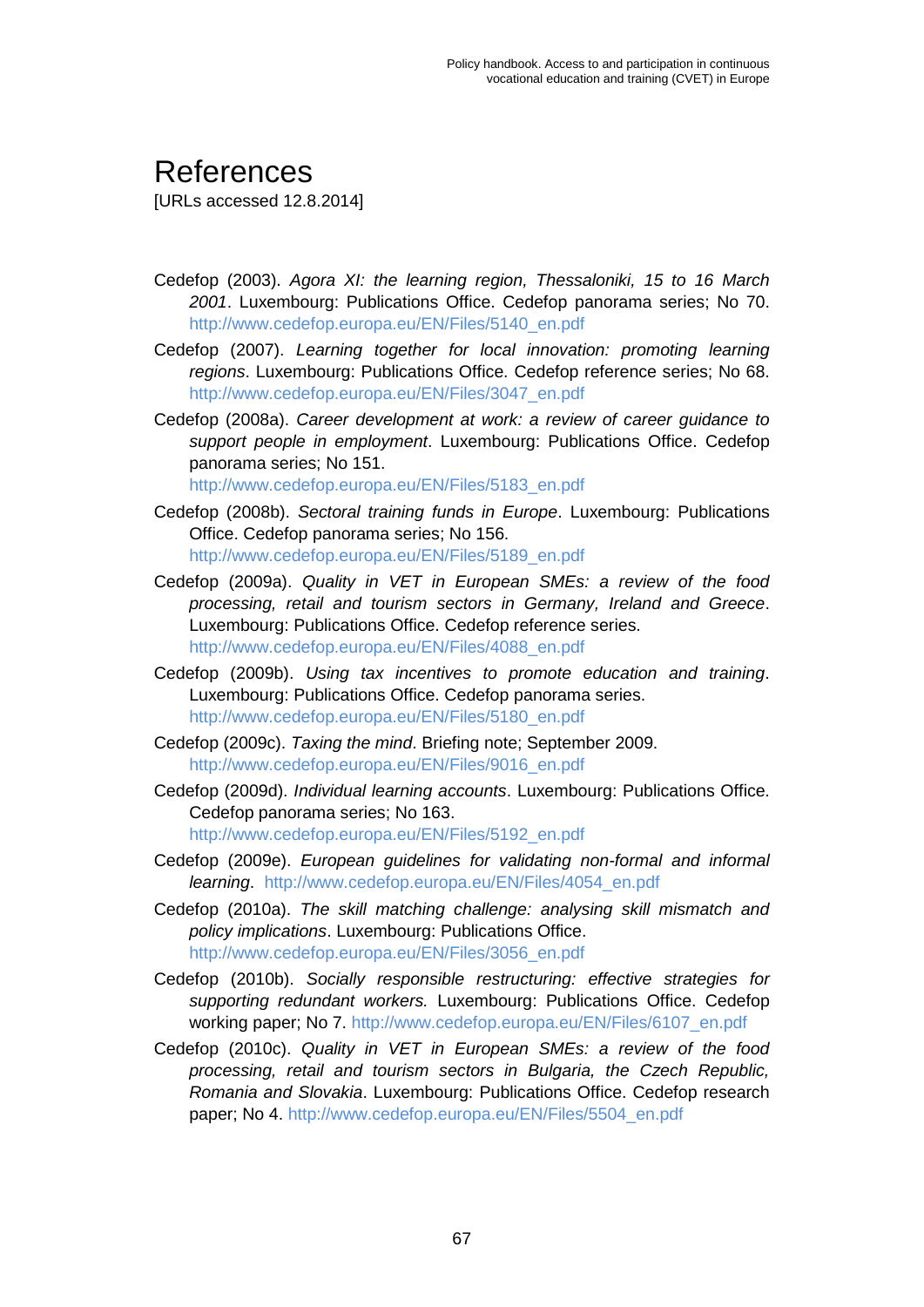# References

[URLs accessed 12.8.2014]

Cedefop (2003). *Agora XI: the learning region, Thessaloniki, 15 to 16 March 2001*. Luxembourg: Publications Office. Cedefop panorama series; No 70. http://www.cedefop.europa.eu/EN/Files/5140_en.pdf

Cedefop (2007). *Learning together for local innovation: promoting learning regions*. Luxembourg: Publications Office. Cedefop reference series; No 68. http://www.cedefop.europa.eu/EN/Files/3047_en.pdf

Cedefop (2008a). *Career development at work: a review of career guidance to support people in employment*. Luxembourg: Publications Office. Cedefop panorama series; No 151. http://www.cedefop.europa.eu/EN/Files/5183_en.pdf

Cedefop (2008b). *Sectoral training funds in Europe*. Luxembourg: Publications Office. Cedefop panorama series; No 156. http://www.cedefop.europa.eu/EN/Files/5189_en.pdf

Cedefop (2009a). *Quality in VET in European SMEs: a review of the food processing, retail and tourism sectors in Germany, Ireland and Greece*. Luxembourg: Publications Office. Cedefop reference series. http://www.cedefop.europa.eu/EN/Files/4088_en.pdf

Cedefop (2009b). *Using tax incentives to promote education and training*. Luxembourg: Publications Office. Cedefop panorama series. http://www.cedefop.europa.eu/EN/Files/5180_en.pdf

Cedefop (2009c). *Taxing the mind*. Briefing note; September 2009. http://www.cedefop.europa.eu/EN/Files/9016_en.pdf

Cedefop (2009d). *Individual learning accounts*. Luxembourg: Publications Office. Cedefop panorama series; No 163. http://www.cedefop.europa.eu/EN/Files/5192_en.pdf

Cedefop (2009e). *European guidelines for validating non-formal and informal learning*. http://www.cedefop.europa.eu/EN/Files/4054_en.pdf

Cedefop (2010a). *The skill matching challenge: analysing skill mismatch and policy implications*. Luxembourg: Publications Office. http://www.cedefop.europa.eu/EN/Files/3056_en.pdf

Cedefop (2010b). *Socially responsible restructuring: effective strategies for supporting redundant workers.* Luxembourg: Publications Office. Cedefop working paper; No 7. http://www.cedefop.europa.eu/EN/Files/6107_en.pdf

Cedefop (2010c). *Quality in VET in European SMEs: a review of the food processing, retail and tourism sectors in Bulgaria, the Czech Republic, Romania and Slovakia*. Luxembourg: Publications Office. Cedefop research paper; No 4. http://www.cedefop.europa.eu/EN/Files/5504_en.pdf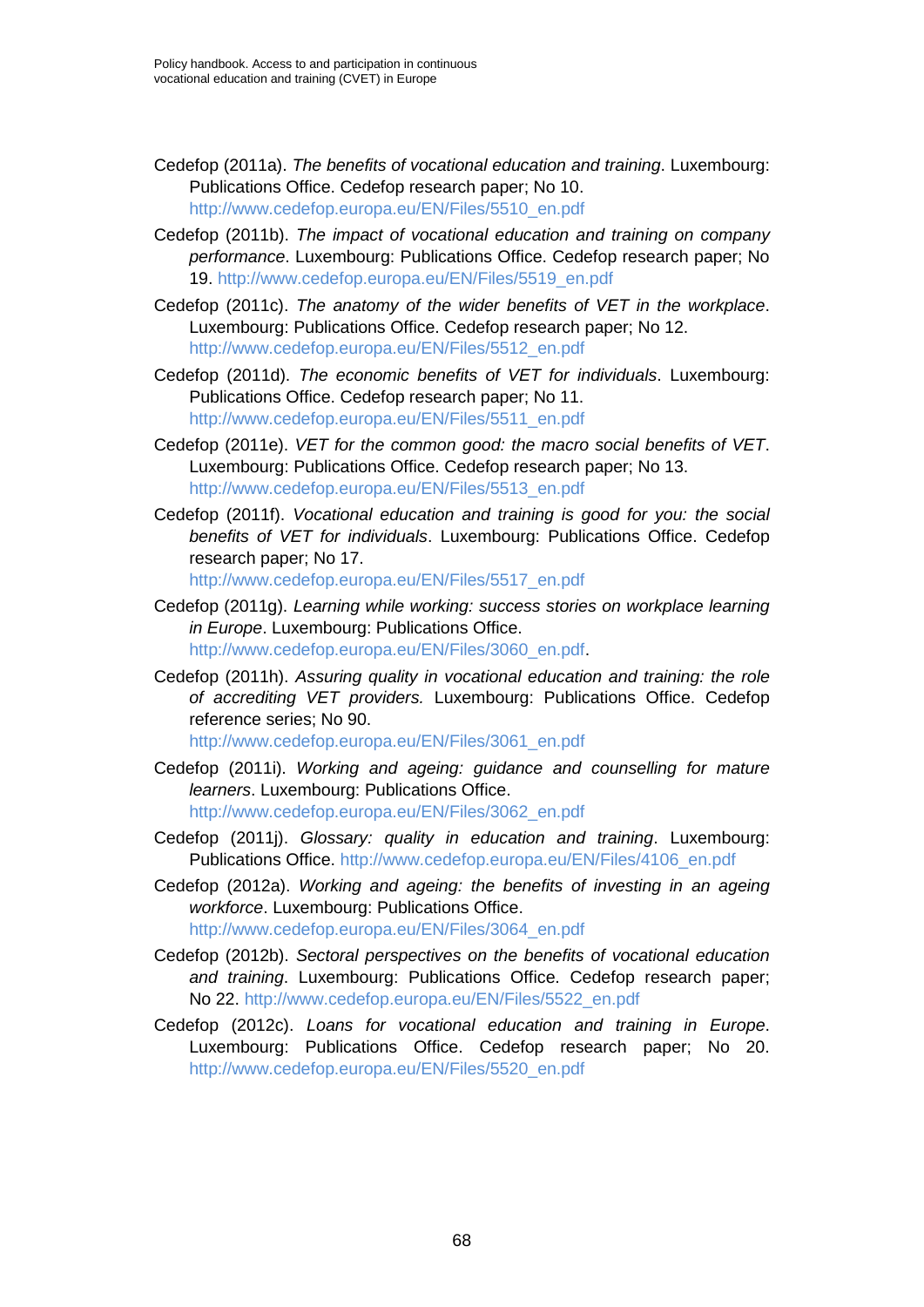Cedefop (2011a). *The benefits of vocational education and training*. Luxembourg: Publications Office. Cedefop research paper; No 10. http://www.cedefop.europa.eu/EN/Files/5510_en.pdf

Cedefop (2011b). *The impact of vocational education and training on company performance*. Luxembourg: Publications Office. Cedefop research paper; No 19. http://www.cedefop.europa.eu/EN/Files/5519_en.pdf

Cedefop (2011c). *The anatomy of the wider benefits of VET in the workplace*. Luxembourg: Publications Office. Cedefop research paper; No 12. http://www.cedefop.europa.eu/EN/Files/5512_en.pdf

Cedefop (2011d). *The economic benefits of VET for individuals*. Luxembourg: Publications Office. Cedefop research paper; No 11. http://www.cedefop.europa.eu/EN/Files/5511_en.pdf

Cedefop (2011e). *VET for the common good: the macro social benefits of VET*. Luxembourg: Publications Office. Cedefop research paper; No 13. http://www.cedefop.europa.eu/EN/Files/5513_en.pdf

Cedefop (2011f). *Vocational education and training is good for you: the social benefits of VET for individuals*. Luxembourg: Publications Office. Cedefop research paper; No 17. http://www.cedefop.europa.eu/EN/Files/5517_en.pdf

Cedefop (2011g). *Learning while working: success stories on workplace learning in Europe*. Luxembourg: Publications Office. http://www.cedefop.europa.eu/EN/Files/3060_en.pdf.

Cedefop (2011h). *Assuring quality in vocational education and training: the role of accrediting VET providers.* Luxembourg: Publications Office. Cedefop reference series; No 90. http://www.cedefop.europa.eu/EN/Files/3061_en.pdf

Cedefop (2011i). *Working and ageing: guidance and counselling for mature learners*. Luxembourg: Publications Office. http://www.cedefop.europa.eu/EN/Files/3062_en.pdf

Cedefop (2011j). *Glossary: quality in education and training*. Luxembourg: Publications Office. http://www.cedefop.europa.eu/EN/Files/4106_en.pdf

Cedefop (2012a). *Working and ageing: the benefits of investing in an ageing workforce*. Luxembourg: Publications Office. http://www.cedefop.europa.eu/EN/Files/3064_en.pdf

Cedefop (2012b). *Sectoral perspectives on the benefits of vocational education and training*. Luxembourg: Publications Office. Cedefop research paper; No 22. http://www.cedefop.europa.eu/EN/Files/5522_en.pdf

Cedefop (2012c). *Loans for vocational education and training in Europe*. Luxembourg: Publications Office. Cedefop research paper; No 20. http://www.cedefop.europa.eu/EN/Files/5520_en.pdf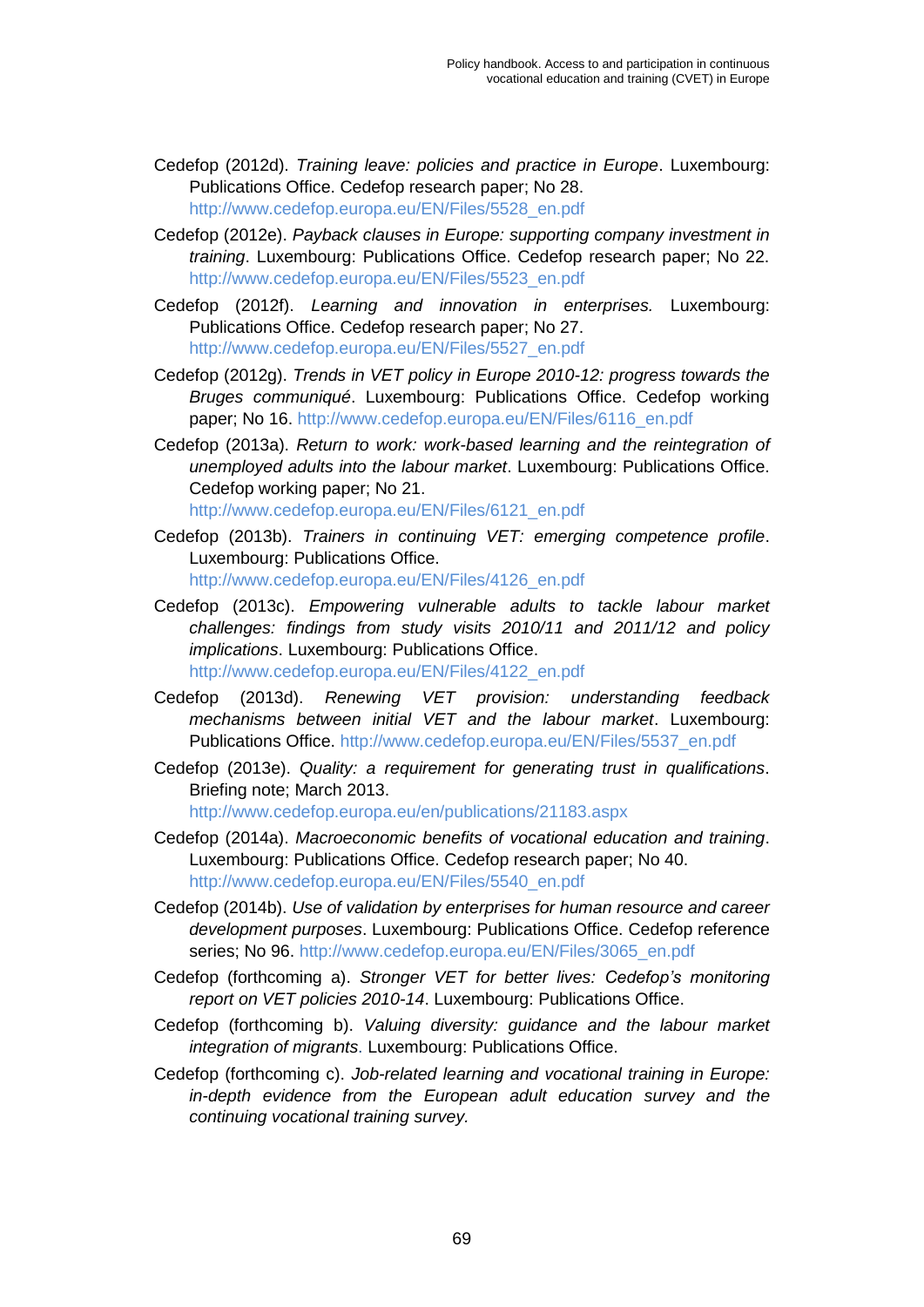Cedefop (2012d). *Training leave: policies and practice in Europe*. Luxembourg: Publications Office. Cedefop research paper; No 28. http://www.cedefop.europa.eu/EN/Files/5528_en.pdf

Cedefop (2012e). *Payback clauses in Europe: supporting company investment in training*. Luxembourg: Publications Office. Cedefop research paper; No 22. http://www.cedefop.europa.eu/EN/Files/5523_en.pdf

Cedefop (2012f). *Learning and innovation in enterprises.* Luxembourg: Publications Office. Cedefop research paper; No 27. http://www.cedefop.europa.eu/EN/Files/5527_en.pdf

Cedefop (2012g). *Trends in VET policy in Europe 2010-12: progress towards the Bruges communiqué*. Luxembourg: Publications Office. Cedefop working paper; No 16. http://www.cedefop.europa.eu/EN/Files/6116_en.pdf

Cedefop (2013a). *Return to work: work-based learning and the reintegration of unemployed adults into the labour market*. Luxembourg: Publications Office. Cedefop working paper; No 21. http://www.cedefop.europa.eu/EN/Files/6121_en.pdf

Cedefop (2013b). *Trainers in continuing VET: emerging competence profile*. Luxembourg: Publications Office. http://www.cedefop.europa.eu/EN/Files/4126_en.pdf

Cedefop (2013c). *Empowering vulnerable adults to tackle labour market challenges: findings from study visits 2010/11 and 2011/12 and policy implications*. Luxembourg: Publications Office. http://www.cedefop.europa.eu/EN/Files/4122_en.pdf

Cedefop (2013d). *Renewing VET provision: understanding feedback mechanisms between initial VET and the labour market*. Luxembourg: Publications Office. http://www.cedefop.europa.eu/EN/Files/5537_en.pdf

Cedefop (2013e). *Quality: a requirement for generating trust in qualifications*. Briefing note; March 2013. http://www.cedefop.europa.eu/en/publications/21183.aspx

Cedefop (2014a). *Macroeconomic benefits of vocational education and training*. Luxembourg: Publications Office. Cedefop research paper; No 40. http://www.cedefop.europa.eu/EN/Files/5540_en.pdf

Cedefop (2014b). *Use of validation by enterprises for human resource and career development purposes*. Luxembourg: Publications Office. Cedefop reference series; No 96. http://www.cedefop.europa.eu/EN/Files/3065_en.pdf

Cedefop (forthcoming a). *Stronger VET for better lives: Cedefop's monitoring report on VET policies 2010-14*. Luxembourg: Publications Office.

Cedefop (forthcoming b). *Valuing diversity: guidance and the labour market integration of migrants*. Luxembourg: Publications Office.

Cedefop (forthcoming c). *Job-related learning and vocational training in Europe: in-depth evidence from the European adult education survey and the continuing vocational training survey.*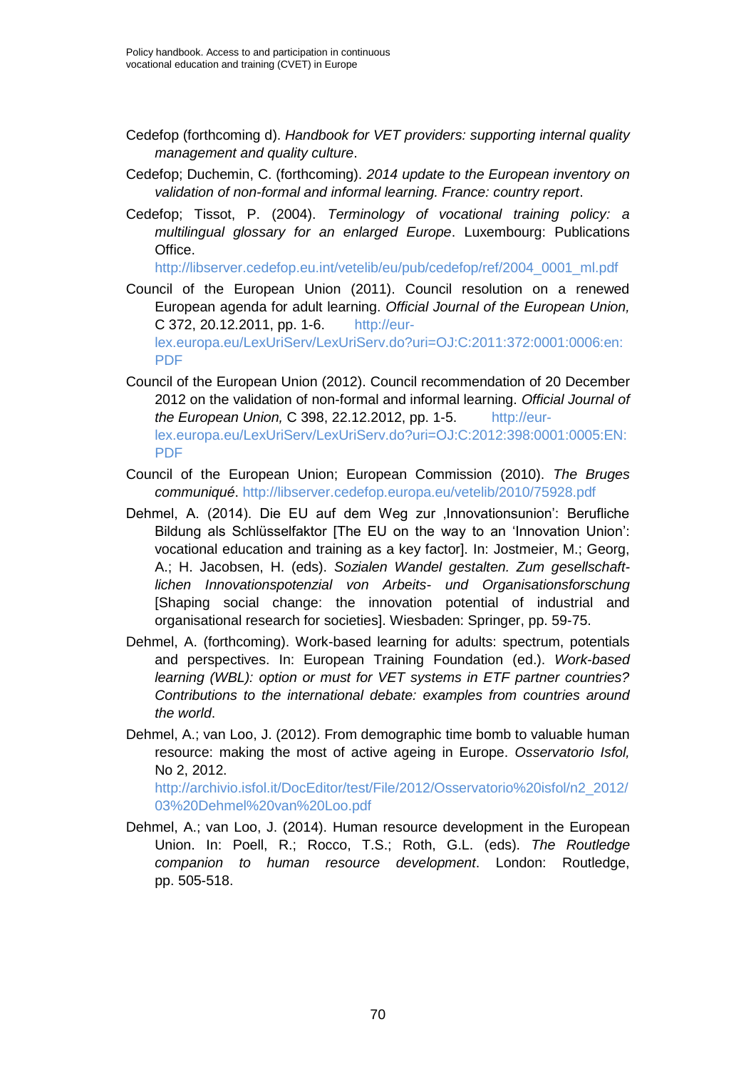Cedefop (forthcoming d). *Handbook for VET providers: supporting internal quality management and quality culture*.

Cedefop; Duchemin, C. (forthcoming). *2014 update to the European inventory on validation of non-formal and informal learning. France: country report*.

Cedefop; Tissot, P. (2004). *Terminology of vocational training policy: a multilingual glossary for an enlarged Europe*. Luxembourg: Publications Office. http://libserver.cedefop.eu.int/vetelib/eu/pub/cedefop/ref/2004_0001_ml.pdf

Council of the European Union (2011). Council resolution on a renewed European agenda for adult learning. *Official Journal of the European Union,* C 372, 20.12.2011, pp. 1-6. http://eur-lex.europa.eu/LexUriServ/LexUriServ.do?uri=OJ:C:2011:372:0001:0006:en:PDF

Council of the European Union (2012). Council recommendation of 20 December 2012 on the validation of non-formal and informal learning. *Official Journal of the European Union,* C 398, 22.12.2012, pp. 1-5. http://eur-lex.europa.eu/LexUriServ/LexUriServ.do?uri=OJ:C:2012:398:0001:0005:EN:PDF

Council of the European Union; European Commission (2010). *The Bruges communiqué*. http://libserver.cedefop.europa.eu/vetelib/2010/75928.pdf

Dehmel, A. (2014). Die EU auf dem Weg zur ‚Innovationsunion': Berufliche Bildung als Schlüsselfaktor [The EU on the way to an 'Innovation Union': vocational education and training as a key factor]. In: Jostmeier, M.; Georg, A.; H. Jacobsen, H. (eds). *Sozialen Wandel gestalten. Zum gesellschaft-lichen Innovationspotenzial von Arbeits- und Organisationsforschung* [Shaping social change: the innovation potential of industrial and organisational research for societies]. Wiesbaden: Springer, pp. 59-75.

Dehmel, A. (forthcoming). Work-based learning for adults: spectrum, potentials and perspectives. In: European Training Foundation (ed.). *Work-based learning (WBL): option or must for VET systems in ETF partner countries? Contributions to the international debate: examples from countries around the world*.

Dehmel, A.; van Loo, J. (2012). From demographic time bomb to valuable human resource: making the most of active ageing in Europe. *Osservatorio Isfol,* No 2, 2012. http://archivio.isfol.it/DocEditor/test/File/2012/Osservatorio%20isfol/n2_2012/03%20Dehmel%20van%20Loo.pdf

Dehmel, A.; van Loo, J. (2014). Human resource development in the European Union. In: Poell, R.; Rocco, T.S.; Roth, G.L. (eds). *The Routledge companion to human resource development*. London: Routledge, pp. 505-518.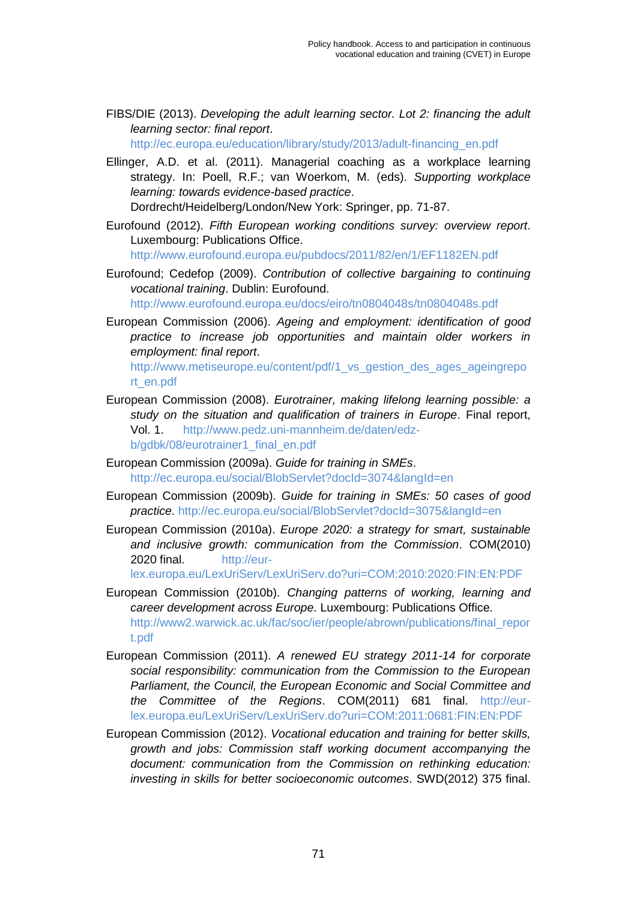FIBS/DIE (2013). *Developing the adult learning sector. Lot 2: financing the adult learning sector: final report*. http://ec.europa.eu/education/library/study/2013/adult-financing_en.pdf

Ellinger, A.D. et al. (2011). Managerial coaching as a workplace learning strategy. In: Poell, R.F.; van Woerkom, M. (eds). *Supporting workplace learning: towards evidence-based practice*. Dordrecht/Heidelberg/London/New York: Springer, pp. 71-87.

Eurofound (2012). *Fifth European working conditions survey: overview report*. Luxembourg: Publications Office. http://www.eurofound.europa.eu/pubdocs/2011/82/en/1/EF1182EN.pdf

Eurofound; Cedefop (2009). *Contribution of collective bargaining to continuing vocational training*. Dublin: Eurofound. http://www.eurofound.europa.eu/docs/eiro/tn0804048s/tn0804048s.pdf

European Commission (2006). *Ageing and employment: identification of good practice to increase job opportunities and maintain older workers in employment: final report*. http://www.metiseurope.eu/content/pdf/1_vs_gestion_des_ages_ageingreport_en.pdf

European Commission (2008). *Eurotrainer, making lifelong learning possible: a study on the situation and qualification of trainers in Europe*. Final report, Vol. 1. http://www.pedz.uni-mannheim.de/daten/edz-b/gdbk/08/eurotrainer1_final_en.pdf

European Commission (2009a). *Guide for training in SMEs*. http://ec.europa.eu/social/BlobServlet?docId=3074&langId=en

European Commission (2009b). *Guide for training in SMEs: 50 cases of good practice*. http://ec.europa.eu/social/BlobServlet?docId=3075&langId=en

European Commission (2010a). *Europe 2020: a strategy for smart, sustainable and inclusive growth: communication from the Commission*. COM(2010) 2020 final. http://eur-lex.europa.eu/LexUriServ/LexUriServ.do?uri=COM:2010:2020:FIN:EN:PDF

European Commission (2010b). *Changing patterns of working, learning and career development across Europe*. Luxembourg: Publications Office. http://www2.warwick.ac.uk/fac/soc/ier/people/abrown/publications/final_report.pdf

European Commission (2011). *A renewed EU strategy 2011-14 for corporate social responsibility: communication from the Commission to the European Parliament, the Council, the European Economic and Social Committee and the Committee of the Regions*. COM(2011) 681 final. http://eur-lex.europa.eu/LexUriServ/LexUriServ.do?uri=COM:2011:0681:FIN:EN:PDF

European Commission (2012). *Vocational education and training for better skills, growth and jobs: Commission staff working document accompanying the document: communication from the Commission on rethinking education: investing in skills for better socioeconomic outcomes*. SWD(2012) 375 final.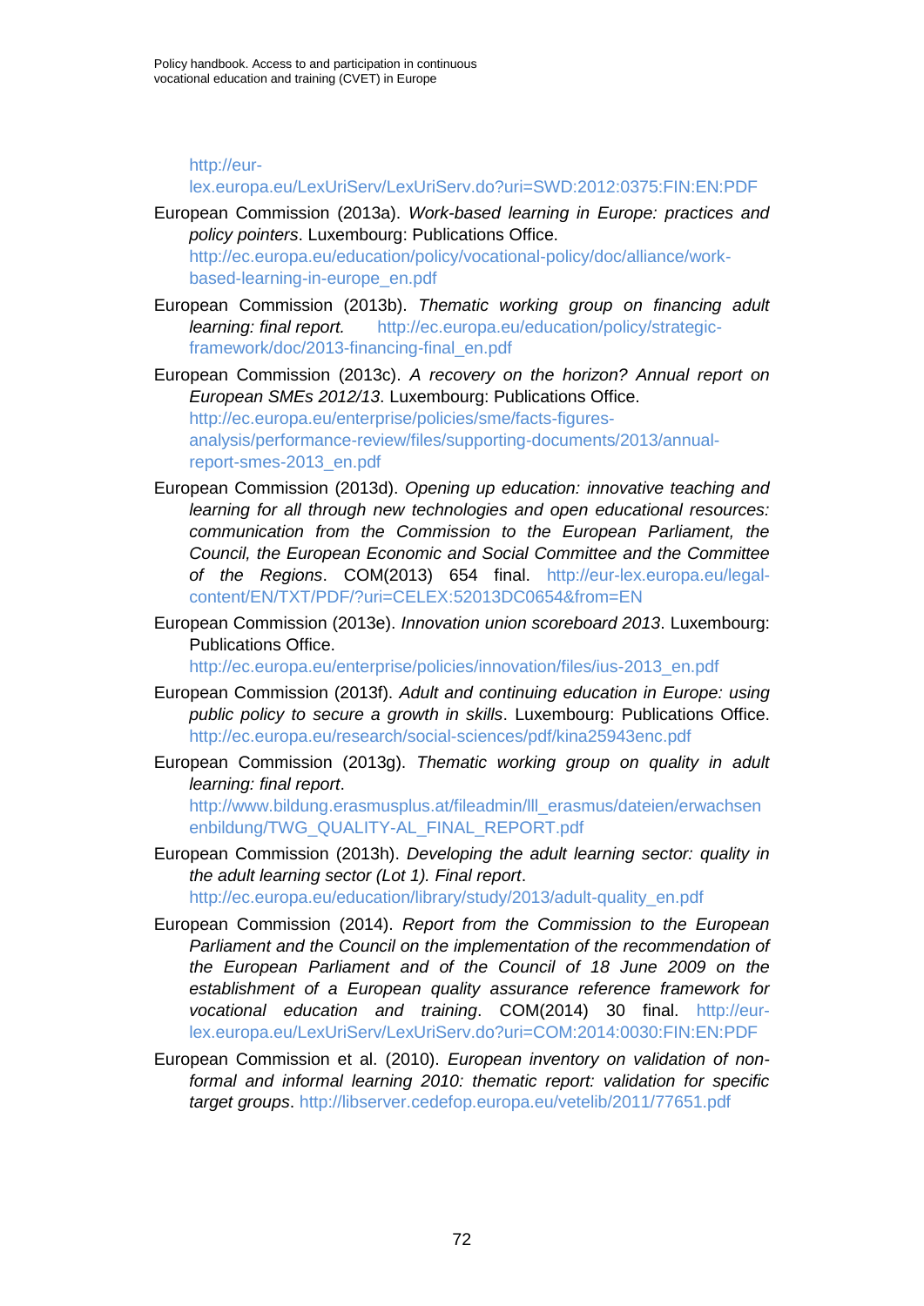http://eur-lex.europa.eu/LexUriServ/LexUriServ.do?uri=SWD:2012:0375:FIN:EN:PDF

European Commission (2013a). *Work-based learning in Europe: practices and policy pointers*. Luxembourg: Publications Office. http://ec.europa.eu/education/policy/vocational-policy/doc/alliance/work-based-learning-in-europe_en.pdf

European Commission (2013b). *Thematic working group on financing adult learning: final report.* http://ec.europa.eu/education/policy/strategic-framework/doc/2013-financing-final_en.pdf

European Commission (2013c). *A recovery on the horizon? Annual report on European SMEs 2012/13*. Luxembourg: Publications Office. http://ec.europa.eu/enterprise/policies/sme/facts-figures-analysis/performance-review/files/supporting-documents/2013/annual-report-smes-2013_en.pdf

European Commission (2013d). *Opening up education: innovative teaching and learning for all through new technologies and open educational resources: communication from the Commission to the European Parliament, the Council, the European Economic and Social Committee and the Committee of the Regions*. COM(2013) 654 final. http://eur-lex.europa.eu/legal-content/EN/TXT/PDF/?uri=CELEX:52013DC0654&from=EN

European Commission (2013e). *Innovation union scoreboard 2013*. Luxembourg: Publications Office. http://ec.europa.eu/enterprise/policies/innovation/files/ius-2013_en.pdf

European Commission (2013f). *Adult and continuing education in Europe: using public policy to secure a growth in skills*. Luxembourg: Publications Office. http://ec.europa.eu/research/social-sciences/pdf/kina25943enc.pdf

European Commission (2013g). *Thematic working group on quality in adult learning: final report*. http://www.bildung.erasmusplus.at/fileadmin/lll_erasmus/dateien/erwachsenenbildung/TWG_QUALITY-AL_FINAL_REPORT.pdf

European Commission (2013h). *Developing the adult learning sector: quality in the adult learning sector (Lot 1). Final report*. http://ec.europa.eu/education/library/study/2013/adult-quality_en.pdf

European Commission (2014). *Report from the Commission to the European Parliament and the Council on the implementation of the recommendation of the European Parliament and of the Council of 18 June 2009 on the establishment of a European quality assurance reference framework for vocational education and training*. COM(2014) 30 final. http://eur-lex.europa.eu/LexUriServ/LexUriServ.do?uri=COM:2014:0030:FIN:EN:PDF

European Commission et al. (2010). *European inventory on validation of non-formal and informal learning 2010: thematic report: validation for specific target groups*. http://libserver.cedefop.europa.eu/vetelib/2011/77651.pdf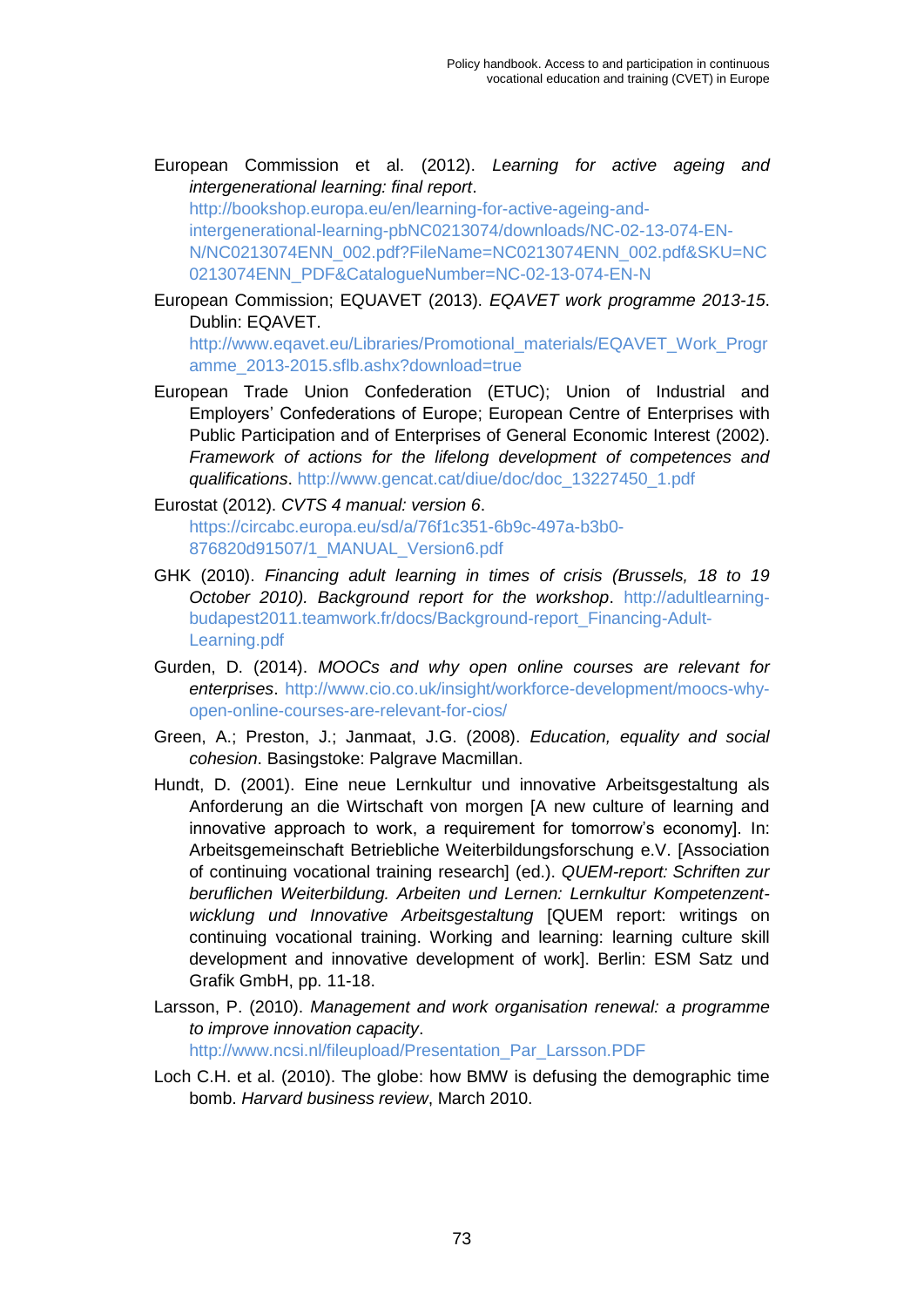European Commission et al. (2012). *Learning for active ageing and intergenerational learning: final report*. http://bookshop.europa.eu/en/learning-for-active-ageing-and-intergenerational-learning-pbNC0213074/downloads/NC-02-13-074-EN-N/NC0213074ENN_002.pdf?FileName=NC0213074ENN_002.pdf&SKU=NC0213074ENN_PDF&CatalogueNumber=NC-02-13-074-EN-N

European Commission; EQUAVET (2013). *EQAVET work programme 2013-15*. Dublin: EQAVET. http://www.eqavet.eu/Libraries/Promotional_materials/EQAVET_Work_Programme_2013-2015.sflb.ashx?download=true

European Trade Union Confederation (ETUC); Union of Industrial and Employers' Confederations of Europe; European Centre of Enterprises with Public Participation and of Enterprises of General Economic Interest (2002). *Framework of actions for the lifelong development of competences and qualifications*. http://www.gencat.cat/diue/doc/doc_13227450_1.pdf

Eurostat (2012). *CVTS 4 manual: version 6*. https://circabc.europa.eu/sd/a/76f1c351-6b9c-497a-b3b0-876820d91507/1_MANUAL_Version6.pdf

GHK (2010). *Financing adult learning in times of crisis (Brussels, 18 to 19 October 2010). Background report for the workshop*. http://adultlearning-budapest2011.teamwork.fr/docs/Background-report_Financing-Adult-Learning.pdf

Gurden, D. (2014). *MOOCs and why open online courses are relevant for enterprises*. http://www.cio.co.uk/insight/workforce-development/moocs-why-open-online-courses-are-relevant-for-cios/

Green, A.; Preston, J.; Janmaat, J.G. (2008). *Education, equality and social cohesion*. Basingstoke: Palgrave Macmillan.

Hundt, D. (2001). Eine neue Lernkultur und innovative Arbeitsgestaltung als Anforderung an die Wirtschaft von morgen [A new culture of learning and innovative approach to work, a requirement for tomorrow's economy]. In: Arbeitsgemeinschaft Betriebliche Weiterbildungsforschung e.V. [Association of continuing vocational training research] (ed.). *QUEM-report: Schriften zur beruflichen Weiterbildung. Arbeiten und Lernen: Lernkultur Kompetenzentwicklung und Innovative Arbeitsgestaltung* [QUEM report: writings on continuing vocational training. Working and learning: learning culture skill development and innovative development of work]. Berlin: ESM Satz und Grafik GmbH, pp. 11-18.

Larsson, P. (2010). *Management and work organisation renewal: a programme to improve innovation capacity*. http://www.ncsi.nl/fileupload/Presentation_Par_Larsson.PDF

Loch C.H. et al. (2010). The globe: how BMW is defusing the demographic time bomb. *Harvard business review*, March 2010.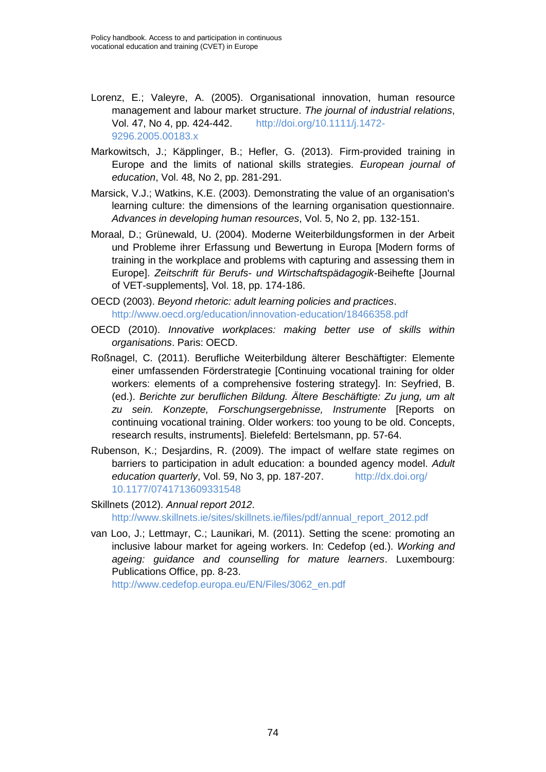Lorenz, E.; Valeyre, A. (2005). Organisational innovation, human resource management and labour market structure. *The journal of industrial relations*, Vol. 47, No 4, pp. 424-442. http://doi.org/10.1111/j.1472-9296.2005.00183.x

Markowitsch, J.; Käpplinger, B.; Hefler, G. (2013). Firm-provided training in Europe and the limits of national skills strategies. *European journal of education*, Vol. 48, No 2, pp. 281-291.

Marsick, V.J.; Watkins, K.E. (2003). Demonstrating the value of an organisation's learning culture: the dimensions of the learning organisation questionnaire. *Advances in developing human resources*, Vol. 5, No 2, pp. 132-151.

Moraal, D.; Grünewald, U. (2004). Moderne Weiterbildungsformen in der Arbeit und Probleme ihrer Erfassung und Bewertung in Europa [Modern forms of training in the workplace and problems with capturing and assessing them in Europe]. *Zeitschrift für Berufs- und Wirtschaftspädagogik*-Beihefte [Journal of VET-supplements], Vol. 18, pp. 174-186.

OECD (2003). *Beyond rhetoric: adult learning policies and practices*. http://www.oecd.org/education/innovation-education/18466358.pdf

OECD (2010). *Innovative workplaces: making better use of skills within organisations*. Paris: OECD.

Roßnagel, C. (2011). Berufliche Weiterbildung älterer Beschäftigter: Elemente einer umfassenden Förderstrategie [Continuing vocational training for older workers: elements of a comprehensive fostering strategy]. In: Seyfried, B. (ed.). *Berichte zur beruflichen Bildung. Ältere Beschäftigte: Zu jung, um alt zu sein. Konzepte, Forschungsergebnisse, Instrumente* [Reports on continuing vocational training. Older workers: too young to be old. Concepts, research results, instruments]. Bielefeld: Bertelsmann, pp. 57-64.

Rubenson, K.; Desjardins, R. (2009). The impact of welfare state regimes on barriers to participation in adult education: a bounded agency model. *Adult education quarterly*, Vol. 59, No 3, pp. 187-207. http://dx.doi.org/10.1177/0741713609331548

Skillnets (2012). *Annual report 2012*. http://www.skillnets.ie/sites/skillnets.ie/files/pdf/annual_report_2012.pdf

van Loo, J.; Lettmayr, C.; Launikari, M. (2011). Setting the scene: promoting an inclusive labour market for ageing workers. In: Cedefop (ed.). *Working and ageing: guidance and counselling for mature learners*. Luxembourg: Publications Office, pp. 8-23. http://www.cedefop.europa.eu/EN/Files/3062_en.pdf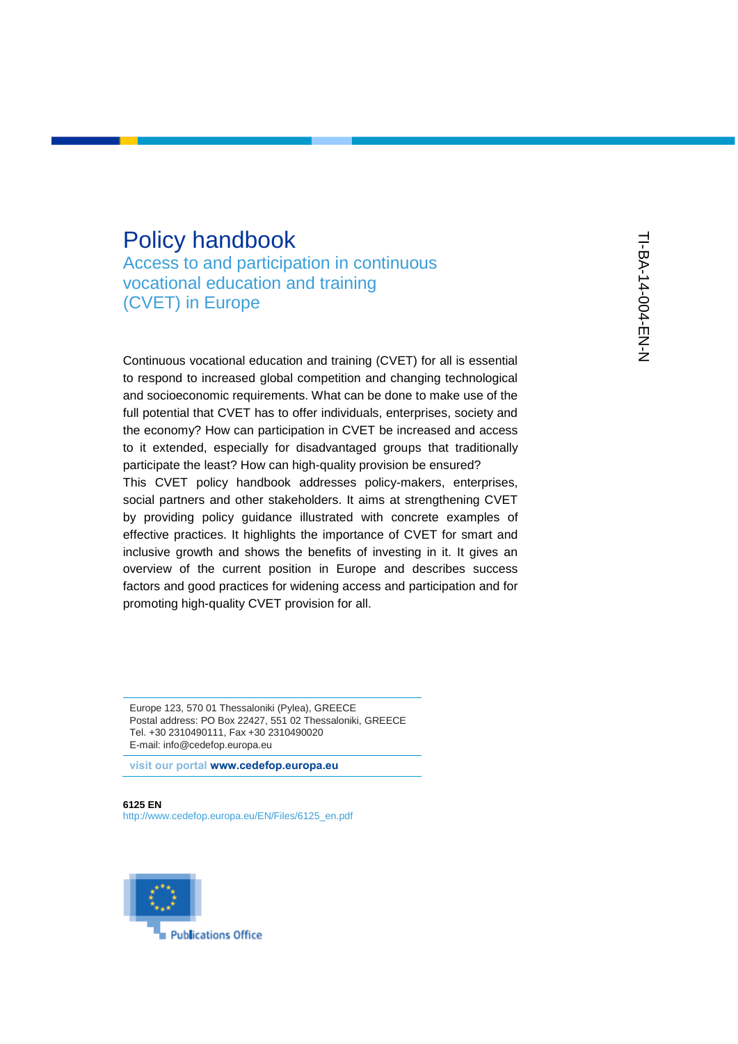# Policy handbook

## Access to and participation in continuous vocational education and training (CVET) in Europe

TI-BA-14-004-EN-N

Continuous vocational education and training (CVET) for all is essential to respond to increased global competition and changing technological and socioeconomic requirements. What can be done to make use of the full potential that CVET has to offer individuals, enterprises, society and the economy? How can participation in CVET be increased and access to it extended, especially for disadvantaged groups that traditionally participate the least? How can high-quality provision be ensured?

This CVET policy handbook addresses policy-makers, enterprises, social partners and other stakeholders. It aims at strengthening CVET by providing policy guidance illustrated with concrete examples of effective practices. It highlights the importance of CVET for smart and inclusive growth and shows the benefits of investing in it. It gives an overview of the current position in Europe and describes success factors and good practices for widening access and participation and for promoting high-quality CVET provision for all.

Europe 123, 570 01 Thessaloniki (Pylea), GREECE
Postal address: PO Box 22427, 551 02 Thessaloniki, GREECE
Tel. +30 2310490111, Fax +30 2310490020
E-mail: info@cedefop.europa.eu

visit our portal **www.cedefop.europa.eu**

**6125 EN**
http://www.cedefop.europa.eu/EN/Files/6125_en.pdf

Publications Office